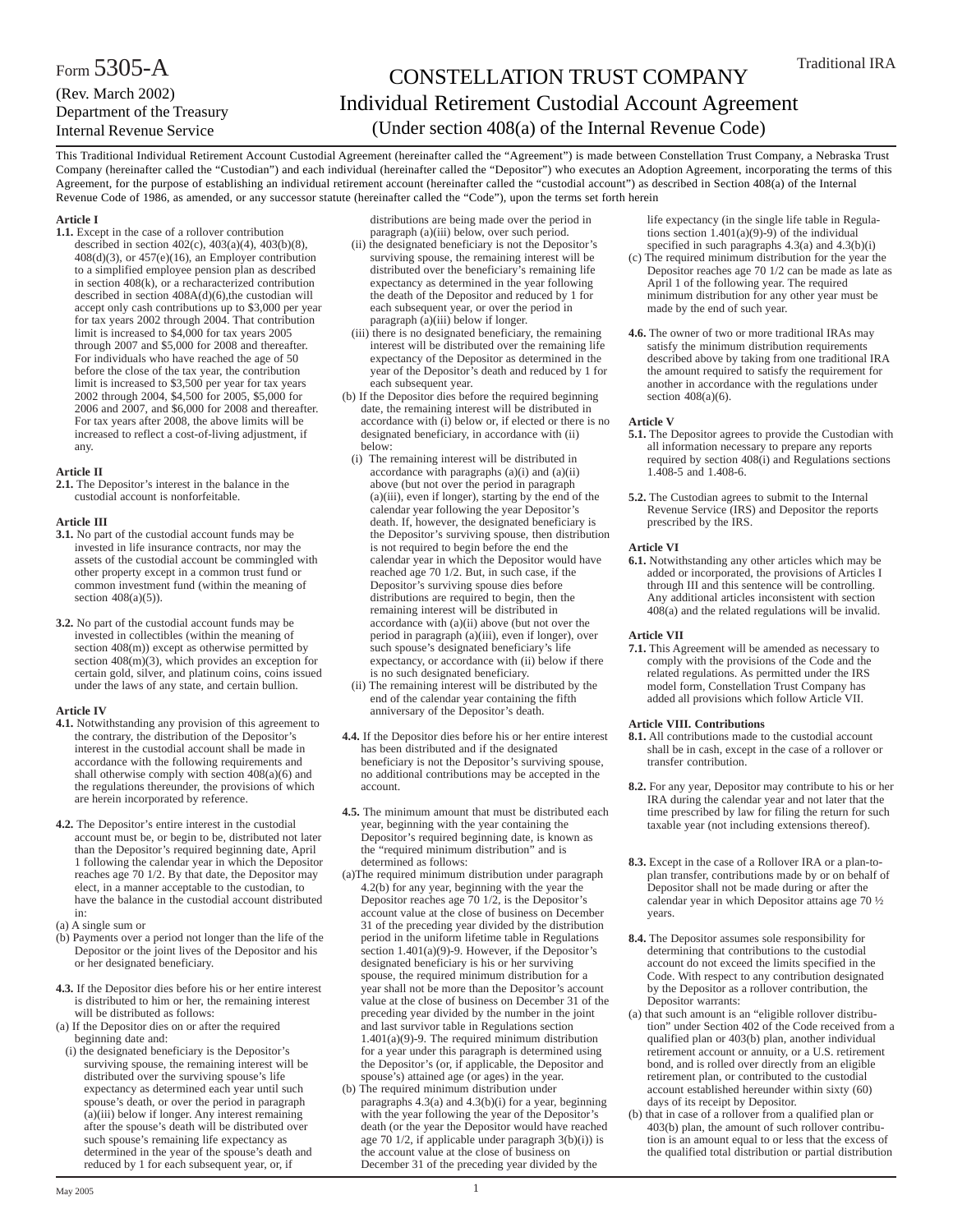Form 5305-A

(Rev. March 2002)
Department of the Treasury
Internal Revenue Service

Traditional IRA

# CONSTELLATION TRUST COMPANY
## Individual Retirement Custodial Account Agreement
### (Under section 408(a) of the Internal Revenue Code)

This Traditional Individual Retirement Account Custodial Agreement (hereinafter called the "Agreement") is made between Constellation Trust Company, a Nebraska Trust Company (hereinafter called the "Custodian") and each individual (hereinafter called the "Depositor") who executes an Adoption Agreement, incorporating the terms of this Agreement, for the purpose of establishing an individual retirement account (hereinafter called the "custodial account") as described in Section 408(a) of the Internal Revenue Code of 1986, as amended, or any successor statute (hereinafter called the "Code"), upon the terms set forth herein

**Article I**

**1.1.** Except in the case of a rollover contribution described in section 402(c), 403(a)(4), 403(b)(8), 408(d)(3), or 457(e)(16), an Employer contribution to a simplified employee pension plan as described in section 408(k), or a recharacterized contribution described in section 408A(d)(6),the custodian will accept only cash contributions up to $3,000 per year for tax years 2002 through 2004. That contribution limit is increased to $4,000 for tax years 2005 through 2007 and $5,000 for 2008 and thereafter. For individuals who have reached the age of 50 before the close of the tax year, the contribution limit is increased to $3,500 per year for tax years 2002 through 2004, $4,500 for 2005, $5,000 for 2006 and 2007, and $6,000 for 2008 and thereafter. For tax years after 2008, the above limits will be increased to reflect a cost-of-living adjustment, if any.

**Article II**

**2.1.** The Depositor's interest in the balance in the custodial account is nonforfeitable.

**Article III**

**3.1.** No part of the custodial account funds may be invested in life insurance contracts, nor may the assets of the custodial account be commingled with other property except in a common trust fund or common investment fund (within the meaning of section 408(a)(5)).

**3.2.** No part of the custodial account funds may be invested in collectibles (within the meaning of section 408(m)) except as otherwise permitted by section 408(m)(3), which provides an exception for certain gold, silver, and platinum coins, coins issued under the laws of any state, and certain bullion.

**Article IV**

**4.1.** Notwithstanding any provision of this agreement to the contrary, the distribution of the Depositor's interest in the custodial account shall be made in accordance with the following requirements and shall otherwise comply with section 408(a)(6) and the regulations thereunder, the provisions of which are herein incorporated by reference.

**4.2.** The Depositor's entire interest in the custodial account must be, or begin to be, distributed not later than the Depositor's required beginning date, April 1 following the calendar year in which the Depositor reaches age 70 1/2. By that date, the Depositor may elect, in a manner acceptable to the custodian, to have the balance in the custodial account distributed in:

(a) A single sum or

(b) Payments over a period not longer than the life of the Depositor or the joint lives of the Depositor and his or her designated beneficiary.

**4.3.** If the Depositor dies before his or her entire interest is distributed to him or her, the remaining interest will be distributed as follows:

(a) If the Depositor dies on or after the required beginning date and:

(i) the designated beneficiary is the Depositor's surviving spouse, the remaining interest will be distributed over the surviving spouse's life expectancy as determined each year until such spouse's death, or over the period in paragraph (a)(iii) below if longer. Any interest remaining after the spouse's death will be distributed over such spouse's remaining life expectancy as determined in the year of the spouse's death and reduced by 1 for each subsequent year, or, if distributions are being made over the period in paragraph (a)(iii) below, over such period.

(ii) the designated beneficiary is not the Depositor's surviving spouse, the remaining interest will be distributed over the beneficiary's remaining life expectancy as determined in the year following the death of the Depositor and reduced by 1 for each subsequent year, or over the period in paragraph (a)(iii) below if longer.

(iii) there is no designated beneficiary, the remaining interest will be distributed over the remaining life expectancy of the Depositor as determined in the year of the Depositor's death and reduced by 1 for each subsequent year.

(b) If the Depositor dies before the required beginning date, the remaining interest will be distributed in accordance with (i) below or, if elected or there is no designated beneficiary, in accordance with (ii) below:

(i) The remaining interest will be distributed in accordance with paragraphs (a)(i) and (a)(ii) above (but not over the period in paragraph (a)(iii), even if longer), starting by the end of the calendar year following the year Depositor's death. If, however, the designated beneficiary is the Depositor's surviving spouse, then distribution is not required to begin before the end the calendar year in which the Depositor would have reached age 70 1/2. But, in such case, if the Depositor's surviving spouse dies before distributions are required to begin, then the remaining interest will be distributed in accordance with (a)(ii) above (but not over the period in paragraph (a)(iii), even if longer), over such spouse's designated beneficiary's life expectancy, or accordance with (ii) below if there is no such designated beneficiary.

(ii) The remaining interest will be distributed by the end of the calendar year containing the fifth anniversary of the Depositor's death.

**4.4.** If the Depositor dies before his or her entire interest has been distributed and if the designated beneficiary is not the Depositor's surviving spouse, no additional contributions may be accepted in the account.

**4.5.** The minimum amount that must be distributed each year, beginning with the year containing the Depositor's required beginning date, is known as the "required minimum distribution" and is determined as follows:

(a)The required minimum distribution under paragraph 4.2(b) for any year, beginning with the year the Depositor reaches age 70 1/2, is the Depositor's account value at the close of business on December 31 of the preceding year divided by the distribution period in the uniform lifetime table in Regulations section 1.401(a)(9)-9. However, if the Depositor's designated beneficiary is his or her surviving spouse, the required minimum distribution for a year shall not be more than the Depositor's account value at the close of business on December 31 of the preceding year divided by the number in the joint and last survivor table in Regulations section 1.401(a)(9)-9. The required minimum distribution for a year under this paragraph is determined using the Depositor's (or, if applicable, the Depositor and spouse's) attained age (or ages) in the year.

(b) The required minimum distribution under paragraphs 4.3(a) and 4.3(b)(i) for a year, beginning with the year following the year of the Depositor's death (or the year the Depositor would have reached age 70 1/2, if applicable under paragraph 3(b)(i)) is the account value at the close of business on December 31 of the preceding year divided by the life expectancy (in the single life table in Regulations section 1.401(a)(9)-9) of the individual specified in such paragraphs 4.3(a) and 4.3(b)(i)

(c) The required minimum distribution for the year the Depositor reaches age 70 1/2 can be made as late as April 1 of the following year. The required minimum distribution for any other year must be made by the end of such year.

**4.6.** The owner of two or more traditional IRAs may satisfy the minimum distribution requirements described above by taking from one traditional IRA the amount required to satisfy the requirement for another in accordance with the regulations under section 408(a)(6).

**Article V**

**5.1.** The Depositor agrees to provide the Custodian with all information necessary to prepare any reports required by section 408(i) and Regulations sections 1.408-5 and 1.408-6.

**5.2.** The Custodian agrees to submit to the Internal Revenue Service (IRS) and Depositor the reports prescribed by the IRS.

**Article VI**

**6.1.** Notwithstanding any other articles which may be added or incorporated, the provisions of Articles I through III and this sentence will be controlling. Any additional articles inconsistent with section 408(a) and the related regulations will be invalid.

**Article VII**

**7.1.** This Agreement will be amended as necessary to comply with the provisions of the Code and the related regulations. As permitted under the IRS model form, Constellation Trust Company has added all provisions which follow Article VII.

**Article VIII. Contributions**

**8.1.** All contributions made to the custodial account shall be in cash, except in the case of a rollover or transfer contribution.

**8.2.** For any year, Depositor may contribute to his or her IRA during the calendar year and not later that the time prescribed by law for filing the return for such taxable year (not including extensions thereof).

**8.3.** Except in the case of a Rollover IRA or a plan-to-plan transfer, contributions made by or on behalf of Depositor shall not be made during or after the calendar year in which Depositor attains age 70 ½ years.

**8.4.** The Depositor assumes sole responsibility for determining that contributions to the custodial account do not exceed the limits specified in the Code. With respect to any contribution designated by the Depositor as a rollover contribution, the Depositor warrants:

(a) that such amount is an "eligible rollover distribution" under Section 402 of the Code received from a qualified plan or 403(b) plan, another individual retirement account or annuity, or a U.S. retirement bond, and is rolled over directly from an eligible retirement plan, or contributed to the custodial account established hereunder within sixty (60) days of its receipt by Depositor.

(b) that in case of a rollover from a qualified plan or 403(b) plan, the amount of such rollover contribution is an amount equal to or less that the excess of the qualified total distribution or partial distribution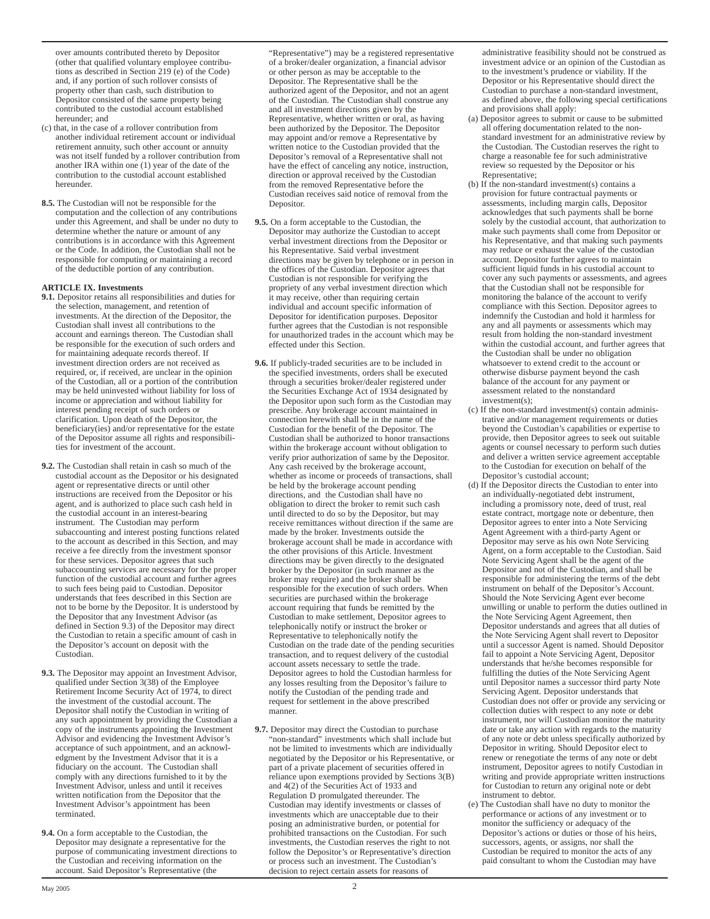over amounts contributed thereto by Depositor (other that qualified voluntary employee contributions as described in Section 219 (e) of the Code) and, if any portion of such rollover consists of property other than cash, such distribution to Depositor consisted of the same property being contributed to the custodial account established hereunder; and

(c) that, in the case of a rollover contribution from another individual retirement account or individual retirement annuity, such other account or annuity was not itself funded by a rollover contribution from another IRA within one (1) year of the date of the contribution to the custodial account established hereunder.

**8.5.** The Custodian will not be responsible for the computation and the collection of any contributions under this Agreement, and shall be under no duty to determine whether the nature or amount of any contributions is in accordance with this Agreement or the Code. In addition, the Custodian shall not be responsible for computing or maintaining a record of the deductible portion of any contribution.

**ARTICLE IX. Investments**

**9.1.** Depositor retains all responsibilities and duties for the selection, management, and retention of investments. At the direction of the Depositor, the Custodian shall invest all contributions to the account and earnings thereon. The Custodian shall be responsible for the execution of such orders and for maintaining adequate records thereof. If investment direction orders are not received as required, or, if received, are unclear in the opinion of the Custodian, all or a portion of the contribution may be held uninvested without liability for loss of income or appreciation and without liability for interest pending receipt of such orders or clarification. Upon death of the Depositor, the beneficiary(ies) and/or representative for the estate of the Depositor assume all rights and responsibilities for investment of the account.

**9.2.** The Custodian shall retain in cash so much of the custodial account as the Depositor or his designated agent or representative directs or until other instructions are received from the Depositor or his agent, and is authorized to place such cash held in the custodial account in an interest-bearing instrument. The Custodian may perform subaccounting and interest posting functions related to the account as described in this Section, and may receive a fee directly from the investment sponsor for these services. Depositor agrees that such subaccounting services are necessary for the proper function of the custodial account and further agrees to such fees being paid to Custodian. Depositor understands that fees described in this Section are not to be borne by the Depositor. It is understood by the Depositor that any Investment Advisor (as defined in Section 9.3) of the Depositor may direct the Custodian to retain a specific amount of cash in the Depositor's account on deposit with the Custodian.

**9.3.** The Depositor may appoint an Investment Advisor, qualified under Section 3(38) of the Employee Retirement Income Security Act of 1974, to direct the investment of the custodial account. The Depositor shall notify the Custodian in writing of any such appointment by providing the Custodian a copy of the instruments appointing the Investment Advisor and evidencing the Investment Advisor's acceptance of such appointment, and an acknowledgment by the Investment Advisor that it is a fiduciary on the account. The Custodian shall comply with any directions furnished to it by the Investment Advisor, unless and until it receives written notification from the Depositor that the Investment Advisor's appointment has been terminated.

**9.4.** On a form acceptable to the Custodian, the Depositor may designate a representative for the purpose of communicating investment directions to the Custodian and receiving information on the account. Said Depositor's Representative (the "Representative") may be a registered representative of a broker/dealer organization, a financial advisor or other person as may be acceptable to the Depositor. The Representative shall be the authorized agent of the Depositor, and not an agent of the Custodian. The Custodian shall construe any and all investment directions given by the Representative, whether written or oral, as having been authorized by the Depositor. The Depositor may appoint and/or remove a Representative by written notice to the Custodian provided that the Depositor's removal of a Representative shall not have the effect of canceling any notice, instruction, direction or approval received by the Custodian from the removed Representative before the Custodian receives said notice of removal from the Depositor.

**9.5.** On a form acceptable to the Custodian, the Depositor may authorize the Custodian to accept verbal investment directions from the Depositor or his Representative. Said verbal investment directions may be given by telephone or in person in the offices of the Custodian. Depositor agrees that Custodian is not responsible for verifying the propriety of any verbal investment direction which it may receive, other than requiring certain individual and account specific information of Depositor for identification purposes. Depositor further agrees that the Custodian is not responsible for unauthorized trades in the account which may be effected under this Section.

**9.6.** If publicly-traded securities are to be included in the specified investments, orders shall be executed through a securities broker/dealer registered under the Securities Exchange Act of 1934 designated by the Depositor upon such form as the Custodian may prescribe. Any brokerage account maintained in connection herewith shall be in the name of the Custodian for the benefit of the Depositor. The Custodian shall be authorized to honor transactions within the brokerage account without obligation to verify prior authorization of same by the Depositor. Any cash received by the brokerage account, whether as income or proceeds of transactions, shall be held by the brokerage account pending directions, and the Custodian shall have no obligation to direct the broker to remit such cash until directed to do so by the Depositor, but may receive remittances without direction if the same are made by the broker. Investments outside the brokerage account shall be made in accordance with the other provisions of this Article. Investment directions may be given directly to the designated broker by the Depositor (in such manner as the broker may require) and the broker shall be responsible for the execution of such orders. When securities are purchased within the brokerage account requiring that funds be remitted by the Custodian to make settlement, Depositor agrees to telephonically notify or instruct the broker or Representative to telephonically notify the Custodian on the trade date of the pending securities transaction, and to request delivery of the custodial account assets necessary to settle the trade. Depositor agrees to hold the Custodian harmless for any losses resulting from the Depositor's failure to notify the Custodian of the pending trade and request for settlement in the above prescribed manner.

**9.7.** Depositor may direct the Custodian to purchase "non-standard" investments which shall include but not be limited to investments which are individually negotiated by the Depositor or his Representative, or part of a private placement of securities offered in reliance upon exemptions provided by Sections 3(B) and 4(2) of the Securities Act of 1933 and Regulation D promulgated thereunder. The Custodian may identify investments or classes of investments which are unacceptable due to their posing an administrative burden, or potential for prohibited transactions on the Custodian. For such investments, the Custodian reserves the right to not follow the Depositor's or Representative's direction or process such an investment. The Custodian's decision to reject certain assets for reasons of administrative feasibility should not be construed as investment advice or an opinion of the Custodian as to the investment's prudence or viability. If the Depositor or his Representative should direct the Custodian to purchase a non-standard investment, as defined above, the following special certifications and provisions shall apply:

(a) Depositor agrees to submit or cause to be submitted all offering documentation related to the non-standard investment for an administrative review by the Custodian. The Custodian reserves the right to charge a reasonable fee for such administrative review so requested by the Depositor or his Representative;

(b) If the non-standard investment(s) contains a provision for future contractual payments or assessments, including margin calls, Depositor acknowledges that such payments shall be borne solely by the custodial account, that authorization to make such payments shall come from Depositor or his Representative, and that making such payments may reduce or exhaust the value of the custodial account. Depositor further agrees to maintain sufficient liquid funds in his custodial account to cover any such payments or assessments, and agrees that the Custodian shall not be responsible for monitoring the balance of the account to verify compliance with this Section. Depositor agrees to indemnify the Custodian and hold it harmless for any and all payments or assessments which may result from holding the non-standard investment within the custodial account, and further agrees that the Custodian shall be under no obligation whatsoever to extend credit to the account or otherwise disburse payment beyond the cash balance of the account for any payment or assessment related to the nonstandard investment(s);

(c) If the non-standard investment(s) contain administrative and/or management requirements or duties beyond the Custodian's capabilities or expertise to provide, then Depositor agrees to seek out suitable agents or counsel necessary to perform such duties and deliver a written service agreement acceptable to the Custodian for execution on behalf of the Depositor's custodial account;

(d) If the Depositor directs the Custodian to enter into an individually-negotiated debt instrument, including a promissory note, deed of trust, real estate contract, mortgage note or debenture, then Depositor agrees to enter into a Note Servicing Agent Agreement with a third-party Agent or Depositor may serve as his own Note Servicing Agent, on a form acceptable to the Custodian. Said Note Servicing Agent shall be the agent of the Depositor and not of the Custodian, and shall be responsible for administering the terms of the debt instrument on behalf of the Depositor's Account. Should the Note Servicing Agent ever become unwilling or unable to perform the duties outlined in the Note Servicing Agent Agreement, then Depositor understands and agrees that all duties of the Note Servicing Agent shall revert to Depositor until a successor Agent is named. Should Depositor fail to appoint a Note Servicing Agent, Depositor understands that he/she becomes responsible for fulfilling the duties of the Note Servicing Agent until Depositor names a successor third party Note Servicing Agent. Depositor understands that Custodian does not offer or provide any servicing or collection duties with respect to any note or debt instrument, nor will Custodian monitor the maturity date or take any action with regards to the maturity of any note or debt unless specifically authorized by Depositor in writing. Should Depositor elect to renew or renegotiate the terms of any note or debt instrument, Depositor agrees to notify Custodian in writing and provide appropriate written instructions for Custodian to return any original note or debt instrument to debtor.

(e) The Custodian shall have no duty to monitor the performance or actions of any investment or to monitor the sufficiency or adequacy of the Depositor's actions or duties or those of his heirs, successors, agents, or assigns, nor shall the Custodian be required to monitor the acts of any paid consultant to whom the Custodian may have

May 2005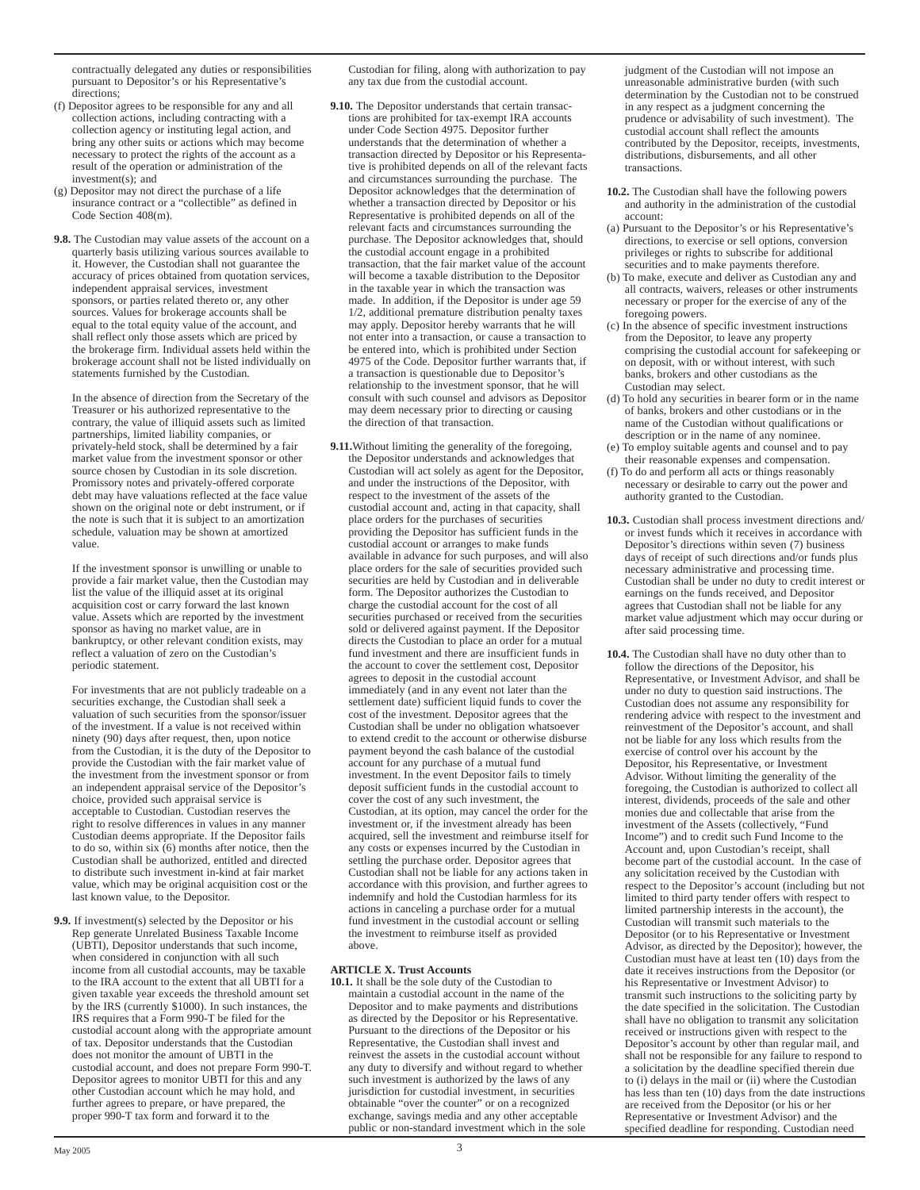contractually delegated any duties or responsibilities pursuant to Depositor's or his Representative's directions;

(f) Depositor agrees to be responsible for any and all collection actions, including contracting with a collection agency or instituting legal action, and bring any other suits or actions which may become necessary to protect the rights of the account as a result of the operation or administration of the investment(s); and

(g) Depositor may not direct the purchase of a life insurance contract or a "collectible" as defined in Code Section 408(m).

**9.8.** The Custodian may value assets of the account on a quarterly basis utilizing various sources available to it. However, the Custodian shall not guarantee the accuracy of prices obtained from quotation services, independent appraisal services, investment sponsors, or parties related thereto or, any other sources. Values for brokerage accounts shall be equal to the total equity value of the account, and shall reflect only those assets which are priced by the brokerage firm. Individual assets held within the brokerage account shall not be listed individually on statements furnished by the Custodian.

In the absence of direction from the Secretary of the Treasurer or his authorized representative to the contrary, the value of illiquid assets such as limited partnerships, limited liability companies, or privately-held stock, shall be determined by a fair market value from the investment sponsor or other source chosen by Custodian in its sole discretion. Promissory notes and privately-offered corporate debt may have valuations reflected at the face value shown on the original note or debt instrument, or if the note is such that it is subject to an amortization schedule, valuation may be shown at amortized value.

If the investment sponsor is unwilling or unable to provide a fair market value, then the Custodian may list the value of the illiquid asset at its original acquisition cost or carry forward the last known value. Assets which are reported by the investment sponsor as having no market value, are in bankruptcy, or other relevant condition exists, may reflect a valuation of zero on the Custodian's periodic statement.

For investments that are not publicly tradeable on a securities exchange, the Custodian shall seek a valuation of such securities from the sponsor/issuer of the investment. If a value is not received within ninety (90) days after request, then, upon notice from the Custodian, it is the duty of the Depositor to provide the Custodian with the fair market value of the investment from the investment sponsor or from an independent appraisal service of the Depositor's choice, provided such appraisal service is acceptable to Custodian. Custodian reserves the right to resolve differences in values in any manner Custodian deems appropriate. If the Depositor fails to do so, within six (6) months after notice, then the Custodian shall be authorized, entitled and directed to distribute such investment in-kind at fair market value, which may be original acquisition cost or the last known value, to the Depositor.

**9.9.** If investment(s) selected by the Depositor or his Rep generate Unrelated Business Taxable Income (UBTI), Depositor understands that such income, when considered in conjunction with all such income from all custodial accounts, may be taxable to the IRA account to the extent that all UBTI for a given taxable year exceeds the threshold amount set by the IRS (currently $1000). In such instances, the IRS requires that a Form 990-T be filed for the custodial account along with the appropriate amount of tax. Depositor understands that the Custodian does not monitor the amount of UBTI in the custodial account, and does not prepare Form 990-T. Depositor agrees to monitor UBTI for this and any other Custodian account which he may hold, and further agrees to prepare, or have prepared, the proper 990-T tax form and forward it to the Custodian for filing, along with authorization to pay any tax due from the custodial account.

**9.10.** The Depositor understands that certain transactions are prohibited for tax-exempt IRA accounts under Code Section 4975. Depositor further understands that the determination of whether a transaction directed by Depositor or his Representative is prohibited depends on all of the relevant facts and circumstances surrounding the purchase. The Depositor acknowledges that the determination of whether a transaction directed by Depositor or his Representative is prohibited depends on all of the relevant facts and circumstances surrounding the purchase. The Depositor acknowledges that, should the custodial account engage in a prohibited transaction, that the fair market value of the account will become a taxable distribution to the Depositor in the taxable year in which the transaction was made. In addition, if the Depositor is under age 59 1/2, additional premature distribution penalty taxes may apply. Depositor hereby warrants that he will not enter into a transaction, or cause a transaction to be entered into, which is prohibited under Section 4975 of the Code. Depositor further warrants that, if a transaction is questionable due to Depositor's relationship to the investment sponsor, that he will consult with such counsel and advisors as Depositor may deem necessary prior to directing or causing the direction of that transaction.

**9.11.** Without limiting the generality of the foregoing, the Depositor understands and acknowledges that Custodian will act solely as agent for the Depositor, and under the instructions of the Depositor, with respect to the investment of the assets of the custodial account and, acting in that capacity, shall place orders for the purchases of securities providing the Depositor has sufficient funds in the custodial account or arranges to make funds available in advance for such purposes, and will also place orders for the sale of securities provided such securities are held by Custodian and in deliverable form. The Depositor authorizes the Custodian to charge the custodial account for the cost of all securities purchased or received from the securities sold or delivered against payment. If the Depositor directs the Custodian to place an order for a mutual fund investment and there are insufficient funds in the account to cover the settlement cost, Depositor agrees to deposit in the custodial account immediately (and in any event not later than the settlement date) sufficient liquid funds to cover the cost of the investment. Depositor agrees that the Custodian shall be under no obligation whatsoever to extend credit to the account or otherwise disburse payment beyond the cash balance of the custodial account for any purchase of a mutual fund investment. In the event Depositor fails to timely deposit sufficient funds in the custodial account to cover the cost of any such investment, the Custodian, at its option, may cancel the order for the investment or, if the investment already has been acquired, sell the investment and reimburse itself for any costs or expenses incurred by the Custodian in settling the purchase order. Depositor agrees that Custodian shall not be liable for any actions taken in accordance with this provision, and further agrees to indemnify and hold the Custodian harmless for its actions in canceling a purchase order for a mutual fund investment in the custodial account or selling the investment to reimburse itself as provided above.

## ARTICLE X. Trust Accounts

**10.1.** It shall be the sole duty of the Custodian to maintain a custodial account in the name of the Depositor and to make payments and distributions as directed by the Depositor or his Representative. Pursuant to the directions of the Depositor or his Representative, the Custodian shall invest and reinvest the assets in the custodial account without any duty to diversify and without regard to whether such investment is authorized by the laws of any jurisdiction for custodial investment, in securities obtainable "over the counter" or on a recognized exchange, savings media and any other acceptable public or non-standard investment which in the sole judgment of the Custodian will not impose an unreasonable administrative burden (with such determination by the Custodian not to be construed in any respect as a judgment concerning the prudence or advisability of such investment). The custodial account shall reflect the amounts contributed by the Depositor, receipts, investments, distributions, disbursements, and all other transactions.

**10.2.** The Custodian shall have the following powers and authority in the administration of the custodial account:

(a) Pursuant to the Depositor's or his Representative's directions, to exercise or sell options, conversion privileges or rights to subscribe for additional securities and to make payments therefore.

(b) To make, execute and deliver as Custodian any and all contracts, waivers, releases or other instruments necessary or proper for the exercise of any of the foregoing powers.

(c) In the absence of specific investment instructions from the Depositor, to leave any property comprising the custodial account for safekeeping or on deposit, with or without interest, with such banks, brokers and other custodians as the Custodian may select.

(d) To hold any securities in bearer form or in the name of banks, brokers and other custodians or in the name of the Custodian without qualifications or description or in the name of any nominee.

(e) To employ suitable agents and counsel and to pay their reasonable expenses and compensation.

(f) To do and perform all acts or things reasonably necessary or desirable to carry out the power and authority granted to the Custodian.

**10.3.** Custodian shall process investment directions and/or invest funds which it receives in accordance with Depositor's directions within seven (7) business days of receipt of such directions and/or funds plus necessary administrative and processing time. Custodian shall be under no duty to credit interest or earnings on the funds received, and Depositor agrees that Custodian shall not be liable for any market value adjustment which may occur during or after said processing time.

**10.4.** The Custodian shall have no duty other than to follow the directions of the Depositor, his Representative, or Investment Advisor, and shall be under no duty to question said instructions. The Custodian does not assume any responsibility for rendering advice with respect to the investment and reinvestment of the Depositor's account, and shall not be liable for any loss which results from the exercise of control over his account by the Depositor, his Representative, or Investment Advisor. Without limiting the generality of the foregoing, the Custodian is authorized to collect all interest, dividends, proceeds of the sale and other monies due and collectable that arise from the investment of the Assets (collectively, "Fund Income") and to credit such Fund Income to the Account and, upon Custodian's receipt, shall become part of the custodial account. In the case of any solicitation received by the Custodian with respect to the Depositor's account (including but not limited to third party tender offers with respect to limited partnership interests in the account), the Custodian will transmit such materials to the Depositor (or to his Representative or Investment Advisor, as directed by the Depositor); however, the Custodian must have at least ten (10) days from the date it receives instructions from the Depositor (or his Representative or Investment Advisor) to transmit such instructions to the soliciting party by the date specified in the solicitation. The Custodian shall have no obligation to transmit any solicitation received or instructions given with respect to the Depositor's account by other than regular mail, and shall not be responsible for any failure to respond to a solicitation by the deadline specified therein due to (i) delays in the mail or (ii) where the Custodian has less than ten (10) days from the date instructions are received from the Depositor (or his or her Representative or Investment Advisor) and the specified deadline for responding. Custodian need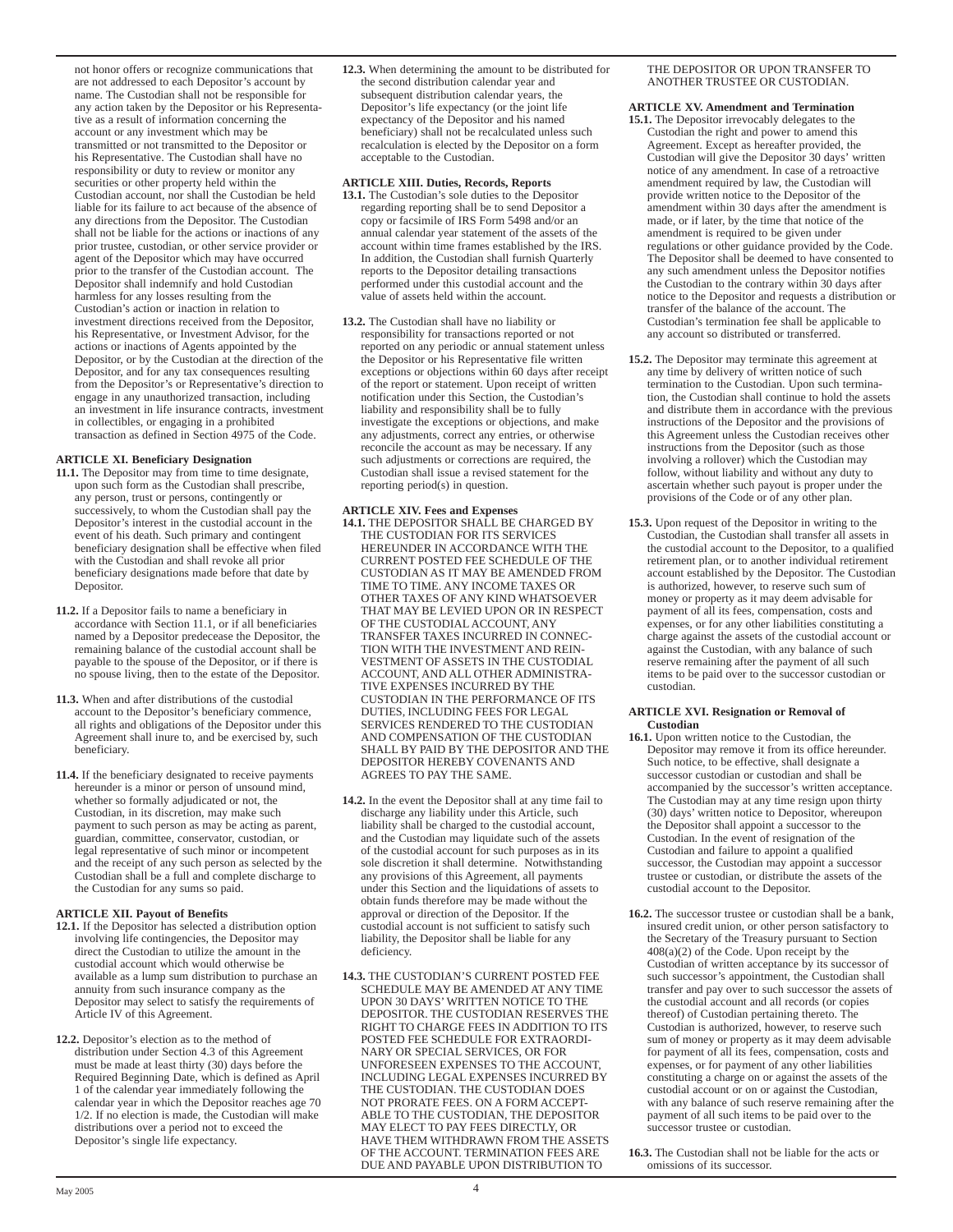not honor offers or recognize communications that are not addressed to each Depositor's account by name. The Custodian shall not be responsible for any action taken by the Depositor or his Representative as a result of information concerning the account or any investment which may be transmitted or not transmitted to the Depositor or his Representative. The Custodian shall have no responsibility or duty to review or monitor any securities or other property held within the Custodian account, nor shall the Custodian be held liable for its failure to act because of the absence of any directions from the Depositor. The Custodian shall not be liable for the actions or inactions of any prior trustee, custodian, or other service provider or agent of the Depositor which may have occurred prior to the transfer of the Custodian account. The Depositor shall indemnify and hold Custodian harmless for any losses resulting from the Custodian's action or inaction in relation to investment directions received from the Depositor, his Representative, or Investment Advisor, for the actions or inactions of Agents appointed by the Depositor, or by the Custodian at the direction of the Depositor, and for any tax consequences resulting from the Depositor's or Representative's direction to engage in any unauthorized transaction, including an investment in life insurance contracts, investment in collectibles, or engaging in a prohibited transaction as defined in Section 4975 of the Code.

**ARTICLE XI. Beneficiary Designation**

**11.1.** The Depositor may from time to time designate, upon such form as the Custodian shall prescribe, any person, trust or persons, contingently or successively, to whom the Custodian shall pay the Depositor's interest in the custodial account in the event of his death. Such primary and contingent beneficiary designation shall be effective when filed with the Custodian and shall revoke all prior beneficiary designations made before that date by Depositor.

**11.2.** If a Depositor fails to name a beneficiary in accordance with Section 11.1, or if all beneficiaries named by a Depositor predecease the Depositor, the remaining balance of the custodial account shall be payable to the spouse of the Depositor, or if there is no spouse living, then to the estate of the Depositor.

**11.3.** When and after distributions of the custodial account to the Depositor's beneficiary commence, all rights and obligations of the Depositor under this Agreement shall inure to, and be exercised by, such beneficiary.

**11.4.** If the beneficiary designated to receive payments hereunder is a minor or person of unsound mind, whether so formally adjudicated or not, the Custodian, in its discretion, may make such payment to such person as may be acting as parent, guardian, committee, conservator, custodian, or legal representative of such minor or incompetent and the receipt of any such person as selected by the Custodian shall be a full and complete discharge to the Custodian for any sums so paid.

**ARTICLE XII. Payout of Benefits**

**12.1.** If the Depositor has selected a distribution option involving life contingencies, the Depositor may direct the Custodian to utilize the amount in the custodial account which would otherwise be available as a lump sum distribution to purchase an annuity from such insurance company as the Depositor may select to satisfy the requirements of Article IV of this Agreement.

**12.2.** Depositor's election as to the method of distribution under Section 4.3 of this Agreement must be made at least thirty (30) days before the Required Beginning Date, which is defined as April 1 of the calendar year immediately following the calendar year in which the Depositor reaches age 70 1/2. If no election is made, the Custodian will make distributions over a period not to exceed the Depositor's single life expectancy.

**12.3.** When determining the amount to be distributed for the second distribution calendar year and subsequent distribution calendar years, the Depositor's life expectancy (or the joint life expectancy of the Depositor and his named beneficiary) shall not be recalculated unless such recalculation is elected by the Depositor on a form acceptable to the Custodian.

**ARTICLE XIII. Duties, Records, Reports**

**13.1.** The Custodian's sole duties to the Depositor regarding reporting shall be to send Depositor a copy or facsimile of IRS Form 5498 and/or an annual calendar year statement of the assets of the account within time frames established by the IRS. In addition, the Custodian shall furnish Quarterly reports to the Depositor detailing transactions performed under this custodial account and the value of assets held within the account.

**13.2.** The Custodian shall have no liability or responsibility for transactions reported or not reported on any periodic or annual statement unless the Depositor or his Representative file written exceptions or objections within 60 days after receipt of the report or statement. Upon receipt of written notification under this Section, the Custodian's liability and responsibility shall be to fully investigate the exceptions or objections, and make any adjustments, correct any entries, or otherwise reconcile the account as may be necessary. If any such adjustments or corrections are required, the Custodian shall issue a revised statement for the reporting period(s) in question.

**ARTICLE XIV. Fees and Expenses**

**14.1.** THE DEPOSITOR SHALL BE CHARGED BY THE CUSTODIAN FOR ITS SERVICES HEREUNDER IN ACCORDANCE WITH THE CURRENT POSTED FEE SCHEDULE OF THE CUSTODIAN AS IT MAY BE AMENDED FROM TIME TO TIME. ANY INCOME TAXES OR OTHER TAXES OF ANY KIND WHATSOEVER THAT MAY BE LEVIED UPON OR IN RESPECT OF THE CUSTODIAL ACCOUNT, ANY TRANSFER TAXES INCURRED IN CONNECTION WITH THE INVESTMENT AND REINVESTMENT OF ASSETS IN THE CUSTODIAL ACCOUNT, AND ALL OTHER ADMINISTRATIVE EXPENSES INCURRED BY THE CUSTODIAN IN THE PERFORMANCE OF ITS DUTIES, INCLUDING FEES FOR LEGAL SERVICES RENDERED TO THE CUSTODIAN AND COMPENSATION OF THE CUSTODIAN SHALL BY PAID BY THE DEPOSITOR AND THE DEPOSITOR HEREBY COVENANTS AND AGREES TO PAY THE SAME.

**14.2.** In the event the Depositor shall at any time fail to discharge any liability under this Article, such liability shall be charged to the custodial account, and the Custodian may liquidate such of the assets of the custodial account for such purposes as in its sole discretion it shall determine. Notwithstanding any provisions of this Agreement, all payments under this Section and the liquidations of assets to obtain funds therefore may be made without the approval or direction of the Depositor. If the custodial account is not sufficient to satisfy such liability, the Depositor shall be liable for any deficiency.

**14.3.** THE CUSTODIAN'S CURRENT POSTED FEE SCHEDULE MAY BE AMENDED AT ANY TIME UPON 30 DAYS' WRITTEN NOTICE TO THE DEPOSITOR. THE CUSTODIAN RESERVES THE RIGHT TO CHARGE FEES IN ADDITION TO ITS POSTED FEE SCHEDULE FOR EXTRAORDINARY OR SPECIAL SERVICES, OR FOR UNFORESEEN EXPENSES TO THE ACCOUNT, INCLUDING LEGAL EXPENSES INCURRED BY THE CUSTODIAN. THE CUSTODIAN DOES NOT PRORATE FEES. ON A FORM ACCEPTABLE TO THE CUSTODIAN, THE DEPOSITOR MAY ELECT TO PAY FEES DIRECTLY, OR HAVE THEM WITHDRAWN FROM THE ASSETS OF THE ACCOUNT. TERMINATION FEES ARE DUE AND PAYABLE UPON DISTRIBUTION TO THE DEPOSITOR OR UPON TRANSFER TO ANOTHER TRUSTEE OR CUSTODIAN.

**ARTICLE XV. Amendment and Termination**

**15.1.** The Depositor irrevocably delegates to the Custodian the right and power to amend this Agreement. Except as hereafter provided, the Custodian will give the Depositor 30 days' written notice of any amendment. In case of a retroactive amendment required by law, the Custodian will provide written notice to the Depositor of the amendment within 30 days after the amendment is made, or if later, by the time that notice of the amendment is required to be given under regulations or other guidance provided by the Code. The Depositor shall be deemed to have consented to any such amendment unless the Depositor notifies the Custodian to the contrary within 30 days after notice to the Depositor and requests a distribution or transfer of the balance of the account. The Custodian's termination fee shall be applicable to any account so distributed or transferred.

**15.2.** The Depositor may terminate this agreement at any time by delivery of written notice of such termination to the Custodian. Upon such termination, the Custodian shall continue to hold the assets and distribute them in accordance with the previous instructions of the Depositor and the provisions of this Agreement unless the Custodian receives other instructions from the Depositor (such as those involving a rollover) which the Custodian may follow, without liability and without any duty to ascertain whether such payout is proper under the provisions of the Code or of any other plan.

**15.3.** Upon request of the Depositor in writing to the Custodian, the Custodian shall transfer all assets in the custodial account to the Depositor, to a qualified retirement plan, or to another individual retirement account established by the Depositor. The Custodian is authorized, however, to reserve such sum of money or property as it may deem advisable for payment of all its fees, compensation, costs and expenses, or for any other liabilities constituting a charge against the assets of the custodial account or against the Custodian, with any balance of such reserve remaining after the payment of all such items to be paid over to the successor custodian or custodian.

**ARTICLE XVI. Resignation or Removal of Custodian**

**16.1.** Upon written notice to the Custodian, the Depositor may remove it from its office hereunder. Such notice, to be effective, shall designate a successor custodian or custodian and shall be accompanied by the successor's written acceptance. The Custodian may at any time resign upon thirty (30) days' written notice to Depositor, whereupon the Depositor shall appoint a successor to the Custodian. In the event of resignation of the Custodian and failure to appoint a qualified successor, the Custodian may appoint a successor trustee or custodian, or distribute the assets of the custodial account to the Depositor.

**16.2.** The successor trustee or custodian shall be a bank, insured credit union, or other person satisfactory to the Secretary of the Treasury pursuant to Section 408(a)(2) of the Code. Upon receipt by the Custodian of written acceptance by its successor of such successor's appointment, the Custodian shall transfer and pay over to such successor the assets of the custodial account and all records (or copies thereof) of Custodian pertaining thereto. The Custodian is authorized, however, to reserve such sum of money or property as it may deem advisable for payment of all its fees, compensation, costs and expenses, or for payment of any other liabilities constituting a charge on or against the assets of the custodial account or on or against the Custodian, with any balance of such reserve remaining after the payment of all such items to be paid over to the successor trustee or custodian.

**16.3.** The Custodian shall not be liable for the acts or omissions of its successor.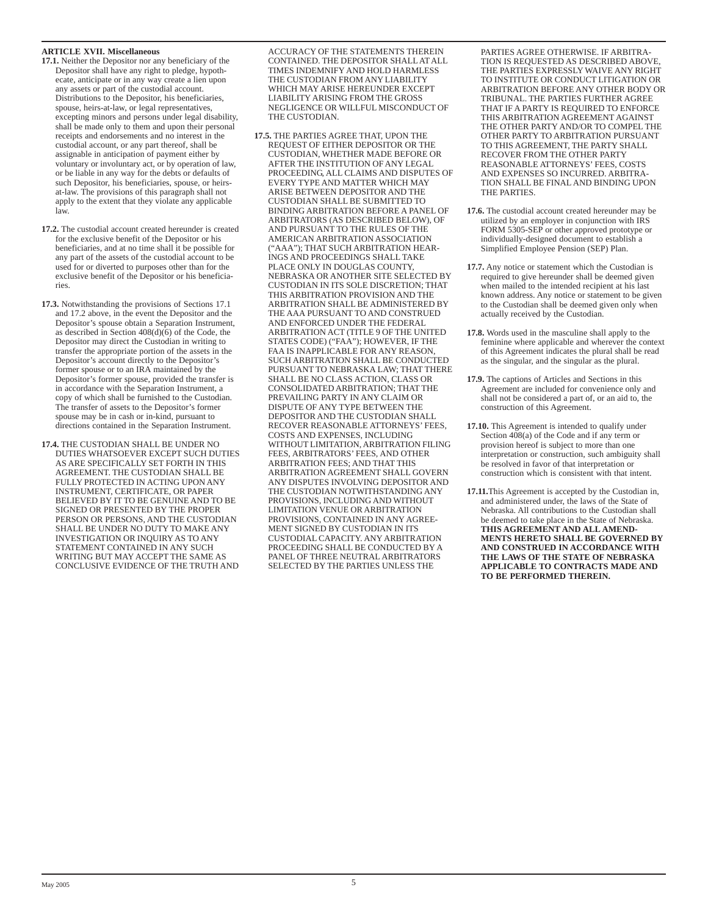**ARTICLE XVII. Miscellaneous**

**17.1.** Neither the Depositor nor any beneficiary of the Depositor shall have any right to pledge, hypothecate, anticipate or in any way create a lien upon any assets or part of the custodial account. Distributions to the Depositor, his beneficiaries, spouse, heirs-at-law, or legal representatives, excepting minors and persons under legal disability, shall be made only to them and upon their personal receipts and endorsements and no interest in the custodial account, or any part thereof, shall be assignable in anticipation of payment either by voluntary or involuntary act, or by operation of law, or be liable in any way for the debts or defaults of such Depositor, his beneficiaries, spouse, or heirs-at-law. The provisions of this paragraph shall not apply to the extent that they violate any applicable law.

**17.2.** The custodial account created hereunder is created for the exclusive benefit of the Depositor or his beneficiaries, and at no time shall it be possible for any part of the assets of the custodial account to be used for or diverted to purposes other than for the exclusive benefit of the Depositor or his beneficiaries.

**17.3.** Notwithstanding the provisions of Sections 17.1 and 17.2 above, in the event the Depositor and the Depositor's spouse obtain a Separation Instrument, as described in Section 408(d)(6) of the Code, the Depositor may direct the Custodian in writing to transfer the appropriate portion of the assets in the Depositor's account directly to the Depositor's former spouse or to an IRA maintained by the Depositor's former spouse, provided the transfer is in accordance with the Separation Instrument, a copy of which shall be furnished to the Custodian. The transfer of assets to the Depositor's former spouse may be in cash or in-kind, pursuant to directions contained in the Separation Instrument.

**17.4.** THE CUSTODIAN SHALL BE UNDER NO DUTIES WHATSOEVER EXCEPT SUCH DUTIES AS ARE SPECIFICALLY SET FORTH IN THIS AGREEMENT. THE CUSTODIAN SHALL BE FULLY PROTECTED IN ACTING UPON ANY INSTRUMENT, CERTIFICATE, OR PAPER BELIEVED BY IT TO BE GENUINE AND TO BE SIGNED OR PRESENTED BY THE PROPER PERSON OR PERSONS, AND THE CUSTODIAN SHALL BE UNDER NO DUTY TO MAKE ANY INVESTIGATION OR INQUIRY AS TO ANY STATEMENT CONTAINED IN ANY SUCH WRITING BUT MAY ACCEPT THE SAME AS CONCLUSIVE EVIDENCE OF THE TRUTH AND ACCURACY OF THE STATEMENTS THEREIN CONTAINED. THE DEPOSITOR SHALL AT ALL TIMES INDEMNIFY AND HOLD HARMLESS THE CUSTODIAN FROM ANY LIABILITY WHICH MAY ARISE HEREUNDER EXCEPT LIABILITY ARISING FROM THE GROSS NEGLIGENCE OR WILLFUL MISCONDUCT OF THE CUSTODIAN.

**17.5.** THE PARTIES AGREE THAT, UPON THE REQUEST OF EITHER DEPOSITOR OR THE CUSTODIAN, WHETHER MADE BEFORE OR AFTER THE INSTITUTION OF ANY LEGAL PROCEEDING, ALL CLAIMS AND DISPUTES OF EVERY TYPE AND MATTER WHICH MAY ARISE BETWEEN DEPOSITOR AND THE CUSTODIAN SHALL BE SUBMITTED TO BINDING ARBITRATION BEFORE A PANEL OF ARBITRATORS (AS DESCRIBED BELOW), OF AND PURSUANT TO THE RULES OF THE AMERICAN ARBITRATION ASSOCIATION ("AAA"); THAT SUCH ARBITRATION HEARINGS AND PROCEEDINGS SHALL TAKE PLACE ONLY IN DOUGLAS COUNTY, NEBRASKA OR ANOTHER SITE SELECTED BY CUSTODIAN IN ITS SOLE DISCRETION; THAT THIS ARBITRATION PROVISION AND THE ARBITRATION SHALL BE ADMINISTERED BY THE AAA PURSUANT TO AND CONSTRUED AND ENFORCED UNDER THE FEDERAL ARBITRATION ACT (TITLE 9 OF THE UNITED STATES CODE) ("FAA"); HOWEVER, IF THE FAA IS INAPPLICABLE FOR ANY REASON, SUCH ARBITRATION SHALL BE CONDUCTED PURSUANT TO NEBRASKA LAW; THAT THERE SHALL BE NO CLASS ACTION, CLASS OR CONSOLIDATED ARBITRATION; THAT THE PREVAILING PARTY IN ANY CLAIM OR DISPUTE OF ANY TYPE BETWEEN THE DEPOSITOR AND THE CUSTODIAN SHALL RECOVER REASONABLE ATTORNEYS' FEES, COSTS AND EXPENSES, INCLUDING WITHOUT LIMITATION, ARBITRATION FILING FEES, ARBITRATORS' FEES, AND OTHER ARBITRATION FEES; AND THAT THIS ARBITRATION AGREEMENT SHALL GOVERN ANY DISPUTES INVOLVING DEPOSITOR AND THE CUSTODIAN NOTWITHSTANDING ANY PROVISIONS, INCLUDING AND WITHOUT LIMITATION VENUE OR ARBITRATION PROVISIONS, CONTAINED IN ANY AGREEMENT SIGNED BY CUSTODIAN IN ITS CUSTODIAL CAPACITY. ANY ARBITRATION PROCEEDING SHALL BE CONDUCTED BY A PANEL OF THREE NEUTRAL ARBITRATORS SELECTED BY THE PARTIES UNLESS THE PARTIES AGREE OTHERWISE. IF ARBITRATION IS REQUESTED AS DESCRIBED ABOVE, THE PARTIES EXPRESSLY WAIVE ANY RIGHT TO INSTITUTE OR CONDUCT LITIGATION OR ARBITRATION BEFORE ANY OTHER BODY OR TRIBUNAL. THE PARTIES FURTHER AGREE THAT IF A PARTY IS REQUIRED TO ENFORCE THIS ARBITRATION AGREEMENT AGAINST THE OTHER PARTY AND/OR TO COMPEL THE OTHER PARTY TO ARBITRATION PURSUANT TO THIS AGREEMENT, THE PARTY SHALL RECOVER FROM THE OTHER PARTY REASONABLE ATTORNEYS' FEES, COSTS AND EXPENSES SO INCURRED. ARBITRATION SHALL BE FINAL AND BINDING UPON THE PARTIES.

**17.6.** The custodial account created hereunder may be utilized by an employer in conjunction with IRS FORM 5305-SEP or other approved prototype or individually-designed document to establish a Simplified Employee Pension (SEP) Plan.

**17.7.** Any notice or statement which the Custodian is required to give hereunder shall be deemed given when mailed to the intended recipient at his last known address. Any notice or statement to be given to the Custodian shall be deemed given only when actually received by the Custodian.

**17.8.** Words used in the masculine shall apply to the feminine where applicable and wherever the context of this Agreement indicates the plural shall be read as the singular, and the singular as the plural.

**17.9.** The captions of Articles and Sections in this Agreement are included for convenience only and shall not be considered a part of, or an aid to, the construction of this Agreement.

**17.10.** This Agreement is intended to qualify under Section 408(a) of the Code and if any term or provision hereof is subject to more than one interpretation or construction, such ambiguity shall be resolved in favor of that interpretation or construction which is consistent with that intent.

**17.11.** This Agreement is accepted by the Custodian in, and administered under, the laws of the State of Nebraska. All contributions to the Custodian shall be deemed to take place in the State of Nebraska. **THIS AGREEMENT AND ALL AMENDMENTS HERETO SHALL BE GOVERNED BY AND CONSTRUED IN ACCORDANCE WITH THE LAWS OF THE STATE OF NEBRASKA APPLICABLE TO CONTRACTS MADE AND TO BE PERFORMED THEREIN.**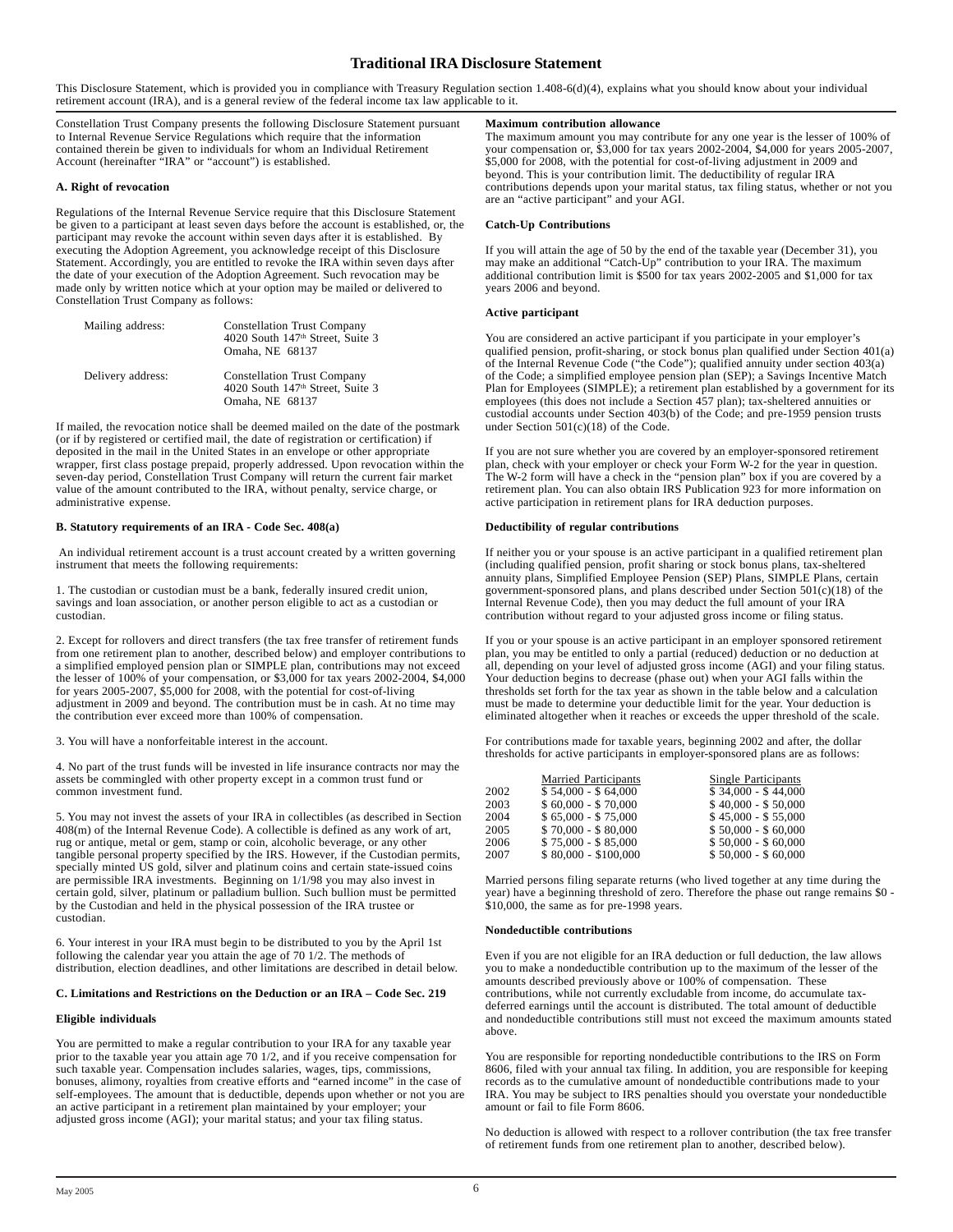# Traditional IRA Disclosure Statement

This Disclosure Statement, which is provided you in compliance with Treasury Regulation section 1.408-6(d)(4), explains what you should know about your individual retirement account (IRA), and is a general review of the federal income tax law applicable to it.

Constellation Trust Company presents the following Disclosure Statement pursuant to Internal Revenue Service Regulations which require that the information contained therein be given to individuals for whom an Individual Retirement Account (hereinafter "IRA" or "account") is established.

**A. Right of revocation**

Regulations of the Internal Revenue Service require that this Disclosure Statement be given to a participant at least seven days before the account is established, or, the participant may revoke the account within seven days after it is established. By executing the Adoption Agreement, you acknowledge receipt of this Disclosure Statement. Accordingly, you are entitled to revoke the IRA within seven days after the date of your execution of the Adoption Agreement. Such revocation may be made only by written notice which at your option may be mailed or delivered to Constellation Trust Company as follows:

Mailing address: Constellation Trust Company
4020 South 147th Street, Suite 3
Omaha, NE 68137

Delivery address: Constellation Trust Company
4020 South 147th Street, Suite 3
Omaha, NE 68137

If mailed, the revocation notice shall be deemed mailed on the date of the postmark (or if by registered or certified mail, the date of registration or certification) if deposited in the mail in the United States in an envelope or other appropriate wrapper, first class postage prepaid, properly addressed. Upon revocation within the seven-day period, Constellation Trust Company will return the current fair market value of the amount contributed to the IRA, without penalty, service charge, or administrative expense.

**B. Statutory requirements of an IRA - Code Sec. 408(a)**

An individual retirement account is a trust account created by a written governing instrument that meets the following requirements:

1. The custodian or custodian must be a bank, federally insured credit union, savings and loan association, or another person eligible to act as a custodian or custodian.

2. Except for rollovers and direct transfers (the tax free transfer of retirement funds from one retirement plan to another, described below) and employer contributions to a simplified employed pension plan or SIMPLE plan, contributions may not exceed the lesser of 100% of your compensation, or $3,000 for tax years 2002-2004, $4,000 for years 2005-2007, $5,000 for 2008, with the potential for cost-of-living adjustment in 2009 and beyond. The contribution must be in cash. At no time may the contribution ever exceed more than 100% of compensation.

3. You will have a nonforfeitable interest in the account.

4. No part of the trust funds will be invested in life insurance contracts nor may the assets be commingled with other property except in a common trust fund or common investment fund.

5. You may not invest the assets of your IRA in collectibles (as described in Section 408(m) of the Internal Revenue Code). A collectible is defined as any work of art, rug or antique, metal or gem, stamp or coin, alcoholic beverage, or any other tangible personal property specified by the IRS. However, if the Custodian permits, specially minted US gold, silver and platinum coins and certain state-issued coins are permissible IRA investments. Beginning on 1/1/98 you may also invest in certain gold, silver, platinum or palladium bullion. Such bullion must be permitted by the Custodian and held in the physical possession of the IRA trustee or custodian.

6. Your interest in your IRA must begin to be distributed to you by the April 1st following the calendar year you attain the age of 70 1/2. The methods of distribution, election deadlines, and other limitations are described in detail below.

**C. Limitations and Restrictions on the Deduction or an IRA – Code Sec. 219**

**Eligible individuals**

You are permitted to make a regular contribution to your IRA for any taxable year prior to the taxable year you attain age 70 1/2, and if you receive compensation for such taxable year. Compensation includes salaries, wages, tips, commissions, bonuses, alimony, royalties from creative efforts and "earned income" in the case of self-employees. The amount that is deductible, depends upon whether or not you are an active participant in a retirement plan maintained by your employer; your adjusted gross income (AGI); your marital status; and your tax filing status.

**Maximum contribution allowance**

The maximum amount you may contribute for any one year is the lesser of 100% of your compensation or, $3,000 for tax years 2002-2004, $4,000 for years 2005-2007, $5,000 for 2008, with the potential for cost-of-living adjustment in 2009 and beyond. This is your contribution limit. The deductibility of regular IRA contributions depends upon your marital status, tax filing status, whether or not you are an "active participant" and your AGI.

**Catch-Up Contributions**

If you will attain the age of 50 by the end of the taxable year (December 31), you may make an additional "Catch-Up" contribution to your IRA. The maximum additional contribution limit is $500 for tax years 2002-2005 and $1,000 for tax years 2006 and beyond.

**Active participant**

You are considered an active participant if you participate in your employer's qualified pension, profit-sharing, or stock bonus plan qualified under Section 401(a) of the Internal Revenue Code ("the Code"); qualified annuity under section 403(a) of the Code; a simplified employee pension plan (SEP); a Savings Incentive Match Plan for Employees (SIMPLE); a retirement plan established by a government for its employees (this does not include a Section 457 plan); tax-sheltered annuities or custodial accounts under Section 403(b) of the Code; and pre-1959 pension trusts under Section 501(c)(18) of the Code.

If you are not sure whether you are covered by an employer-sponsored retirement plan, check with your employer or check your Form W-2 for the year in question. The W-2 form will have a check in the "pension plan" box if you are covered by a retirement plan. You can also obtain IRS Publication 923 for more information on active participation in retirement plans for IRA deduction purposes.

**Deductibility of regular contributions**

If neither you or your spouse is an active participant in a qualified retirement plan (including qualified pension, profit sharing or stock bonus plans, tax-sheltered annuity plans, Simplified Employee Pension (SEP) Plans, SIMPLE Plans, certain government-sponsored plans, and plans described under Section 501(c)(18) of the Internal Revenue Code), then you may deduct the full amount of your IRA contribution without regard to your adjusted gross income or filing status.

If you or your spouse is an active participant in an employer sponsored retirement plan, you may be entitled to only a partial (reduced) deduction or no deduction at all, depending on your level of adjusted gross income (AGI) and your filing status. Your deduction begins to decrease (phase out) when your AGI falls within the thresholds set forth for the tax year as shown in the table below and a calculation must be made to determine your deductible limit for the year. Your deduction is eliminated altogether when it reaches or exceeds the upper threshold of the scale.

For contributions made for taxable years, beginning 2002 and after, the dollar thresholds for active participants in employer-sponsored plans are as follows:

| | Married Participants | Single Participants |
|---|---|---|
| 2002 | $ 54,000 - $ 64,000 | $ 34,000 - $ 44,000 |
| 2003 | $ 60,000 - $ 70,000 | $ 40,000 - $ 50,000 |
| 2004 | $ 65,000 - $ 75,000 | $ 45,000 - $ 55,000 |
| 2005 | $ 70,000 - $ 80,000 | $ 50,000 - $ 60,000 |
| 2006 | $ 75,000 - $ 85,000 | $ 50,000 - $ 60,000 |
| 2007 | $ 80,000 - $100,000 | $ 50,000 - $ 60,000 |

Married persons filing separate returns (who lived together at any time during the year) have a beginning threshold of zero. Therefore the phase out range remains $0 - $10,000, the same as for pre-1998 years.

**Nondeductible contributions**

Even if you are not eligible for an IRA deduction or full deduction, the law allows you to make a nondeductible contribution up to the maximum of the lesser of the amounts described previously above or 100% of compensation. These contributions, while not currently excludable from income, do accumulate tax-deferred earnings until the account is distributed. The total amount of deductible and nondeductible contributions still must not exceed the maximum amounts stated above.

You are responsible for reporting nondeductible contributions to the IRS on Form 8606, filed with your annual tax filing. In addition, you are responsible for keeping records as to the cumulative amount of nondeductible contributions made to your IRA. You may be subject to IRS penalties should you overstate your nondeductible amount or fail to file Form 8606.

No deduction is allowed with respect to a rollover contribution (the tax free transfer of retirement funds from one retirement plan to another, described below).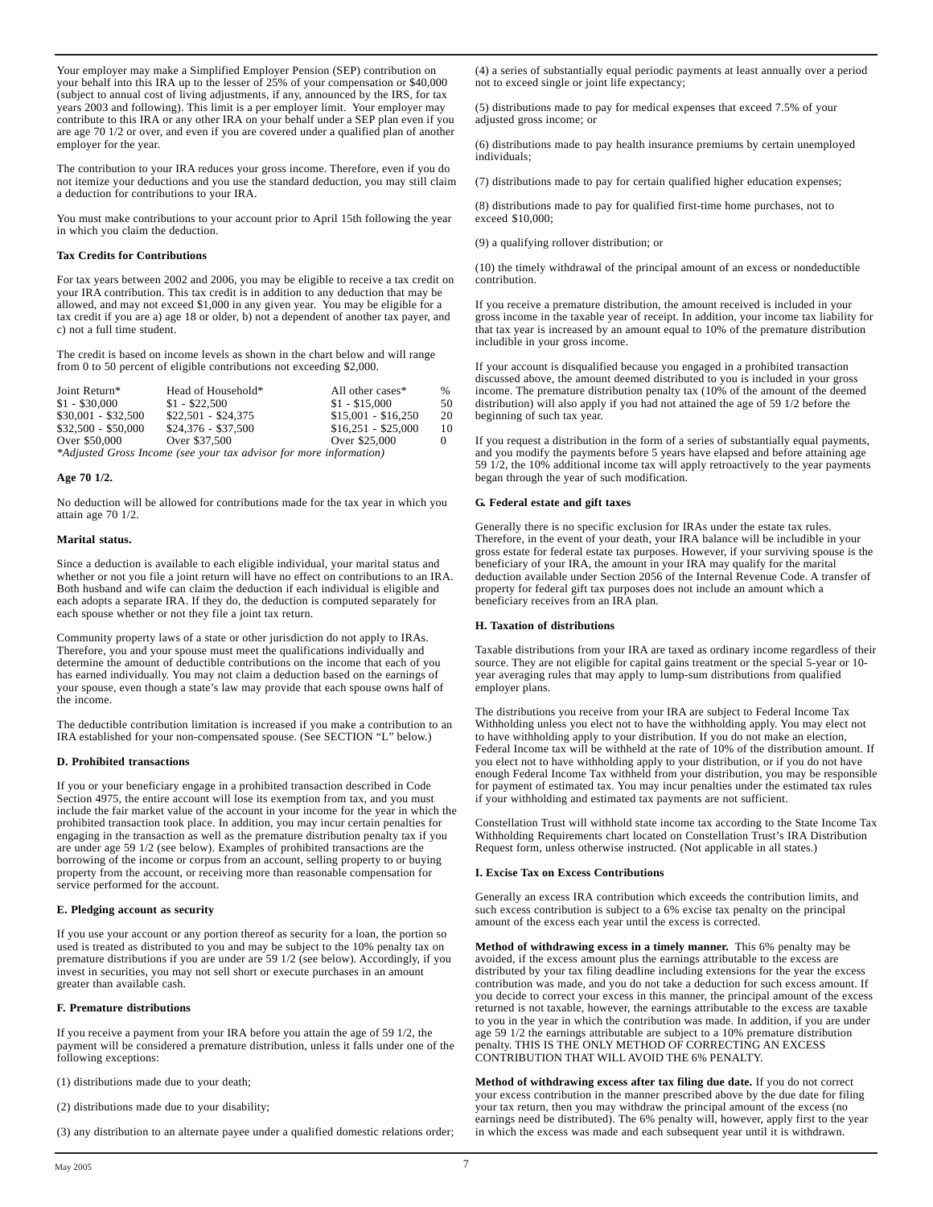Your employer may make a Simplified Employer Pension (SEP) contribution on your behalf into this IRA up to the lesser of 25% of your compensation or $40,000 (subject to annual cost of living adjustments, if any, announced by the IRS, for tax years 2003 and following). This limit is a per employer limit. Your employer may contribute to this IRA or any other IRA on your behalf under a SEP plan even if you are age 70 1/2 or over, and even if you are covered under a qualified plan of another employer for the year.

The contribution to your IRA reduces your gross income. Therefore, even if you do not itemize your deductions and you use the standard deduction, you may still claim a deduction for contributions to your IRA.

You must make contributions to your account prior to April 15th following the year in which you claim the deduction.

**Tax Credits for Contributions**

For tax years between 2002 and 2006, you may be eligible to receive a tax credit on your IRA contribution. This tax credit is in addition to any deduction that may be allowed, and may not exceed $1,000 in any given year. You may be eligible for a tax credit if you are a) age 18 or older, b) not a dependent of another tax payer, and c) not a full time student.

The credit is based on income levels as shown in the chart below and will range from 0 to 50 percent of eligible contributions not exceeding $2,000.

| Joint Return* | Head of Household* | All other cases* | % |
|---|---|---|---|
| $1 - $30,000 | $1 - $22,500 | $1 - $15,000 | 50 |
| $30,001 - $32,500 | $22,501 - $24,375 | $15,001 - $16,250 | 20 |
| $32,500 - $50,000 | $24,376 - $37,500 | $16,251 - $25,000 | 10 |
| Over $50,000 | Over $37,500 | Over $25,000 | 0 |

*\*Adjusted Gross Income (see your tax advisor for more information)*

**Age 70 1/2.**

No deduction will be allowed for contributions made for the tax year in which you attain age 70 1/2.

**Marital status.**

Since a deduction is available to each eligible individual, your marital status and whether or not you file a joint return will have no effect on contributions to an IRA. Both husband and wife can claim the deduction if each individual is eligible and each adopts a separate IRA. If they do, the deduction is computed separately for each spouse whether or not they file a joint tax return.

Community property laws of a state or other jurisdiction do not apply to IRAs. Therefore, you and your spouse must meet the qualifications individually and determine the amount of deductible contributions on the income that each of you has earned individually. You may not claim a deduction based on the earnings of your spouse, even though a state's law may provide that each spouse owns half of the income.

The deductible contribution limitation is increased if you make a contribution to an IRA established for your non-compensated spouse. (See SECTION "L" below.)

**D. Prohibited transactions**

If you or your beneficiary engage in a prohibited transaction described in Code Section 4975, the entire account will lose its exemption from tax, and you must include the fair market value of the account in your income for the year in which the prohibited transaction took place. In addition, you may incur certain penalties for engaging in the transaction as well as the premature distribution penalty tax if you are under age 59 1/2 (see below). Examples of prohibited transactions are the borrowing of the income or corpus from an account, selling property to or buying property from the account, or receiving more than reasonable compensation for service performed for the account.

**E. Pledging account as security**

If you use your account or any portion thereof as security for a loan, the portion so used is treated as distributed to you and may be subject to the 10% penalty tax on premature distributions if you are under are 59 1/2 (see below). Accordingly, if you invest in securities, you may not sell short or execute purchases in an amount greater than available cash.

**F. Premature distributions**

If you receive a payment from your IRA before you attain the age of 59 1/2, the payment will be considered a premature distribution, unless it falls under one of the following exceptions:

(1) distributions made due to your death;

(2) distributions made due to your disability;

(3) any distribution to an alternate payee under a qualified domestic relations order;

(4) a series of substantially equal periodic payments at least annually over a period not to exceed single or joint life expectancy;

(5) distributions made to pay for medical expenses that exceed 7.5% of your adjusted gross income; or

(6) distributions made to pay health insurance premiums by certain unemployed individuals;

(7) distributions made to pay for certain qualified higher education expenses;

(8) distributions made to pay for qualified first-time home purchases, not to exceed $10,000;

(9) a qualifying rollover distribution; or

(10) the timely withdrawal of the principal amount of an excess or nondeductible contribution.

If you receive a premature distribution, the amount received is included in your gross income in the taxable year of receipt. In addition, your income tax liability for that tax year is increased by an amount equal to 10% of the premature distribution includible in your gross income.

If your account is disqualified because you engaged in a prohibited transaction discussed above, the amount deemed distributed to you is included in your gross income. The premature distribution penalty tax (10% of the amount of the deemed distribution) will also apply if you had not attained the age of 59 1/2 before the beginning of such tax year.

If you request a distribution in the form of a series of substantially equal payments, and you modify the payments before 5 years have elapsed and before attaining age 59 1/2, the 10% additional income tax will apply retroactively to the year payments began through the year of such modification.

**G. Federal estate and gift taxes**

Generally there is no specific exclusion for IRAs under the estate tax rules. Therefore, in the event of your death, your IRA balance will be includible in your gross estate for federal estate tax purposes. However, if your surviving spouse is the beneficiary of your IRA, the amount in your IRA may qualify for the marital deduction available under Section 2056 of the Internal Revenue Code. A transfer of property for federal gift tax purposes does not include an amount which a beneficiary receives from an IRA plan.

**H. Taxation of distributions**

Taxable distributions from your IRA are taxed as ordinary income regardless of their source. They are not eligible for capital gains treatment or the special 5-year or 10-year averaging rules that may apply to lump-sum distributions from qualified employer plans.

The distributions you receive from your IRA are subject to Federal Income Tax Withholding unless you elect not to have the withholding apply. You may elect not to have withholding apply to your distribution. If you do not make an election, Federal Income tax will be withheld at the rate of 10% of the distribution amount. If you elect not to have withholding apply to your distribution, or if you do not have enough Federal Income Tax withheld from your distribution, you may be responsible for payment of estimated tax. You may incur penalties under the estimated tax rules if your withholding and estimated tax payments are not sufficient.

Constellation Trust will withhold state income tax according to the State Income Tax Withholding Requirements chart located on Constellation Trust's IRA Distribution Request form, unless otherwise instructed. (Not applicable in all states.)

**I. Excise Tax on Excess Contributions**

Generally an excess IRA contribution which exceeds the contribution limits, and such excess contribution is subject to a 6% excise tax penalty on the principal amount of the excess each year until the excess is corrected.

**Method of withdrawing excess in a timely manner.** This 6% penalty may be avoided, if the excess amount plus the earnings attributable to the excess are distributed by your tax filing deadline including extensions for the year the excess contribution was made, and you do not take a deduction for such excess amount. If you decide to correct your excess in this manner, the principal amount of the excess returned is not taxable, however, the earnings attributable to the excess are taxable to you in the year in which the contribution was made. In addition, if you are under age 59 1/2 the earnings attributable are subject to a 10% premature distribution penalty. THIS IS THE ONLY METHOD OF CORRECTING AN EXCESS CONTRIBUTION THAT WILL AVOID THE 6% PENALTY.

**Method of withdrawing excess after tax filing due date.** If you do not correct your excess contribution in the manner prescribed above by the due date for filing your tax return, then you may withdraw the principal amount of the excess (no earnings need be distributed). The 6% penalty will, however, apply first to the year in which the excess was made and each subsequent year until it is withdrawn.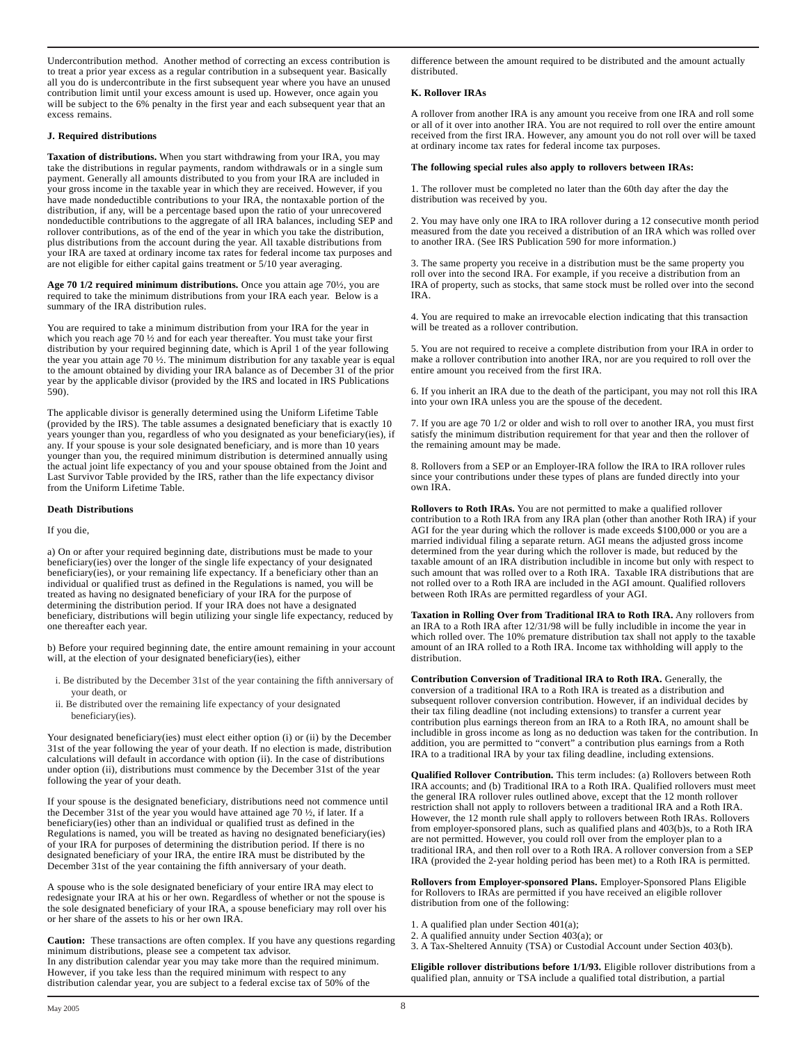Undercontribution method. Another method of correcting an excess contribution is to treat a prior year excess as a regular contribution in a subsequent year. Basically all you do is undercontribute in the first subsequent year where you have an unused contribution limit until your excess amount is used up. However, once again you will be subject to the 6% penalty in the first year and each subsequent year that an excess remains.

**J. Required distributions**

**Taxation of distributions.** When you start withdrawing from your IRA, you may take the distributions in regular payments, random withdrawals or in a single sum payment. Generally all amounts distributed to you from your IRA are included in your gross income in the taxable year in which they are received. However, if you have made nondeductible contributions to your IRA, the nontaxable portion of the distribution, if any, will be a percentage based upon the ratio of your unrecovered nondeductible contributions to the aggregate of all IRA balances, including SEP and rollover contributions, as of the end of the year in which you take the distribution, plus distributions from the account during the year. All taxable distributions from your IRA are taxed at ordinary income tax rates for federal income tax purposes and are not eligible for either capital gains treatment or 5/10 year averaging.

**Age 70 1/2 required minimum distributions.** Once you attain age 70½, you are required to take the minimum distributions from your IRA each year. Below is a summary of the IRA distribution rules.

You are required to take a minimum distribution from your IRA for the year in which you reach age 70 ½ and for each year thereafter. You must take your first distribution by your required beginning date, which is April 1 of the year following the year you attain age 70 ½. The minimum distribution for any taxable year is equal to the amount obtained by dividing your IRA balance as of December 31 of the prior year by the applicable divisor (provided by the IRS and located in IRS Publications 590).

The applicable divisor is generally determined using the Uniform Lifetime Table (provided by the IRS). The table assumes a designated beneficiary that is exactly 10 years younger than you, regardless of who you designated as your beneficiary(ies), if any. If your spouse is your sole designated beneficiary, and is more than 10 years younger than you, the required minimum distribution is determined annually using the actual joint life expectancy of you and your spouse obtained from the Joint and Last Survivor Table provided by the IRS, rather than the life expectancy divisor from the Uniform Lifetime Table.

**Death Distributions**

If you die,

a) On or after your required beginning date, distributions must be made to your beneficiary(ies) over the longer of the single life expectancy of your designated beneficiary(ies), or your remaining life expectancy. If a beneficiary other than an individual or qualified trust as defined in the Regulations is named, you will be treated as having no designated beneficiary of your IRA for the purpose of determining the distribution period. If your IRA does not have a designated beneficiary, distributions will begin utilizing your single life expectancy, reduced by one thereafter each year.

b) Before your required beginning date, the entire amount remaining in your account will, at the election of your designated beneficiary(ies), either

- i. Be distributed by the December 31st of the year containing the fifth anniversary of your death, or
- ii. Be distributed over the remaining life expectancy of your designated beneficiary(ies).

Your designated beneficiary(ies) must elect either option (i) or (ii) by the December 31st of the year following the year of your death. If no election is made, distribution calculations will default in accordance with option (ii). In the case of distributions under option (ii), distributions must commence by the December 31st of the year following the year of your death.

If your spouse is the designated beneficiary, distributions need not commence until the December 31st of the year you would have attained age 70 ½, if later. If a beneficiary(ies) other than an individual or qualified trust as defined in the Regulations is named, you will be treated as having no designated beneficiary(ies) of your IRA for purposes of determining the distribution period. If there is no designated beneficiary of your IRA, the entire IRA must be distributed by the December 31st of the year containing the fifth anniversary of your death.

A spouse who is the sole designated beneficiary of your entire IRA may elect to redesignate your IRA at his or her own. Regardless of whether or not the spouse is the sole designated beneficiary of your IRA, a spouse beneficiary may roll over his or her share of the assets to his or her own IRA.

**Caution:** These transactions are often complex. If you have any questions regarding minimum distributions, please see a competent tax advisor.
In any distribution calendar year you may take more than the required minimum. However, if you take less than the required minimum with respect to any distribution calendar year, you are subject to a federal excise tax of 50% of the difference between the amount required to be distributed and the amount actually distributed.

**K. Rollover IRAs**

A rollover from another IRA is any amount you receive from one IRA and roll some or all of it over into another IRA. You are not required to roll over the entire amount received from the first IRA. However, any amount you do not roll over will be taxed at ordinary income tax rates for federal income tax purposes.

**The following special rules also apply to rollovers between IRAs:**

1. The rollover must be completed no later than the 60th day after the day the distribution was received by you.

2. You may have only one IRA to IRA rollover during a 12 consecutive month period measured from the date you received a distribution of an IRA which was rolled over to another IRA. (See IRS Publication 590 for more information.)

3. The same property you receive in a distribution must be the same property you roll over into the second IRA. For example, if you receive a distribution from an IRA of property, such as stocks, that same stock must be rolled over into the second IRA.

4. You are required to make an irrevocable election indicating that this transaction will be treated as a rollover contribution.

5. You are not required to receive a complete distribution from your IRA in order to make a rollover contribution into another IRA, nor are you required to roll over the entire amount you received from the first IRA.

6. If you inherit an IRA due to the death of the participant, you may not roll this IRA into your own IRA unless you are the spouse of the decedent.

7. If you are age 70 1/2 or older and wish to roll over to another IRA, you must first satisfy the minimum distribution requirement for that year and then the rollover of the remaining amount may be made.

8. Rollovers from a SEP or an Employer-IRA follow the IRA to IRA rollover rules since your contributions under these types of plans are funded directly into your own IRA.

**Rollovers to Roth IRAs.** You are not permitted to make a qualified rollover contribution to a Roth IRA from any IRA plan (other than another Roth IRA) if your AGI for the year during which the rollover is made exceeds $100,000 or you are a married individual filing a separate return. AGI means the adjusted gross income determined from the year during which the rollover is made, but reduced by the taxable amount of an IRA distribution includible in income but only with respect to such amount that was rolled over to a Roth IRA. Taxable IRA distributions that are not rolled over to a Roth IRA are included in the AGI amount. Qualified rollovers between Roth IRAs are permitted regardless of your AGI.

**Taxation in Rolling Over from Traditional IRA to Roth IRA.** Any rollovers from an IRA to a Roth IRA after 12/31/98 will be fully includible in income the year in which rolled over. The 10% premature distribution tax shall not apply to the taxable amount of an IRA rolled to a Roth IRA. Income tax withholding will apply to the distribution.

**Contribution Conversion of Traditional IRA to Roth IRA.** Generally, the conversion of a traditional IRA to a Roth IRA is treated as a distribution and subsequent rollover conversion contribution. However, if an individual decides by their tax filing deadline (not including extensions) to transfer a current year contribution plus earnings thereon from an IRA to a Roth IRA, no amount shall be includible in gross income as long as no deduction was taken for the contribution. In addition, you are permitted to "convert" a contribution plus earnings from a Roth IRA to a traditional IRA by your tax filing deadline, including extensions.

**Qualified Rollover Contribution.** This term includes: (a) Rollovers between Roth IRA accounts; and (b) Traditional IRA to a Roth IRA. Qualified rollovers must meet the general IRA rollover rules outlined above, except that the 12 month rollover restriction shall not apply to rollovers between a traditional IRA and a Roth IRA. However, the 12 month rule shall apply to rollovers between Roth IRAs. Rollovers from employer-sponsored plans, such as qualified plans and 403(b)s, to a Roth IRA are not permitted. However, you could roll over from the employer plan to a traditional IRA, and then roll over to a Roth IRA. A rollover conversion from a SEP IRA (provided the 2-year holding period has been met) to a Roth IRA is permitted.

**Rollovers from Employer-sponsored Plans.** Employer-Sponsored Plans Eligible for Rollovers to IRAs are permitted if you have received an eligible rollover distribution from one of the following:

1. A qualified plan under Section 401(a);
2. A qualified annuity under Section 403(a); or
3. A Tax-Sheltered Annuity (TSA) or Custodial Account under Section 403(b).

**Eligible rollover distributions before 1/1/93.** Eligible rollover distributions from a qualified plan, annuity or TSA include a qualified total distribution, a partial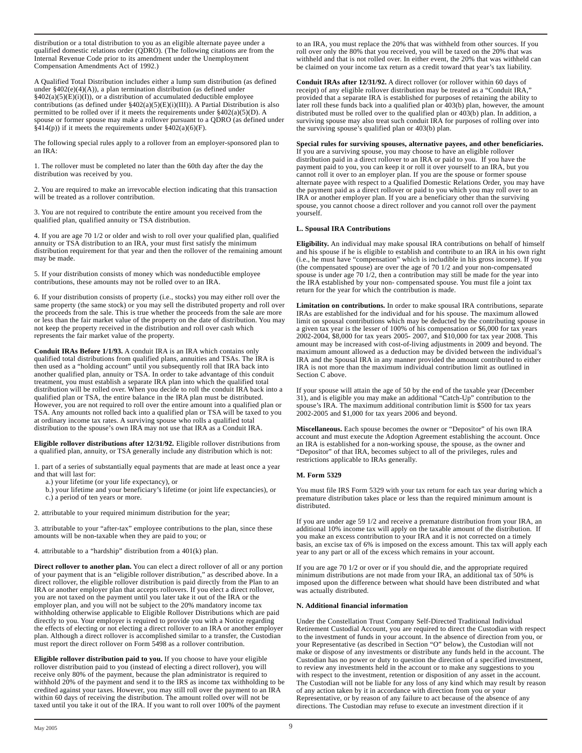distribution or a total distribution to you as an eligible alternate payee under a qualified domestic relations order (QDRO). (The following citations are from the Internal Revenue Code prior to its amendment under the Unemployment Compensation Amendments Act of 1992.)

A Qualified Total Distribution includes either a lump sum distribution (as defined under §402(e)(4)(A)), a plan termination distribution (as defined under §402(a)(5)(E)(i)(I)), or a distribution of accumulated deductible employee contributions (as defined under §402(a)(5)(E)(i)(III)). A Partial Distribution is also permitted to be rolled over if it meets the requirements under §402(a)(5)(D). A spouse or former spouse may make a rollover pursuant to a QDRO (as defined under §414(p)) if it meets the requirements under §402(a)(6)(F).

The following special rules apply to a rollover from an employer-sponsored plan to an IRA:

1. The rollover must be completed no later than the 60th day after the day the distribution was received by you.

2. You are required to make an irrevocable election indicating that this transaction will be treated as a rollover contribution.

3. You are not required to contribute the entire amount you received from the qualified plan, qualified annuity or TSA distribution.

4. If you are age 70 1/2 or older and wish to roll over your qualified plan, qualified annuity or TSA distribution to an IRA, your must first satisfy the minimum distribution requirement for that year and then the rollover of the remaining amount may be made.

5. If your distribution consists of money which was nondeductible employee contributions, these amounts may not be rolled over to an IRA.

6. If your distribution consists of property (i.e., stocks) you may either roll over the same property (the same stock) or you may sell the distributed property and roll over the proceeds from the sale. This is true whether the proceeds from the sale are more or less than the fair market value of the property on the date of distribution. You may not keep the property received in the distribution and roll over cash which represents the fair market value of the property.

**Conduit IRAs Before 1/1/93.** A conduit IRA is an IRA which contains only qualified total distributions from qualified plans, annuities and TSAs. The IRA is then used as a "holding account" until you subsequently roll that IRA back into another qualified plan, annuity or TSA. In order to take advantage of this conduit treatment, you must establish a separate IRA plan into which the qualified total distribution will be rolled over. When you decide to roll the conduit IRA back into a qualified plan or TSA, the entire balance in the IRA plan must be distributed. However, you are not required to roll over the entire amount into a qualified plan or TSA. Any amounts not rolled back into a qualified plan or TSA will be taxed to you at ordinary income tax rates. A surviving spouse who rolls a qualified total distribution to the spouse's own IRA may not use that IRA as a Conduit IRA.

**Eligible rollover distributions after 12/31/92.** Eligible rollover distributions from a qualified plan, annuity, or TSA generally include any distribution which is not:

1. part of a series of substantially equal payments that are made at least once a year and that will last for:
   a.) your lifetime (or your life expectancy), or
   b.) your lifetime and your beneficiary's lifetime (or joint life expectancies), or
   c.) a period of ten years or more.

2. attributable to your required minimum distribution for the year;

3. attributable to your "after-tax" employee contributions to the plan, since these amounts will be non-taxable when they are paid to you; or

4. attributable to a "hardship" distribution from a 401(k) plan.

**Direct rollover to another plan.** You can elect a direct rollover of all or any portion of your payment that is an "eligible rollover distribution," as described above. In a direct rollover, the eligible rollover distribution is paid directly from the Plan to an IRA or another employer plan that accepts rollovers. If you elect a direct rollover, you are not taxed on the payment until you later take it out of the IRA or the employer plan, and you will not be subject to the 20% mandatory income tax withholding otherwise applicable to Eligible Rollover Distributions which are paid directly to you. Your employer is required to provide you with a Notice regarding the effects of electing or not electing a direct rollover to an IRA or another employer plan. Although a direct rollover is accomplished similar to a transfer, the Custodian must report the direct rollover on Form 5498 as a rollover contribution.

**Eligible rollover distribution paid to you.** If you choose to have your eligible rollover distribution paid to you (instead of electing a direct rollover), you will receive only 80% of the payment, because the plan administrator is required to withhold 20% of the payment and send it to the IRS as income tax withholding to be credited against your taxes. However, you may still roll over the payment to an IRA within 60 days of receiving the distribution. The amount rolled over will not be taxed until you take it out of the IRA. If you want to roll over 100% of the payment to an IRA, you must replace the 20% that was withheld from other sources. If you roll over only the 80% that you received, you will be taxed on the 20% that was withheld and that is not rolled over. In either event, the 20% that was withheld can be claimed on your income tax return as a credit toward that year's tax liability.

**Conduit IRAs after 12/31/92.** A direct rollover (or rollover within 60 days of receipt) of any eligible rollover distribution may be treated as a "Conduit IRA," provided that a separate IRA is established for purposes of retaining the ability to later roll these funds back into a qualified plan or 403(b) plan, however, the amount distributed must be rolled over to the qualified plan or 403(b) plan. In addition, a surviving spouse may also treat such conduit IRA for purposes of rolling over into the surviving spouse's qualified plan or 403(b) plan.

**Special rules for surviving spouses, alternative payees, and other beneficiaries.** If you are a surviving spouse, you may choose to have an eligible rollover distribution paid in a direct rollover to an IRA or paid to you. If you have the payment paid to you, you can keep it or roll it over yourself to an IRA, but you cannot roll it over to an employer plan. If you are the spouse or former spouse alternate payee with respect to a Qualified Domestic Relations Order, you may have the payment paid as a direct rollover or paid to you which you may roll over to an IRA or another employer plan. If you are a beneficiary other than the surviving spouse, you cannot choose a direct rollover and you cannot roll over the payment yourself.

### L. Spousal IRA Contributions

**Eligibility.** An individual may make spousal IRA contributions on behalf of himself and his spouse if he is eligible to establish and contribute to an IRA in his own right (i.e., he must have "compensation" which is includible in his gross income). If you (the compensated spouse) are over the age of 70 1/2 and your non-compensated spouse is under age 70 1/2, then a contribution may still be made for the year into the IRA established by your non- compensated spouse. You must file a joint tax return for the year for which the contribution is made.

**Limitation on contributions.** In order to make spousal IRA contributions, separate IRAs are established for the individual and for his spouse. The maximum allowed limit on spousal contributions which may be deducted by the contributing spouse in a given tax year is the lesser of 100% of his compensation or $6,000 for tax years 2002-2004, $8,000 for tax years 2005- 2007, and $10,000 for tax year 2008. This amount may be increased with cost-of-living adjustments in 2009 and beyond. The maximum amount allowed as a deduction may be divided between the individual's IRA and the Spousal IRA in any manner provided the amount contributed to either IRA is not more than the maximum individual contribution limit as outlined in Section C above.

If your spouse will attain the age of 50 by the end of the taxable year (December 31), and is eligible you may make an additional "Catch-Up" contribution to the spouse's IRA. The maximum additional contribution limit is $500 for tax years 2002-2005 and $1,000 for tax years 2006 and beyond.

**Miscellaneous.** Each spouse becomes the owner or "Depositor" of his own IRA account and must execute the Adoption Agreement establishing the account. Once an IRA is established for a non-working spouse, the spouse, as the owner and "Depositor" of that IRA, becomes subject to all of the privileges, rules and restrictions applicable to IRAs generally.

### M. Form 5329

You must file IRS Form 5329 with your tax return for each tax year during which a premature distribution takes place or less than the required minimum amount is distributed.

If you are under age 59 1/2 and receive a premature distribution from your IRA, an additional 10% income tax will apply on the taxable amount of the distribution. If you make an excess contribution to your IRA and it is not corrected on a timely basis, an excise tax of 6% is imposed on the excess amount. This tax will apply each year to any part or all of the excess which remains in your account.

If you are age 70 1/2 or over or if you should die, and the appropriate required minimum distributions are not made from your IRA, an additional tax of 50% is imposed upon the difference between what should have been distributed and what was actually distributed.

### N. Additional financial information

Under the Constellation Trust Company Self-Directed Traditional Individual Retirement Custodial Account, you are required to direct the Custodian with respect to the investment of funds in your account. In the absence of direction from you, or your Representative (as described in Section "O" below), the Custodian will not make or dispose of any investments or distribute any funds held in the account. The Custodian has no power or duty to question the direction of a specified investment, to review any investments held in the account or to make any suggestions to you with respect to the investment, retention or disposition of any asset in the account. The Custodian will not be liable for any loss of any kind which may result by reason of any action taken by it in accordance with direction from you or your Representative, or by reason of any failure to act because of the absence of any directions. The Custodian may refuse to execute an investment direction if it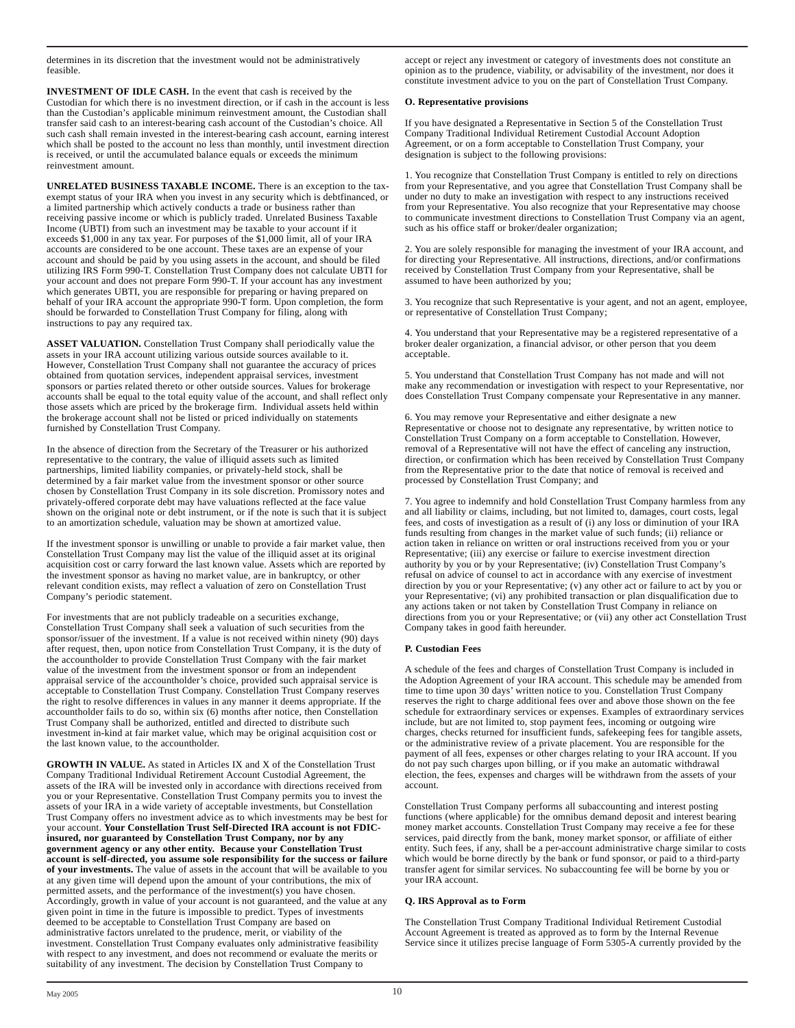determines in its discretion that the investment would not be administratively feasible.

**INVESTMENT OF IDLE CASH.** In the event that cash is received by the Custodian for which there is no investment direction, or if cash in the account is less than the Custodian's applicable minimum reinvestment amount, the Custodian shall transfer said cash to an interest-bearing cash account of the Custodian's choice. All such cash shall remain invested in the interest-bearing cash account, earning interest which shall be posted to the account no less than monthly, until investment direction is received, or until the accumulated balance equals or exceeds the minimum reinvestment amount.

**UNRELATED BUSINESS TAXABLE INCOME.** There is an exception to the tax-exempt status of your IRA when you invest in any security which is debtfinanced, or a limited partnership which actively conducts a trade or business rather than receiving passive income or which is publicly traded. Unrelated Business Taxable Income (UBTI) from such an investment may be taxable to your account if it exceeds $1,000 in any tax year. For purposes of the $1,000 limit, all of your IRA accounts are considered to be one account. These taxes are an expense of your account and should be paid by you using assets in the account, and should be filed utilizing IRS Form 990-T. Constellation Trust Company does not calculate UBTI for your account and does not prepare Form 990-T. If your account has any investment which generates UBTI, you are responsible for preparing or having prepared on behalf of your IRA account the appropriate 990-T form. Upon completion, the form should be forwarded to Constellation Trust Company for filing, along with instructions to pay any required tax.

**ASSET VALUATION.** Constellation Trust Company shall periodically value the assets in your IRA account utilizing various outside sources available to it. However, Constellation Trust Company shall not guarantee the accuracy of prices obtained from quotation services, independent appraisal services, investment sponsors or parties related thereto or other outside sources. Values for brokerage accounts shall be equal to the total equity value of the account, and shall reflect only those assets which are priced by the brokerage firm. Individual assets held within the brokerage account shall not be listed or priced individually on statements furnished by Constellation Trust Company.

In the absence of direction from the Secretary of the Treasurer or his authorized representative to the contrary, the value of illiquid assets such as limited partnerships, limited liability companies, or privately-held stock, shall be determined by a fair market value from the investment sponsor or other source chosen by Constellation Trust Company in its sole discretion. Promissory notes and privately-offered corporate debt may have valuations reflected at the face value shown on the original note or debt instrument, or if the note is such that it is subject to an amortization schedule, valuation may be shown at amortized value.

If the investment sponsor is unwilling or unable to provide a fair market value, then Constellation Trust Company may list the value of the illiquid asset at its original acquisition cost or carry forward the last known value. Assets which are reported by the investment sponsor as having no market value, are in bankruptcy, or other relevant condition exists, may reflect a valuation of zero on Constellation Trust Company's periodic statement.

For investments that are not publicly tradeable on a securities exchange, Constellation Trust Company shall seek a valuation of such securities from the sponsor/issuer of the investment. If a value is not received within ninety (90) days after request, then, upon notice from Constellation Trust Company, it is the duty of the accountholder to provide Constellation Trust Company with the fair market value of the investment from the investment sponsor or from an independent appraisal service of the accountholder's choice, provided such appraisal service is acceptable to Constellation Trust Company. Constellation Trust Company reserves the right to resolve differences in values in any manner it deems appropriate. If the accountholder fails to do so, within six (6) months after notice, then Constellation Trust Company shall be authorized, entitled and directed to distribute such investment in-kind at fair market value, which may be original acquisition cost or the last known value, to the accountholder.

**GROWTH IN VALUE.** As stated in Articles IX and X of the Constellation Trust Company Traditional Individual Retirement Account Custodial Agreement, the assets of the IRA will be invested only in accordance with directions received from you or your Representative. Constellation Trust Company permits you to invest the assets of your IRA in a wide variety of acceptable investments, but Constellation Trust Company offers no investment advice as to which investments may be best for your account. **Your Constellation Trust Self-Directed IRA account is not FDIC-insured, nor guaranteed by Constellation Trust Company, nor by any government agency or any other entity. Because your Constellation Trust account is self-directed, you assume sole responsibility for the success or failure of your investments.** The value of assets in the account that will be available to you at any given time will depend upon the amount of your contributions, the mix of permitted assets, and the performance of the investment(s) you have chosen. Accordingly, growth in value of your account is not guaranteed, and the value at any given point in time in the future is impossible to predict. Types of investments deemed to be acceptable to Constellation Trust Company are based on administrative factors unrelated to the prudence, merit, or viability of the investment. Constellation Trust Company evaluates only administrative feasibility with respect to any investment, and does not recommend or evaluate the merits or suitability of any investment. The decision by Constellation Trust Company to accept or reject any investment or category of investments does not constitute an opinion as to the prudence, viability, or advisability of the investment, nor does it constitute investment advice to you on the part of Constellation Trust Company.

### O. Representative provisions

If you have designated a Representative in Section 5 of the Constellation Trust Company Traditional Individual Retirement Custodial Account Adoption Agreement, or on a form acceptable to Constellation Trust Company, your designation is subject to the following provisions:

1. You recognize that Constellation Trust Company is entitled to rely on directions from your Representative, and you agree that Constellation Trust Company shall be under no duty to make an investigation with respect to any instructions received from your Representative. You also recognize that your Representative may choose to communicate investment directions to Constellation Trust Company via an agent, such as his office staff or broker/dealer organization;

2. You are solely responsible for managing the investment of your IRA account, and for directing your Representative. All instructions, directions, and/or confirmations received by Constellation Trust Company from your Representative, shall be assumed to have been authorized by you;

3. You recognize that such Representative is your agent, and not an agent, employee, or representative of Constellation Trust Company;

4. You understand that your Representative may be a registered representative of a broker dealer organization, a financial advisor, or other person that you deem acceptable.

5. You understand that Constellation Trust Company has not made and will not make any recommendation or investigation with respect to your Representative, nor does Constellation Trust Company compensate your Representative in any manner.

6. You may remove your Representative and either designate a new Representative or choose not to designate any representative, by written notice to Constellation Trust Company on a form acceptable to Constellation. However, removal of a Representative will not have the effect of canceling any instruction, direction, or confirmation which has been received by Constellation Trust Company from the Representative prior to the date that notice of removal is received and processed by Constellation Trust Company; and

7. You agree to indemnify and hold Constellation Trust Company harmless from any and all liability or claims, including, but not limited to, damages, court costs, legal fees, and costs of investigation as a result of (i) any loss or diminution of your IRA funds resulting from changes in the market value of such funds; (ii) reliance or action taken in reliance on written or oral instructions received from you or your Representative; (iii) any exercise or failure to exercise investment direction authority by you or by your Representative; (iv) Constellation Trust Company's refusal on advice of counsel to act in accordance with any exercise of investment direction by you or your Representative; (v) any other act or failure to act by you or your Representative; (vi) any prohibited transaction or plan disqualification due to any actions taken or not taken by Constellation Trust Company in reliance on directions from you or your Representative; or (vii) any other act Constellation Trust Company takes in good faith hereunder.

### P. Custodian Fees

A schedule of the fees and charges of Constellation Trust Company is included in the Adoption Agreement of your IRA account. This schedule may be amended from time to time upon 30 days' written notice to you. Constellation Trust Company reserves the right to charge additional fees over and above those shown on the fee schedule for extraordinary services or expenses. Examples of extraordinary services include, but are not limited to, stop payment fees, incoming or outgoing wire charges, checks returned for insufficient funds, safekeeping fees for tangible assets, or the administrative review of a private placement. You are responsible for the payment of all fees, expenses or other charges relating to your IRA account. If you do not pay such charges upon billing, or if you make an automatic withdrawal election, the fees, expenses and charges will be withdrawn from the assets of your account.

Constellation Trust Company performs all subaccounting and interest posting functions (where applicable) for the omnibus demand deposit and interest bearing money market accounts. Constellation Trust Company may receive a fee for these services, paid directly from the bank, money market sponsor, or affiliate of either entity. Such fees, if any, shall be a per-account administrative charge similar to costs which would be borne directly by the bank or fund sponsor, or paid to a third-party transfer agent for similar services. No subaccounting fee will be borne by you or your IRA account.

### Q. IRS Approval as to Form

The Constellation Trust Company Traditional Individual Retirement Custodial Account Agreement is treated as approved as to form by the Internal Revenue Service since it utilizes precise language of Form 5305-A currently provided by the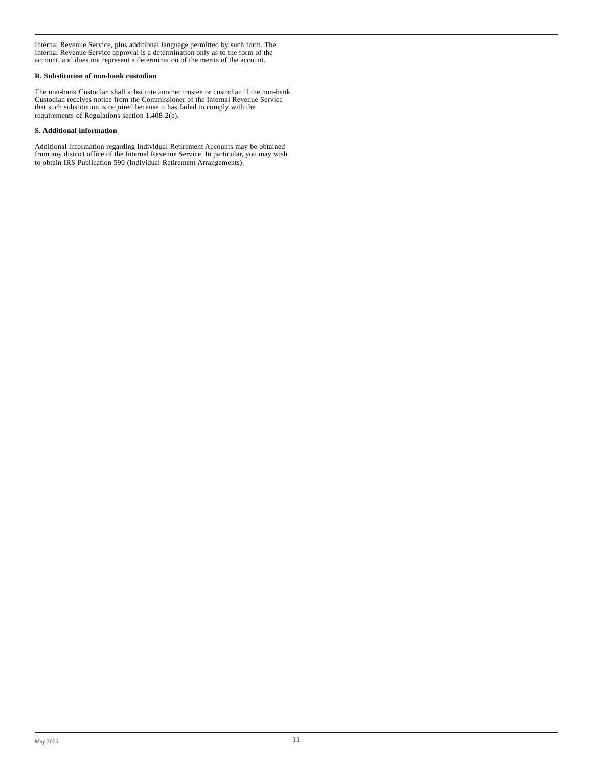Internal Revenue Service, plus additional language permitted by such form. The Internal Revenue Service approval is a determination only as to the form of the account, and does not represent a determination of the merits of the account.

**R. Substitution of non-bank custodian**

The non-bank Custodian shall substitute another trustee or custodian if the non-bank Custodian receives notice from the Commissioner of the Internal Revenue Service that such substitution is required because it has failed to comply with the requirements of Regulations section 1.408-2(e).

**S. Additional information**

Additional information regarding Individual Retirement Accounts may be obtained from any district office of the Internal Revenue Service. In particular, you may wish to obtain IRS Publication 590 (Individual Retirement Arrangements).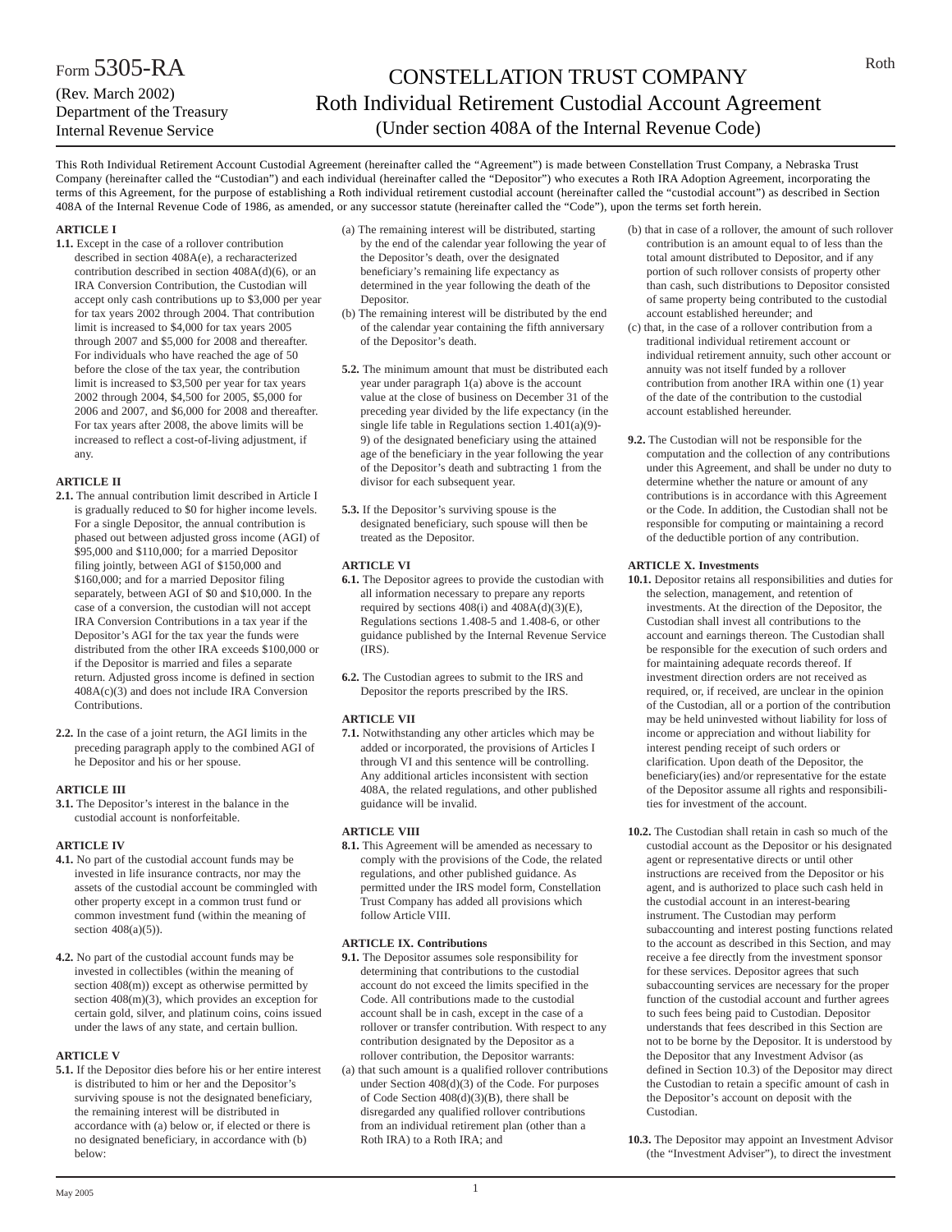Form 5305-RA

(Rev. March 2002)
Department of the Treasury
Internal Revenue Service

# CONSTELLATION TRUST COMPANY
## Roth Individual Retirement Custodial Account Agreement
### (Under section 408A of the Internal Revenue Code)

This Roth Individual Retirement Account Custodial Agreement (hereinafter called the "Agreement") is made between Constellation Trust Company, a Nebraska Trust Company (hereinafter called the "Custodian") and each individual (hereinafter called the "Depositor") who executes a Roth IRA Adoption Agreement, incorporating the terms of this Agreement, for the purpose of establishing a Roth individual retirement custodial account (hereinafter called the "custodial account") as described in Section 408A of the Internal Revenue Code of 1986, as amended, or any successor statute (hereinafter called the "Code"), upon the terms set forth herein.

**ARTICLE I**

**1.1.** Except in the case of a rollover contribution described in section 408A(e), a recharacterized contribution described in section 408A(d)(6), or an IRA Conversion Contribution, the Custodian will accept only cash contributions up to $3,000 per year for tax years 2002 through 2004. That contribution limit is increased to $4,000 for tax years 2005 through 2007 and $5,000 for 2008 and thereafter. For individuals who have reached the age of 50 before the close of the tax year, the contribution limit is increased to $3,500 per year for tax years 2002 through 2004, $4,500 for 2005, $5,000 for 2006 and 2007, and $6,000 for 2008 and thereafter. For tax years after 2008, the above limits will be increased to reflect a cost-of-living adjustment, if any.

**ARTICLE II**

**2.1.** The annual contribution limit described in Article I is gradually reduced to $0 for higher income levels. For a single Depositor, the annual contribution is phased out between adjusted gross income (AGI) of $95,000 and $110,000; for a married Depositor filing jointly, between AGI of $150,000 and $160,000; and for a married Depositor filing separately, between AGI of $0 and $10,000. In the case of a conversion, the custodian will not accept IRA Conversion Contributions in a tax year if the Depositor's AGI for the tax year the funds were distributed from the other IRA exceeds $100,000 or if the Depositor is married and files a separate return. Adjusted gross income is defined in section 408A(c)(3) and does not include IRA Conversion Contributions.

**2.2.** In the case of a joint return, the AGI limits in the preceding paragraph apply to the combined AGI of he Depositor and his or her spouse.

**ARTICLE III**

**3.1.** The Depositor's interest in the balance in the custodial account is nonforfeitable.

**ARTICLE IV**

**4.1.** No part of the custodial account funds may be invested in life insurance contracts, nor may the assets of the custodial account be commingled with other property except in a common trust fund or common investment fund (within the meaning of section 408(a)(5)).

**4.2.** No part of the custodial account funds may be invested in collectibles (within the meaning of section 408(m)) except as otherwise permitted by section 408(m)(3), which provides an exception for certain gold, silver, and platinum coins, coins issued under the laws of any state, and certain bullion.

**ARTICLE V**

**5.1.** If the Depositor dies before his or her entire interest is distributed to him or her and the Depositor's surviving spouse is not the designated beneficiary, the remaining interest will be distributed in accordance with (a) below or, if elected or there is no designated beneficiary, in accordance with (b) below:

(a) The remaining interest will be distributed, starting by the end of the calendar year following the year of the Depositor's death, over the designated beneficiary's remaining life expectancy as determined in the year following the death of the Depositor.

(b) The remaining interest will be distributed by the end of the calendar year containing the fifth anniversary of the Depositor's death.

**5.2.** The minimum amount that must be distributed each year under paragraph 1(a) above is the account value at the close of business on December 31 of the preceding year divided by the life expectancy (in the single life table in Regulations section 1.401(a)(9)-9) of the designated beneficiary using the attained age of the beneficiary in the year following the year of the Depositor's death and subtracting 1 from the divisor for each subsequent year.

**5.3.** If the Depositor's surviving spouse is the designated beneficiary, such spouse will then be treated as the Depositor.

**ARTICLE VI**

**6.1.** The Depositor agrees to provide the custodian with all information necessary to prepare any reports required by sections 408(i) and 408A(d)(3)(E), Regulations sections 1.408-5 and 1.408-6, or other guidance published by the Internal Revenue Service (IRS).

**6.2.** The Custodian agrees to submit to the IRS and Depositor the reports prescribed by the IRS.

**ARTICLE VII**

**7.1.** Notwithstanding any other articles which may be added or incorporated, the provisions of Articles I through VI and this sentence will be controlling. Any additional articles inconsistent with section 408A, the related regulations, and other published guidance will be invalid.

**ARTICLE VIII**

**8.1.** This Agreement will be amended as necessary to comply with the provisions of the Code, the related regulations, and other published guidance. As permitted under the IRS model form, Constellation Trust Company has added all provisions which follow Article VIII.

**ARTICLE IX. Contributions**

**9.1.** The Depositor assumes sole responsibility for determining that contributions to the custodial account do not exceed the limits specified in the Code. All contributions made to the custodial account shall be in cash, except in the case of a rollover or transfer contribution. With respect to any contribution designated by the Depositor as a rollover contribution, the Depositor warrants:

(a) that such amount is a qualified rollover contributions under Section 408(d)(3) of the Code. For purposes of Code Section 408(d)(3)(B), there shall be disregarded any qualified rollover contributions from an individual retirement plan (other than a Roth IRA) to a Roth IRA; and

(b) that in case of a rollover, the amount of such rollover contribution is an amount equal to of less than the total amount distributed to Depositor, and if any portion of such rollover consists of property other than cash, such distributions to Depositor consisted of same property being contributed to the custodial account established hereunder; and

(c) that, in the case of a rollover contribution from a traditional individual retirement account or individual retirement annuity, such other account or annuity was not itself funded by a rollover contribution from another IRA within one (1) year of the date of the contribution to the custodial account established hereunder.

**9.2.** The Custodian will not be responsible for the computation and the collection of any contributions under this Agreement, and shall be under no duty to determine whether the nature or amount of any contributions is in accordance with this Agreement or the Code. In addition, the Custodian shall not be responsible for computing or maintaining a record of the deductible portion of any contribution.

**ARTICLE X. Investments**

**10.1.** Depositor retains all responsibilities and duties for the selection, management, and retention of investments. At the direction of the Depositor, the Custodian shall invest all contributions to the account and earnings thereon. The Custodian shall be responsible for the execution of such orders and for maintaining adequate records thereof. If investment direction orders are not received as required, or, if received, are unclear in the opinion of the Custodian, all or a portion of the contribution may be held uninvested without liability for loss of income or appreciation and without liability for interest pending receipt of such orders or clarification. Upon death of the Depositor, the beneficiary(ies) and/or representative for the estate of the Depositor assume all rights and responsibilities for investment of the account.

**10.2.** The Custodian shall retain in cash so much of the custodial account as the Depositor or his designated agent or representative directs or until other instructions are received from the Depositor or his agent, and is authorized to place such cash held in the custodial account in an interest-bearing instrument. The Custodian may perform subaccounting and interest posting functions related to the account as described in this Section, and may receive a fee directly from the investment sponsor for these services. Depositor agrees that such subaccounting services are necessary for the proper function of the custodial account and further agrees to such fees being paid to Custodian. Depositor understands that fees described in this Section are not to be borne by the Depositor. It is understood by the Depositor that any Investment Advisor (as defined in Section 10.3) of the Depositor may direct the Custodian to retain a specific amount of cash in the Depositor's account on deposit with the Custodian.

**10.3.** The Depositor may appoint an Investment Advisor (the "Investment Adviser"), to direct the investment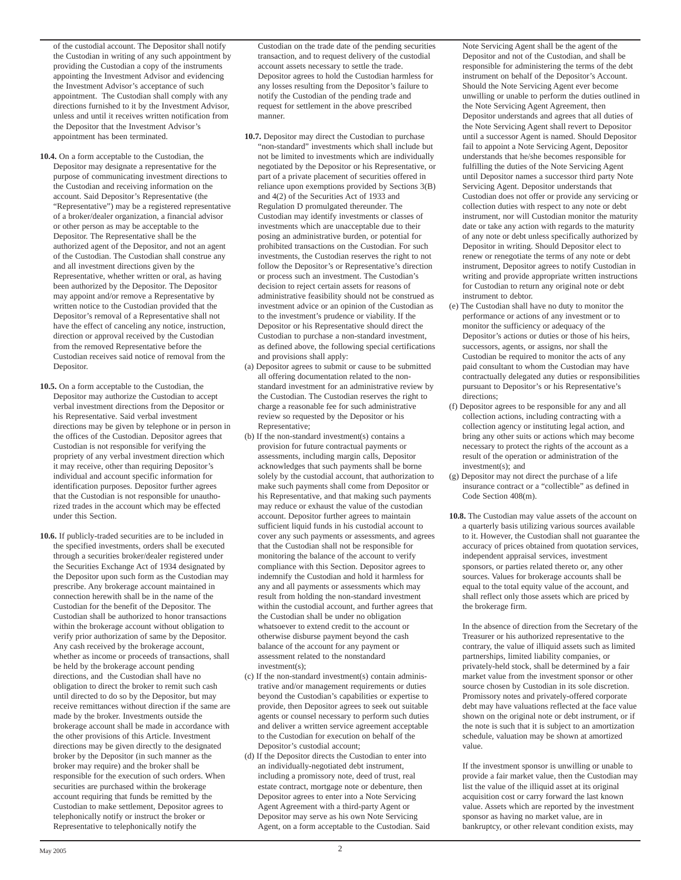of the custodial account. The Depositor shall notify the Custodian in writing of any such appointment by providing the Custodian a copy of the instruments appointing the Investment Advisor and evidencing the Investment Advisor's acceptance of such appointment. The Custodian shall comply with any directions furnished to it by the Investment Advisor, unless and until it receives written notification from the Depositor that the Investment Advisor's appointment has been terminated.

**10.4.** On a form acceptable to the Custodian, the Depositor may designate a representative for the purpose of communicating investment directions to the Custodian and receiving information on the account. Said Depositor's Representative (the "Representative") may be a registered representative of a broker/dealer organization, a financial advisor or other person as may be acceptable to the Depositor. The Representative shall be the authorized agent of the Depositor, and not an agent of the Custodian. The Custodian shall construe any and all investment directions given by the Representative, whether written or oral, as having been authorized by the Depositor. The Depositor may appoint and/or remove a Representative by written notice to the Custodian provided that the Depositor's removal of a Representative shall not have the effect of canceling any notice, instruction, direction or approval received by the Custodian from the removed Representative before the Custodian receives said notice of removal from the Depositor.

**10.5.** On a form acceptable to the Custodian, the Depositor may authorize the Custodian to accept verbal investment directions from the Depositor or his Representative. Said verbal investment directions may be given by telephone or in person in the offices of the Custodian. Depositor agrees that Custodian is not responsible for verifying the propriety of any verbal investment direction which it may receive, other than requiring Depositor's individual and account specific information for identification purposes. Depositor further agrees that the Custodian is not responsible for unauthorized trades in the account which may be effected under this Section.

**10.6.** If publicly-traded securities are to be included in the specified investments, orders shall be executed through a securities broker/dealer registered under the Securities Exchange Act of 1934 designated by the Depositor upon such form as the Custodian may prescribe. Any brokerage account maintained in connection herewith shall be in the name of the Custodian for the benefit of the Depositor. The Custodian shall be authorized to honor transactions within the brokerage account without obligation to verify prior authorization of same by the Depositor. Any cash received by the brokerage account, whether as income or proceeds of transactions, shall be held by the brokerage account pending directions, and the Custodian shall have no obligation to direct the broker to remit such cash until directed to do so by the Depositor, but may receive remittances without direction if the same are made by the broker. Investments outside the brokerage account shall be made in accordance with the other provisions of this Article. Investment directions may be given directly to the designated broker by the Depositor (in such manner as the broker may require) and the broker shall be responsible for the execution of such orders. When securities are purchased within the brokerage account requiring that funds be remitted by the Custodian to make settlement, Depositor agrees to telephonically notify or instruct the broker or Representative to telephonically notify the Custodian on the trade date of the pending securities transaction, and to request delivery of the custodial account assets necessary to settle the trade. Depositor agrees to hold the Custodian harmless for any losses resulting from the Depositor's failure to notify the Custodian of the pending trade and request for settlement in the above prescribed manner.

**10.7.** Depositor may direct the Custodian to purchase "non-standard" investments which shall include but not be limited to investments which are individually negotiated by the Depositor or his Representative, or part of a private placement of securities offered in reliance upon exemptions provided by Sections 3(B) and 4(2) of the Securities Act of 1933 and Regulation D promulgated thereunder. The Custodian may identify investments or classes of investments which are unacceptable due to their posing an administrative burden, or potential for prohibited transactions on the Custodian. For such investments, the Custodian reserves the right to not follow the Depositor's or Representative's direction or process such an investment. The Custodian's decision to reject certain assets for reasons of administrative feasibility should not be construed as investment advice or an opinion of the Custodian as to the investment's prudence or viability. If the Depositor or his Representative should direct the Custodian to purchase a non-standard investment, as defined above, the following special certifications and provisions shall apply:

(a) Depositor agrees to submit or cause to be submitted all offering documentation related to the non-standard investment for an administrative review by the Custodian. The Custodian reserves the right to charge a reasonable fee for such administrative review so requested by the Depositor or his Representative;

(b) If the non-standard investment(s) contains a provision for future contractual payments or assessments, including margin calls, Depositor acknowledges that such payments shall be borne solely by the custodial account, that authorization to make such payments shall come from Depositor or his Representative, and that making such payments may reduce or exhaust the value of the custodian account. Depositor further agrees to maintain sufficient liquid funds in his custodial account to cover any such payments or assessments, and agrees that the Custodian shall not be responsible for monitoring the balance of the account to verify compliance with this Section. Depositor agrees to indemnify the Custodian and hold it harmless for any and all payments or assessments which may result from holding the non-standard investment within the custodial account, and further agrees that the Custodian shall be under no obligation whatsoever to extend credit to the account or otherwise disburse payment beyond the cash balance of the account for any payment or assessment related to the nonstandard investment(s);

(c) If the non-standard investment(s) contain administrative and/or management requirements or duties beyond the Custodian's capabilities or expertise to provide, then Depositor agrees to seek out suitable agents or counsel necessary to perform such duties and deliver a written service agreement acceptable to the Custodian for execution on behalf of the Depositor's custodial account;

(d) If the Depositor directs the Custodian to enter into an individually-negotiated debt instrument, including a promissory note, deed of trust, real estate contract, mortgage note or debenture, then Depositor agrees to enter into a Note Servicing Agent Agreement with a third-party Agent or Depositor may serve as his own Note Servicing Agent, on a form acceptable to the Custodian. Said Note Servicing Agent shall be the agent of the Depositor and not of the Custodian, and shall be responsible for administering the terms of the debt instrument on behalf of the Depositor's Account. Should the Note Servicing Agent ever become unwilling or unable to perform the duties outlined in the Note Servicing Agent Agreement, then Depositor understands and agrees that all duties of the Note Servicing Agent shall revert to Depositor until a successor Agent is named. Should Depositor fail to appoint a Note Servicing Agent, Depositor understands that he/she becomes responsible for fulfilling the duties of the Note Servicing Agent until Depositor names a successor third party Note Servicing Agent. Depositor understands that Custodian does not offer or provide any servicing or collection duties with respect to any note or debt instrument, nor will Custodian monitor the maturity date or take any action with regards to the maturity of any note or debt unless specifically authorized by Depositor in writing. Should Depositor elect to renew or renegotiate the terms of any note or debt instrument, Depositor agrees to notify Custodian in writing and provide appropriate written instructions for Custodian to return any original note or debt instrument to debtor.

(e) The Custodian shall have no duty to monitor the performance or actions of any investment or to monitor the sufficiency or adequacy of the Depositor's actions or duties or those of his heirs, successors, agents, or assigns, nor shall the Custodian be required to monitor the acts of any paid consultant to whom the Custodian may have contractually delegated any duties or responsibilities pursuant to Depositor's or his Representative's directions;

(f) Depositor agrees to be responsible for any and all collection actions, including contracting with a collection agency or instituting legal action, and bring any other suits or actions which may become necessary to protect the rights of the account as a result of the operation or administration of the investment(s); and

(g) Depositor may not direct the purchase of a life insurance contract or a "collectible" as defined in Code Section 408(m).

**10.8.** The Custodian may value assets of the account on a quarterly basis utilizing various sources available to it. However, the Custodian shall not guarantee the accuracy of prices obtained from quotation services, independent appraisal services, investment sponsors, or parties related thereto or, any other sources. Values for brokerage accounts shall be equal to the total equity value of the account, and shall reflect only those assets which are priced by the brokerage firm.

In the absence of direction from the Secretary of the Treasurer or his authorized representative to the contrary, the value of illiquid assets such as limited partnerships, limited liability companies, or privately-held stock, shall be determined by a fair market value from the investment sponsor or other source chosen by Custodian in its sole discretion. Promissory notes and privately-offered corporate debt may have valuations reflected at the face value shown on the original note or debt instrument, or if the note is such that it is subject to an amortization schedule, valuation may be shown at amortized value.

If the investment sponsor is unwilling or unable to provide a fair market value, then the Custodian may list the value of the illiquid asset at its original acquisition cost or carry forward the last known value. Assets which are reported by the investment sponsor as having no market value, are in bankruptcy, or other relevant condition exists, may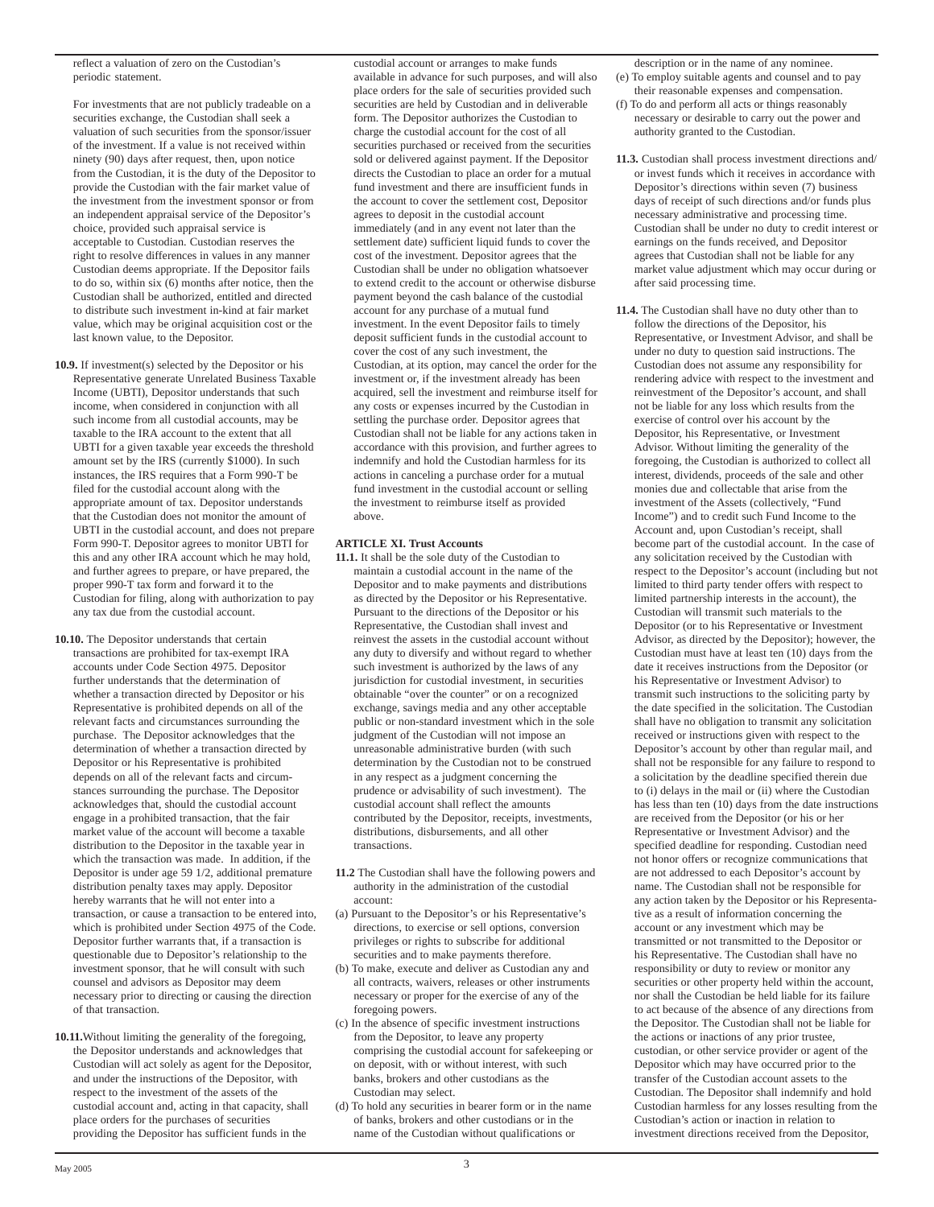reflect a valuation of zero on the Custodian's periodic statement.

For investments that are not publicly tradeable on a securities exchange, the Custodian shall seek a valuation of such securities from the sponsor/issuer of the investment. If a value is not received within ninety (90) days after request, then, upon notice from the Custodian, it is the duty of the Depositor to provide the Custodian with the fair market value of the investment from the investment sponsor or from an independent appraisal service of the Depositor's choice, provided such appraisal service is acceptable to Custodian. Custodian reserves the right to resolve differences in values in any manner Custodian deems appropriate. If the Depositor fails to do so, within six (6) months after notice, then the Custodian shall be authorized, entitled and directed to distribute such investment in-kind at fair market value, which may be original acquisition cost or the last known value, to the Depositor.

**10.9.** If investment(s) selected by the Depositor or his Representative generate Unrelated Business Taxable Income (UBTI), Depositor understands that such income, when considered in conjunction with all such income from all custodial accounts, may be taxable to the IRA account to the extent that all UBTI for a given taxable year exceeds the threshold amount set by the IRS (currently $1000). In such instances, the IRS requires that a Form 990-T be filed for the custodial account along with the appropriate amount of tax. Depositor understands that the Custodian does not monitor the amount of UBTI in the custodial account, and does not prepare Form 990-T. Depositor agrees to monitor UBTI for this and any other IRA account which he may hold, and further agrees to prepare, or have prepared, the proper 990-T tax form and forward it to the Custodian for filing, along with authorization to pay any tax due from the custodial account.

**10.10.** The Depositor understands that certain transactions are prohibited for tax-exempt IRA accounts under Code Section 4975. Depositor further understands that the determination of whether a transaction directed by Depositor or his Representative is prohibited depends on all of the relevant facts and circumstances surrounding the purchase. The Depositor acknowledges that the determination of whether a transaction directed by Depositor or his Representative is prohibited depends on all of the relevant facts and circumstances surrounding the purchase. The Depositor acknowledges that, should the custodial account engage in a prohibited transaction, that the fair market value of the account will become a taxable distribution to the Depositor in the taxable year in which the transaction was made. In addition, if the Depositor is under age 59 1/2, additional premature distribution penalty taxes may apply. Depositor hereby warrants that he will not enter into a transaction, or cause a transaction to be entered into, which is prohibited under Section 4975 of the Code. Depositor further warrants that, if a transaction is questionable due to Depositor's relationship to the investment sponsor, that he will consult with such counsel and advisors as Depositor may deem necessary prior to directing or causing the direction of that transaction.

**10.11.** Without limiting the generality of the foregoing, the Depositor understands and acknowledges that Custodian will act solely as agent for the Depositor, and under the instructions of the Depositor, with respect to the investment of the assets of the custodial account and, acting in that capacity, shall place orders for the purchases of securities providing the Depositor has sufficient funds in the custodial account or arranges to make funds available in advance for such purposes, and will also place orders for the sale of securities provided such securities are held by Custodian and in deliverable form. The Depositor authorizes the Custodian to charge the custodial account for the cost of all securities purchased or received from the securities sold or delivered against payment. If the Depositor directs the Custodian to place an order for a mutual fund investment and there are insufficient funds in the account to cover the settlement cost, Depositor agrees to deposit in the custodial account immediately (and in any event not later than the settlement date) sufficient liquid funds to cover the cost of the investment. Depositor agrees that the Custodian shall be under no obligation whatsoever to extend credit to the account or otherwise disburse payment beyond the cash balance of the custodial account for any purchase of a mutual fund investment. In the event Depositor fails to timely deposit sufficient funds in the custodial account to cover the cost of any such investment, the Custodian, at its option, may cancel the order for the investment or, if the investment already has been acquired, sell the investment and reimburse itself for any costs or expenses incurred by the Custodian in settling the purchase order. Depositor agrees that Custodian shall not be liable for any actions taken in accordance with this provision, and further agrees to indemnify and hold the Custodian harmless for its actions in canceling a purchase order for a mutual fund investment in the custodial account or selling the investment to reimburse itself as provided above.

## ARTICLE XI. Trust Accounts

**11.1.** It shall be the sole duty of the Custodian to maintain a custodial account in the name of the Depositor and to make payments and distributions as directed by the Depositor or his Representative. Pursuant to the directions of the Depositor or his Representative, the Custodian shall invest and reinvest the assets in the custodial account without any duty to diversify and without regard to whether such investment is authorized by the laws of any jurisdiction for custodial investment, in securities obtainable "over the counter" or on a recognized exchange, savings media and any other acceptable public or non-standard investment which in the sole judgment of the Custodian will not impose an unreasonable administrative burden (with such determination by the Custodian not to be construed in any respect as a judgment concerning the prudence or advisability of such investment). The custodial account shall reflect the amounts contributed by the Depositor, receipts, investments, distributions, disbursements, and all other transactions.

**11.2** The Custodian shall have the following powers and authority in the administration of the custodial account:

(a) Pursuant to the Depositor's or his Representative's directions, to exercise or sell options, conversion privileges or rights to subscribe for additional securities and to make payments therefore.

(b) To make, execute and deliver as Custodian any and all contracts, waivers, releases or other instruments necessary or proper for the exercise of any of the foregoing powers.

(c) In the absence of specific investment instructions from the Depositor, to leave any property comprising the custodial account for safekeeping or on deposit, with or without interest, with such banks, brokers and other custodians as the Custodian may select.

(d) To hold any securities in bearer form or in the name of banks, brokers and other custodians or in the name of the Custodian without qualifications or description or in the name of any nominee.

(e) To employ suitable agents and counsel and to pay their reasonable expenses and compensation.

(f) To do and perform all acts or things reasonably necessary or desirable to carry out the power and authority granted to the Custodian.

**11.3.** Custodian shall process investment directions and/or invest funds which it receives in accordance with Depositor's directions within seven (7) business days of receipt of such directions and/or funds plus necessary administrative and processing time. Custodian shall be under no duty to credit interest or earnings on the funds received, and Depositor agrees that Custodian shall not be liable for any market value adjustment which may occur during or after said processing time.

**11.4.** The Custodian shall have no duty other than to follow the directions of the Depositor, his Representative, or Investment Advisor, and shall be under no duty to question said instructions. The Custodian does not assume any responsibility for rendering advice with respect to the investment and reinvestment of the Depositor's account, and shall not be liable for any loss which results from the exercise of control over his account by the Depositor, his Representative, or Investment Advisor. Without limiting the generality of the foregoing, the Custodian is authorized to collect all interest, dividends, proceeds of the sale and other monies due and collectable that arise from the investment of the Assets (collectively, "Fund Income") and to credit such Fund Income to the Account and, upon Custodian's receipt, shall become part of the custodial account. In the case of any solicitation received by the Custodian with respect to the Depositor's account (including but not limited to third party tender offers with respect to limited partnership interests in the account), the Custodian will transmit such materials to the Depositor (or to his Representative or Investment Advisor, as directed by the Depositor); however, the Custodian must have at least ten (10) days from the date it receives instructions from the Depositor (or his Representative or Investment Advisor) to transmit such instructions to the soliciting party by the date specified in the solicitation. The Custodian shall have no obligation to transmit any solicitation received or instructions given with respect to the Depositor's account by other than regular mail, and shall not be responsible for any failure to respond to a solicitation by the deadline specified therein due to (i) delays in the mail or (ii) where the Custodian has less than ten (10) days from the date instructions are received from the Depositor (or his or her Representative or Investment Advisor) and the specified deadline for responding. Custodian need not honor offers or recognize communications that are not addressed to each Depositor's account by name. The Custodian shall not be responsible for any action taken by the Depositor or his Representative as a result of information concerning the account or any investment which may be transmitted or not transmitted to the Depositor or his Representative. The Custodian shall have no responsibility or duty to review or monitor any securities or other property held within the account, nor shall the Custodian be held liable for its failure to act because of the absence of any directions from the Depositor. The Custodian shall not be liable for the actions or inactions of any prior trustee, custodian, or other service provider or agent of the Depositor which may have occurred prior to the transfer of the Custodian account assets to the Custodian. The Depositor shall indemnify and hold Custodian harmless for any losses resulting from the Custodian's action or inaction in relation to investment directions received from the Depositor,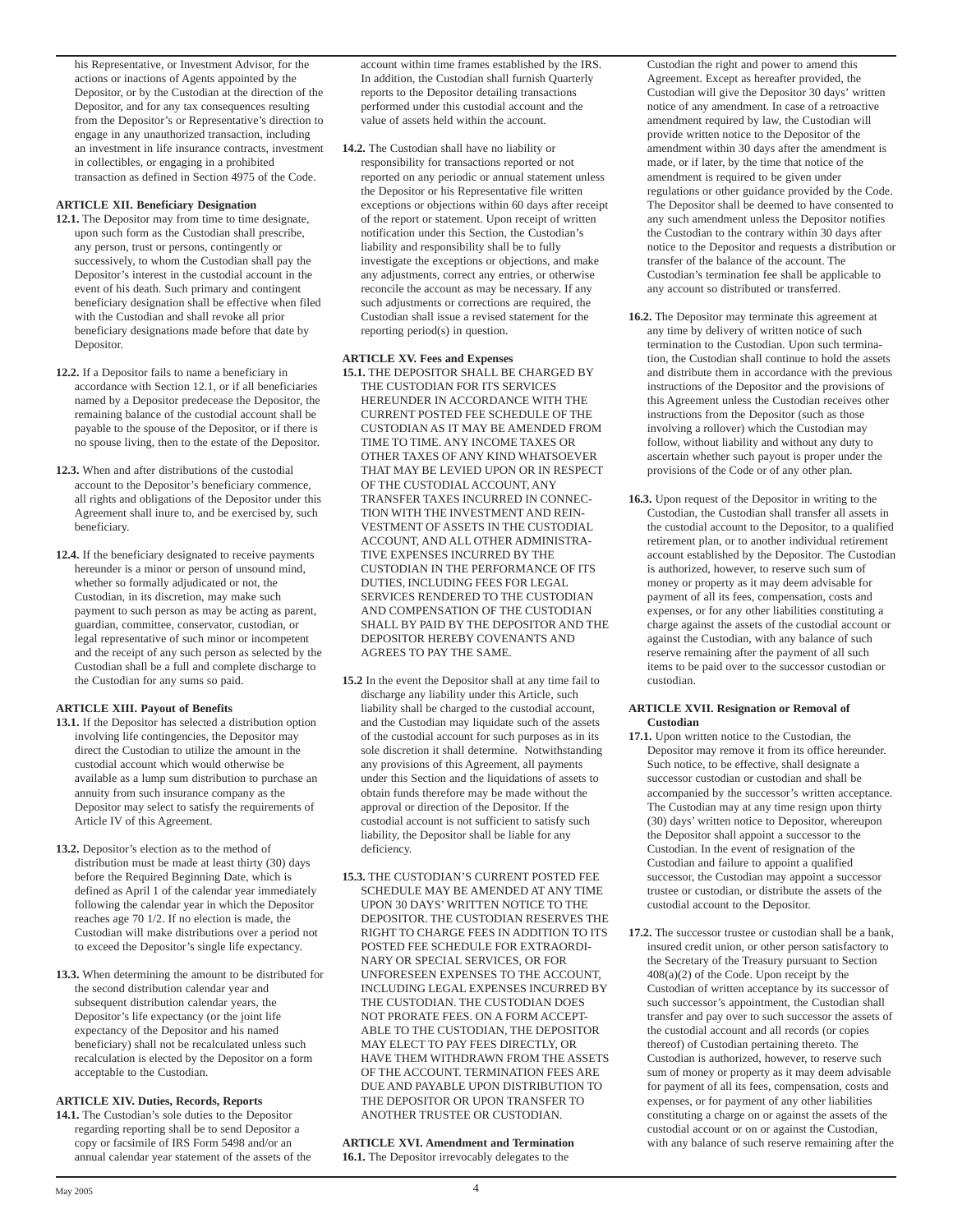his Representative, or Investment Advisor, for the actions or inactions of Agents appointed by the Depositor, or by the Custodian at the direction of the Depositor, and for any tax consequences resulting from the Depositor's or Representative's direction to engage in any unauthorized transaction, including an investment in life insurance contracts, investment in collectibles, or engaging in a prohibited transaction as defined in Section 4975 of the Code.

**ARTICLE XII. Beneficiary Designation**

**12.1.** The Depositor may from time to time designate, upon such form as the Custodian shall prescribe, any person, trust or persons, contingently or successively, to whom the Custodian shall pay the Depositor's interest in the custodial account in the event of his death. Such primary and contingent beneficiary designation shall be effective when filed with the Custodian and shall revoke all prior beneficiary designations made before that date by Depositor.

**12.2.** If a Depositor fails to name a beneficiary in accordance with Section 12.1, or if all beneficiaries named by a Depositor predecease the Depositor, the remaining balance of the custodial account shall be payable to the spouse of the Depositor, or if there is no spouse living, then to the estate of the Depositor.

**12.3.** When and after distributions of the custodial account to the Depositor's beneficiary commence, all rights and obligations of the Depositor under this Agreement shall inure to, and be exercised by, such beneficiary.

**12.4.** If the beneficiary designated to receive payments hereunder is a minor or person of unsound mind, whether so formally adjudicated or not, the Custodian, in its discretion, may make such payment to such person as may be acting as parent, guardian, committee, conservator, custodian, or legal representative of such minor or incompetent and the receipt of any such person as selected by the Custodian shall be a full and complete discharge to the Custodian for any sums so paid.

**ARTICLE XIII. Payout of Benefits**

**13.1.** If the Depositor has selected a distribution option involving life contingencies, the Depositor may direct the Custodian to utilize the amount in the custodial account which would otherwise be available as a lump sum distribution to purchase an annuity from such insurance company as the Depositor may select to satisfy the requirements of Article IV of this Agreement.

**13.2.** Depositor's election as to the method of distribution must be made at least thirty (30) days before the Required Beginning Date, which is defined as April 1 of the calendar year immediately following the calendar year in which the Depositor reaches age 70 1/2. If no election is made, the Custodian will make distributions over a period not to exceed the Depositor's single life expectancy.

**13.3.** When determining the amount to be distributed for the second distribution calendar year and subsequent distribution calendar years, the Depositor's life expectancy (or the joint life expectancy of the Depositor and his named beneficiary) shall not be recalculated unless such recalculation is elected by the Depositor on a form acceptable to the Custodian.

**ARTICLE XIV. Duties, Records, Reports**

**14.1.** The Custodian's sole duties to the Depositor regarding reporting shall be to send Depositor a copy or facsimile of IRS Form 5498 and/or an annual calendar year statement of the assets of the account within time frames established by the IRS. In addition, the Custodian shall furnish Quarterly reports to the Depositor detailing transactions performed under this custodial account and the value of assets held within the account.

**14.2.** The Custodian shall have no liability or responsibility for transactions reported or not reported on any periodic or annual statement unless the Depositor or his Representative file written exceptions or objections within 60 days after receipt of the report or statement. Upon receipt of written notification under this Section, the Custodian's liability and responsibility shall be to fully investigate the exceptions or objections, and make any adjustments, correct any entries, or otherwise reconcile the account as may be necessary. If any such adjustments or corrections are required, the Custodian shall issue a revised statement for the reporting period(s) in question.

**ARTICLE XV. Fees and Expenses**

**15.1.** THE DEPOSITOR SHALL BE CHARGED BY THE CUSTODIAN FOR ITS SERVICES HEREUNDER IN ACCORDANCE WITH THE CURRENT POSTED FEE SCHEDULE OF THE CUSTODIAN AS IT MAY BE AMENDED FROM TIME TO TIME. ANY INCOME TAXES OR OTHER TAXES OF ANY KIND WHATSOEVER THAT MAY BE LEVIED UPON OR IN RESPECT OF THE CUSTODIAL ACCOUNT, ANY TRANSFER TAXES INCURRED IN CONNECTION WITH THE INVESTMENT AND REINVESTMENT OF ASSETS IN THE CUSTODIAL ACCOUNT, AND ALL OTHER ADMINISTRATIVE EXPENSES INCURRED BY THE CUSTODIAN IN THE PERFORMANCE OF ITS DUTIES, INCLUDING FEES FOR LEGAL SERVICES RENDERED TO THE CUSTODIAN AND COMPENSATION OF THE CUSTODIAN SHALL BY PAID BY THE DEPOSITOR AND THE DEPOSITOR HEREBY COVENANTS AND AGREES TO PAY THE SAME.

**15.2** In the event the Depositor shall at any time fail to discharge any liability under this Article, such liability shall be charged to the custodial account, and the Custodian may liquidate such of the assets of the custodial account for such purposes as in its sole discretion it shall determine. Notwithstanding any provisions of this Agreement, all payments under this Section and the liquidations of assets to obtain funds therefore may be made without the approval or direction of the Depositor. If the custodial account is not sufficient to satisfy such liability, the Depositor shall be liable for any deficiency.

**15.3.** THE CUSTODIAN'S CURRENT POSTED FEE SCHEDULE MAY BE AMENDED AT ANY TIME UPON 30 DAYS' WRITTEN NOTICE TO THE DEPOSITOR. THE CUSTODIAN RESERVES THE RIGHT TO CHARGE FEES IN ADDITION TO ITS POSTED FEE SCHEDULE FOR EXTRAORDINARY OR SPECIAL SERVICES, OR FOR UNFORESEEN EXPENSES TO THE ACCOUNT, INCLUDING LEGAL EXPENSES INCURRED BY THE CUSTODIAN. THE CUSTODIAN DOES NOT PRORATE FEES. ON A FORM ACCEPTABLE TO THE CUSTODIAN, THE DEPOSITOR MAY ELECT TO PAY FEES DIRECTLY, OR HAVE THEM WITHDRAWN FROM THE ASSETS OF THE ACCOUNT. TERMINATION FEES ARE DUE AND PAYABLE UPON DISTRIBUTION TO THE DEPOSITOR OR UPON TRANSFER TO ANOTHER TRUSTEE OR CUSTODIAN.

**ARTICLE XVI. Amendment and Termination**

**16.1.** The Depositor irrevocably delegates to the Custodian the right and power to amend this Agreement. Except as hereafter provided, the Custodian will give the Depositor 30 days' written notice of any amendment. In case of a retroactive amendment required by law, the Custodian will provide written notice to the Depositor of the amendment within 30 days after the amendment is made, or if later, by the time that notice of the amendment is required to be given under regulations or other guidance provided by the Code. The Depositor shall be deemed to have consented to any such amendment unless the Depositor notifies the Custodian to the contrary within 30 days after notice to the Depositor and requests a distribution or transfer of the balance of the account. The Custodian's termination fee shall be applicable to any account so distributed or transferred.

**16.2.** The Depositor may terminate this agreement at any time by delivery of written notice of such termination to the Custodian. Upon such termination, the Custodian shall continue to hold the assets and distribute them in accordance with the previous instructions of the Depositor and the provisions of this Agreement unless the Custodian receives other instructions from the Depositor (such as those involving a rollover) which the Custodian may follow, without liability and without any duty to ascertain whether such payout is proper under the provisions of the Code or of any other plan.

**16.3.** Upon request of the Depositor in writing to the Custodian, the Custodian shall transfer all assets in the custodial account to the Depositor, to a qualified retirement plan, or to another individual retirement account established by the Depositor. The Custodian is authorized, however, to reserve such sum of money or property as it may deem advisable for payment of all its fees, compensation, costs and expenses, or for any other liabilities constituting a charge against the assets of the custodial account or against the Custodian, with any balance of such reserve remaining after the payment of all such items to be paid over to the successor custodian or custodian.

**ARTICLE XVII. Resignation or Removal of Custodian**

**17.1.** Upon written notice to the Custodian, the Depositor may remove it from its office hereunder. Such notice, to be effective, shall designate a successor custodian or custodian and shall be accompanied by the successor's written acceptance. The Custodian may at any time resign upon thirty (30) days' written notice to Depositor, whereupon the Depositor shall appoint a successor to the Custodian. In the event of resignation of the Custodian and failure to appoint a qualified successor, the Custodian may appoint a successor trustee or custodian, or distribute the assets of the custodial account to the Depositor.

**17.2.** The successor trustee or custodian shall be a bank, insured credit union, or other person satisfactory to the Secretary of the Treasury pursuant to Section 408(a)(2) of the Code. Upon receipt by the Custodian of written acceptance by its successor of such successor's appointment, the Custodian shall transfer and pay over to such successor the assets of the custodial account and all records (or copies thereof) of Custodian pertaining thereto. The Custodian is authorized, however, to reserve such sum of money or property as it may deem advisable for payment of all its fees, compensation, costs and expenses, or for payment of any other liabilities constituting a charge on or against the assets of the custodial account or on or against the Custodian, with any balance of such reserve remaining after the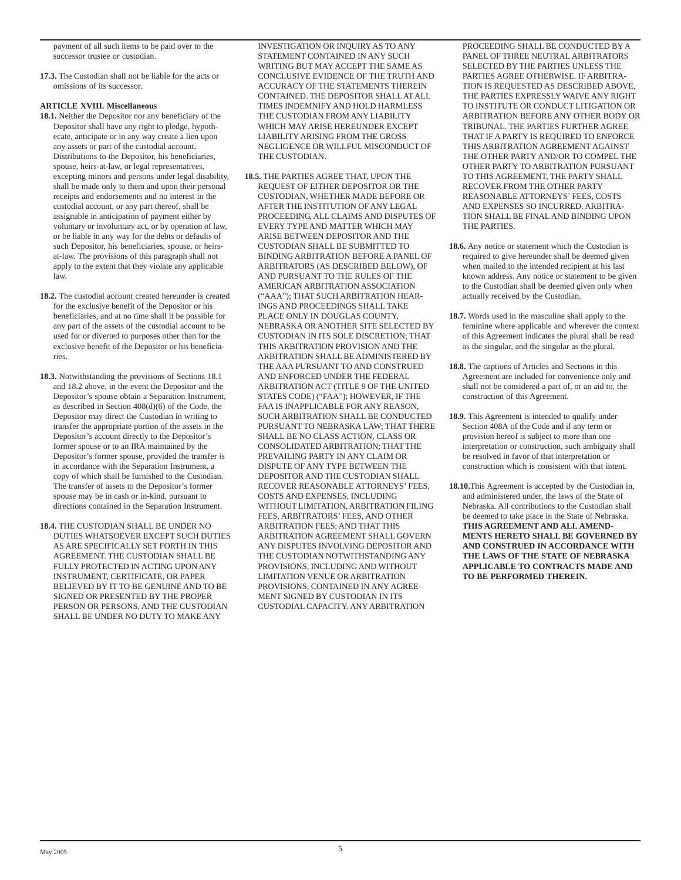payment of all such items to be paid over to the successor trustee or custodian.

**17.3.** The Custodian shall not be liable for the acts or omissions of its successor.

**ARTICLE XVIII. Miscellaneous**

**18.1.** Neither the Depositor nor any beneficiary of the Depositor shall have any right to pledge, hypothecate, anticipate or in any way create a lien upon any assets or part of the custodial account. Distributions to the Depositor, his beneficiaries, spouse, heirs-at-law, or legal representatives, excepting minors and persons under legal disability, shall be made only to them and upon their personal receipts and endorsements and no interest in the custodial account, or any part thereof, shall be assignable in anticipation of payment either by voluntary or involuntary act, or by operation of law, or be liable in any way for the debts or defaults of such Depositor, his beneficiaries, spouse, or heirs-at-law. The provisions of this paragraph shall not apply to the extent that they violate any applicable law.

**18.2.** The custodial account created hereunder is created for the exclusive benefit of the Depositor or his beneficiaries, and at no time shall it be possible for any part of the assets of the custodial account to be used for or diverted to purposes other than for the exclusive benefit of the Depositor or his beneficiaries.

**18.3.** Notwithstanding the provisions of Sections 18.1 and 18.2 above, in the event the Depositor and the Depositor's spouse obtain a Separation Instrument, as described in Section 408(d)(6) of the Code, the Depositor may direct the Custodian in writing to transfer the appropriate portion of the assets in the Depositor's account directly to the Depositor's former spouse or to an IRA maintained by the Depositor's former spouse, provided the transfer is in accordance with the Separation Instrument, a copy of which shall be furnished to the Custodian. The transfer of assets to the Depositor's former spouse may be in cash or in-kind, pursuant to directions contained in the Separation Instrument.

**18.4.** THE CUSTODIAN SHALL BE UNDER NO DUTIES WHATSOEVER EXCEPT SUCH DUTIES AS ARE SPECIFICALLY SET FORTH IN THIS AGREEMENT. THE CUSTODIAN SHALL BE FULLY PROTECTED IN ACTING UPON ANY INSTRUMENT, CERTIFICATE, OR PAPER BELIEVED BY IT TO BE GENUINE AND TO BE SIGNED OR PRESENTED BY THE PROPER PERSON OR PERSONS, AND THE CUSTODIAN SHALL BE UNDER NO DUTY TO MAKE ANY INVESTIGATION OR INQUIRY AS TO ANY STATEMENT CONTAINED IN ANY SUCH WRITING BUT MAY ACCEPT THE SAME AS CONCLUSIVE EVIDENCE OF THE TRUTH AND ACCURACY OF THE STATEMENTS THEREIN CONTAINED. THE DEPOSITOR SHALL AT ALL TIMES INDEMNIFY AND HOLD HARMLESS THE CUSTODIAN FROM ANY LIABILITY WHICH MAY ARISE HEREUNDER EXCEPT LIABILITY ARISING FROM THE GROSS NEGLIGENCE OR WILLFUL MISCONDUCT OF THE CUSTODIAN.

**18.5.** THE PARTIES AGREE THAT, UPON THE REQUEST OF EITHER DEPOSITOR OR THE CUSTODIAN, WHETHER MADE BEFORE OR AFTER THE INSTITUTION OF ANY LEGAL PROCEEDING, ALL CLAIMS AND DISPUTES OF EVERY TYPE AND MATTER WHICH MAY ARISE BETWEEN DEPOSITOR AND THE CUSTODIAN SHALL BE SUBMITTED TO BINDING ARBITRATION BEFORE A PANEL OF ARBITRATORS (AS DESCRIBED BELOW), OF AND PURSUANT TO THE RULES OF THE AMERICAN ARBITRATION ASSOCIATION ("AAA"); THAT SUCH ARBITRATION HEARINGS AND PROCEEDINGS SHALL TAKE PLACE ONLY IN DOUGLAS COUNTY, NEBRASKA OR ANOTHER SITE SELECTED BY CUSTODIAN IN ITS SOLE DISCRETION; THAT THIS ARBITRATION PROVISION AND THE ARBITRATION SHALL BE ADMINISTERED BY THE AAA PURSUANT TO AND CONSTRUED AND ENFORCED UNDER THE FEDERAL ARBITRATION ACT (TITLE 9 OF THE UNITED STATES CODE) ("FAA"); HOWEVER, IF THE FAA IS INAPPLICABLE FOR ANY REASON, SUCH ARBITRATION SHALL BE CONDUCTED PURSUANT TO NEBRASKA LAW; THAT THERE SHALL BE NO CLASS ACTION, CLASS OR CONSOLIDATED ARBITRATION; THAT THE PREVAILING PARTY IN ANY CLAIM OR DISPUTE OF ANY TYPE BETWEEN THE DEPOSITOR AND THE CUSTODIAN SHALL RECOVER REASONABLE ATTORNEYS' FEES, COSTS AND EXPENSES, INCLUDING WITHOUT LIMITATION, ARBITRATION FILING FEES, ARBITRATORS' FEES, AND OTHER ARBITRATION FEES; AND THAT THIS ARBITRATION AGREEMENT SHALL GOVERN ANY DISPUTES INVOLVING DEPOSITOR AND THE CUSTODIAN NOTWITHSTANDING ANY PROVISIONS, INCLUDING AND WITHOUT LIMITATION VENUE OR ARBITRATION PROVISIONS, CONTAINED IN ANY AGREEMENT SIGNED BY CUSTODIAN IN ITS CUSTODIAL CAPACITY. ANY ARBITRATION PROCEEDING SHALL BE CONDUCTED BY A PANEL OF THREE NEUTRAL ARBITRATORS SELECTED BY THE PARTIES UNLESS THE PARTIES AGREE OTHERWISE. IF ARBITRATION IS REQUESTED AS DESCRIBED ABOVE, THE PARTIES EXPRESSLY WAIVE ANY RIGHT TO INSTITUTE OR CONDUCT LITIGATION OR ARBITRATION BEFORE ANY OTHER BODY OR TRIBUNAL. THE PARTIES FURTHER AGREE THAT IF A PARTY IS REQUIRED TO ENFORCE THIS ARBITRATION AGREEMENT AGAINST THE OTHER PARTY AND/OR TO COMPEL THE OTHER PARTY TO ARBITRATION PURSUANT TO THIS AGREEMENT, THE PARTY SHALL RECOVER FROM THE OTHER PARTY REASONABLE ATTORNEYS' FEES, COSTS AND EXPENSES SO INCURRED. ARBITRATION SHALL BE FINAL AND BINDING UPON THE PARTIES.

**18.6.** Any notice or statement which the Custodian is required to give hereunder shall be deemed given when mailed to the intended recipient at his last known address. Any notice or statement to be given to the Custodian shall be deemed given only when actually received by the Custodian.

**18.7.** Words used in the masculine shall apply to the feminine where applicable and wherever the context of this Agreement indicates the plural shall be read as the singular, and the singular as the plural.

**18.8.** The captions of Articles and Sections in this Agreement are included for convenience only and shall not be considered a part of, or an aid to, the construction of this Agreement.

**18.9.** This Agreement is intended to qualify under Section 408A of the Code and if any term or provision hereof is subject to more than one interpretation or construction, such ambiguity shall be resolved in favor of that interpretation or construction which is consistent with that intent.

**18.10.** This Agreement is accepted by the Custodian in, and administered under, the laws of the State of Nebraska. All contributions to the Custodian shall be deemed to take place in the State of Nebraska. **THIS AGREEMENT AND ALL AMENDMENTS HERETO SHALL BE GOVERNED BY AND CONSTRUED IN ACCORDANCE WITH THE LAWS OF THE STATE OF NEBRASKA APPLICABLE TO CONTRACTS MADE AND TO BE PERFORMED THEREIN.**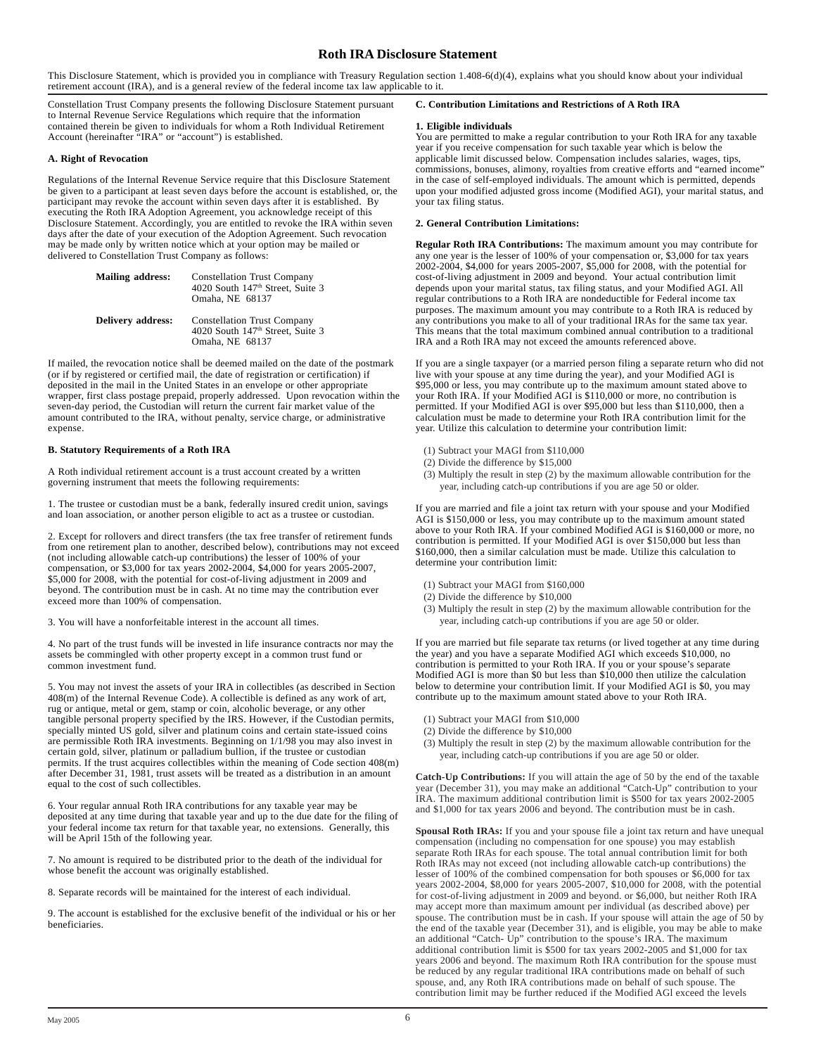# Roth IRA Disclosure Statement

This Disclosure Statement, which is provided you in compliance with Treasury Regulation section 1.408-6(d)(4), explains what you should know about your individual retirement account (IRA), and is a general review of the federal income tax law applicable to it.

Constellation Trust Company presents the following Disclosure Statement pursuant to Internal Revenue Service Regulations which require that the information contained therein be given to individuals for whom a Roth Individual Retirement Account (hereinafter "IRA" or "account") is established.

**A. Right of Revocation**

Regulations of the Internal Revenue Service require that this Disclosure Statement be given to a participant at least seven days before the account is established, or, the participant may revoke the account within seven days after it is established. By executing the Roth IRA Adoption Agreement, you acknowledge receipt of this Disclosure Statement. Accordingly, you are entitled to revoke the IRA within seven days after the date of your execution of the Adoption Agreement. Such revocation may be made only by written notice which at your option may be mailed or delivered to Constellation Trust Company as follows:

**Mailing address:** Constellation Trust Company
4020 South 147th Street, Suite 3
Omaha, NE 68137

**Delivery address:** Constellation Trust Company
4020 South 147th Street, Suite 3
Omaha, NE 68137

If mailed, the revocation notice shall be deemed mailed on the date of the postmark (or if by registered or certified mail, the date of registration or certification) if deposited in the mail in the United States in an envelope or other appropriate wrapper, first class postage prepaid, properly addressed. Upon revocation within the seven-day period, the Custodian will return the current fair market value of the amount contributed to the IRA, without penalty, service charge, or administrative expense.

**B. Statutory Requirements of a Roth IRA**

A Roth individual retirement account is a trust account created by a written governing instrument that meets the following requirements:

1. The trustee or custodian must be a bank, federally insured credit union, savings and loan association, or another person eligible to act as a trustee or custodian.

2. Except for rollovers and direct transfers (the tax free transfer of retirement funds from one retirement plan to another, described below), contributions may not exceed (not including allowable catch-up contributions) the lesser of 100% of your compensation, or $3,000 for tax years 2002-2004, $4,000 for years 2005-2007, $5,000 for 2008, with the potential for cost-of-living adjustment in 2009 and beyond. The contribution must be in cash. At no time may the contribution ever exceed more than 100% of compensation.

3. You will have a nonforfeitable interest in the account all times.

4. No part of the trust funds will be invested in life insurance contracts nor may the assets be commingled with other property except in a common trust fund or common investment fund.

5. You may not invest the assets of your IRA in collectibles (as described in Section 408(m) of the Internal Revenue Code). A collectible is defined as any work of art, rug or antique, metal or gem, stamp or coin, alcoholic beverage, or any other tangible personal property specified by the IRS. However, if the Custodian permits, specially minted US gold, silver and platinum coins and certain state-issued coins are permissible Roth IRA investments. Beginning on 1/1/98 you may also invest in certain gold, silver, platinum or palladium bullion, if the trustee or custodian permits. If the trust acquires collectibles within the meaning of Code section 408(m) after December 31, 1981, trust assets will be treated as a distribution in an amount equal to the cost of such collectibles.

6. Your regular annual Roth IRA contributions for any taxable year may be deposited at any time during that taxable year and up to the due date for the filing of your federal income tax return for that taxable year, no extensions. Generally, this will be April 15th of the following year.

7. No amount is required to be distributed prior to the death of the individual for whose benefit the account was originally established.

8. Separate records will be maintained for the interest of each individual.

9. The account is established for the exclusive benefit of the individual or his or her beneficiaries.

**C. Contribution Limitations and Restrictions of A Roth IRA**

**1. Eligible individuals**
You are permitted to make a regular contribution to your Roth IRA for any taxable year if you receive compensation for such taxable year which is below the applicable limit discussed below. Compensation includes salaries, wages, tips, commissions, bonuses, alimony, royalties from creative efforts and "earned income" in the case of self-employed individuals. The amount which is permitted, depends upon your modified adjusted gross income (Modified AGI), your marital status, and your tax filing status.

**2. General Contribution Limitations:**

**Regular Roth IRA Contributions:** The maximum amount you may contribute for any one year is the lesser of 100% of your compensation or, $3,000 for tax years 2002-2004, $4,000 for years 2005-2007, $5,000 for 2008, with the potential for cost-of-living adjustment in 2009 and beyond. Your actual contribution limit depends upon your marital status, tax filing status, and your Modified AGI. All regular contributions to a Roth IRA are nondeductible for Federal income tax purposes. The maximum amount you may contribute to a Roth IRA is reduced by any contributions you make to all of your traditional IRAs for the same tax year. This means that the total maximum combined annual contribution to a traditional IRA and a Roth IRA may not exceed the amounts referenced above.

If you are a single taxpayer (or a married person filing a separate return who did not live with your spouse at any time during the year), and your Modified AGI is $95,000 or less, you may contribute up to the maximum amount stated above to your Roth IRA. If your Modified AGI is $110,000 or more, no contribution is permitted. If your Modified AGI is over $95,000 but less than $110,000, then a calculation must be made to determine your Roth IRA contribution limit for the year. Utilize this calculation to determine your contribution limit:

(1) Subtract your MAGI from $110,000
(2) Divide the difference by $15,000
(3) Multiply the result in step (2) by the maximum allowable contribution for the year, including catch-up contributions if you are age 50 or older.

If you are married and file a joint tax return with your spouse and your Modified AGI is $150,000 or less, you may contribute up to the maximum amount stated above to your Roth IRA. If your combined Modified AGI is $160,000 or more, no contribution is permitted. If your Modified AGI is over $150,000 but less than $160,000, then a similar calculation must be made. Utilize this calculation to determine your contribution limit:

(1) Subtract your MAGI from $160,000
(2) Divide the difference by $10,000
(3) Multiply the result in step (2) by the maximum allowable contribution for the year, including catch-up contributions if you are age 50 or older.

If you are married but file separate tax returns (or lived together at any time during the year) and you have a separate Modified AGI which exceeds $10,000, no contribution is permitted to your Roth IRA. If you or your spouse's separate Modified AGI is more than $0 but less than $10,000 then utilize the calculation below to determine your contribution limit. If your Modified AGI is $0, you may contribute up to the maximum amount stated above to your Roth IRA.

(1) Subtract your MAGI from $10,000
(2) Divide the difference by $10,000
(3) Multiply the result in step (2) by the maximum allowable contribution for the year, including catch-up contributions if you are age 50 or older.

**Catch-Up Contributions:** If you will attain the age of 50 by the end of the taxable year (December 31), you may make an additional "Catch-Up" contribution to your IRA. The maximum additional contribution limit is $500 for tax years 2002-2005 and $1,000 for tax years 2006 and beyond. The contribution must be in cash.

**Spousal Roth IRAs:** If you and your spouse file a joint tax return and have unequal compensation (including no compensation for one spouse) you may establish separate Roth IRAs for each spouse. The total annual contribution limit for both Roth IRAs may not exceed (not including allowable catch-up contributions) the lesser of 100% of the combined compensation for both spouses or $6,000 for tax years 2002-2004, $8,000 for years 2005-2007, $10,000 for 2008, with the potential for cost-of-living adjustment in 2009 and beyond. or $6,000, but neither Roth IRA may accept more than maximum amount per individual (as described above) per spouse. The contribution must be in cash. If your spouse will attain the age of 50 by the end of the taxable year (December 31), and is eligible, you may be able to make an additional "Catch- Up" contribution to the spouse's IRA. The maximum additional contribution limit is $500 for tax years 2002-2005 and $1,000 for tax years 2006 and beyond. The maximum Roth IRA contribution for the spouse must be reduced by any regular traditional IRA contributions made on behalf of such spouse, and, any Roth IRA contributions made on behalf of such spouse. The contribution limit may be further reduced if the Modified AGI exceed the levels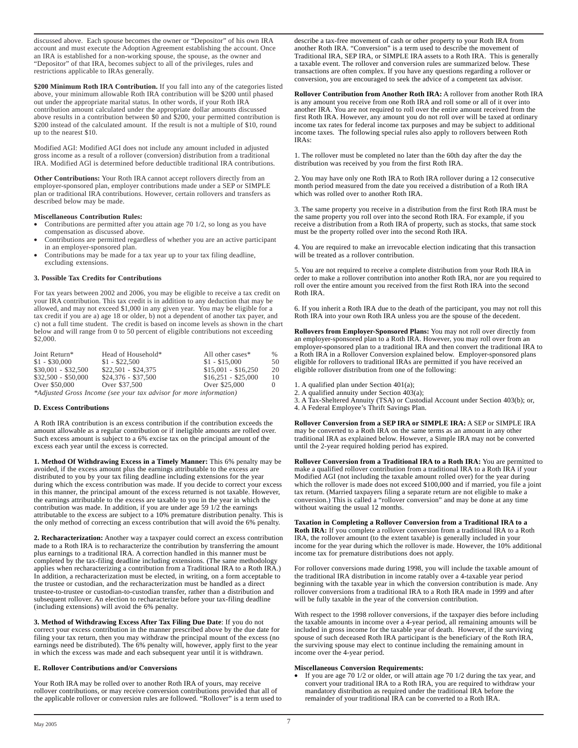discussed above. Each spouse becomes the owner or "Depositor" of his own IRA account and must execute the Adoption Agreement establishing the account. Once an IRA is established for a non-working spouse, the spouse, as the owner and "Depositor" of that IRA, becomes subject to all of the privileges, rules and restrictions applicable to IRAs generally.

**$200 Minimum Roth IRA Contribution.** If you fall into any of the categories listed above, your minimum allowable Roth IRA contribution will be $200 until phased out under the appropriate marital status. In other words, if your Roth IRA contribution amount calculated under the appropriate dollar amounts discussed above results in a contribution between $0 and $200, your permitted contribution is $200 instead of the calculated amount. If the result is not a multiple of $10, round up to the nearest $10.

Modified AGI: Modified AGI does not include any amount included in adjusted gross income as a result of a rollover (conversion) distribution from a traditional IRA. Modified AGl is determined before deductible traditional IRA contributions.

**Other Contributions:** Your Roth IRA cannot accept rollovers directly from an employer-sponsored plan, employer contributions made under a SEP or SIMPLE plan or traditional IRA contributions. However, certain rollovers and transfers as described below may be made.

**Miscellaneous Contribution Rules:**

- Contributions are permitted after you attain age 70 1/2, so long as you have compensation as discussed above.
- Contributions are permitted regardless of whether you are an active participant in an employer-sponsored plan.
- Contributions may be made for a tax year up to your tax filing deadline, excluding extensions.

**3. Possible Tax Credits for Contributions**

For tax years between 2002 and 2006, you may be eligible to receive a tax credit on your IRA contribution. This tax credit is in addition to any deduction that may be allowed, and may not exceed $1,000 in any given year. You may be eligible for a tax credit if you are a) age 18 or older, b) not a dependent of another tax payer, and c) not a full time student. The credit is based on income levels as shown in the chart below and will range from 0 to 50 percent of eligible contributions not exceeding $2,000.

| Joint Return* | Head of Household* | All other cases* | % |
|---|---|---|---|
| $1 - $30,000 | $1 - $22,500 | $1 - $15,000 | 50 |
| $30,001 - $32,500 | $22,501 - $24,375 | $15,001 - $16,250 | 20 |
| $32,500 - $50,000 | $24,376 - $37,500 | $16,251 - $25,000 | 10 |
| Over $50,000 | Over $37,500 | Over $25,000 | 0 |

*\*Adjusted Gross Income (see your tax advisor for more information)*

**D. Excess Contributions**

A Roth IRA contribution is an excess contribution if the contribution exceeds the amount allowable as a regular contribution or if ineligible amounts are rolled over. Such excess amount is subject to a 6% excise tax on the principal amount of the excess each year until the excess is corrected.

**1. Method Of Withdrawing Excess in a Timely Manner:** This 6% penalty may be avoided, if the excess amount plus the earnings attributable to the excess are distributed to you by your tax filing deadline including extensions for the year during which the excess contribution was made. If you decide to correct your excess in this manner, the principal amount of the excess returned is not taxable. However, the earnings attributable to the excess are taxable to you in the year in which the contribution was made. In addition, if you are under age 59 1/2 the earnings attributable to the excess are subject to a 10% premature distribution penalty. This is the only method of correcting an excess contribution that will avoid the 6% penalty.

**2. Recharacterization:** Another way a taxpayer could correct an excess contribution made to a Roth IRA is to recharacterize the contribution by transferring the amount plus earnings to a traditional IRA. A correction handled in this manner must be completed by the tax-filing deadline including extensions. (The same methodology applies when recharacterizing a contribution from a Traditional IRA to a Roth IRA.) In addition, a recharacterization must be elected, in writing, on a form acceptable to the trustee or custodian, and the recharacterization must be handled as a direct trustee-to-trustee or custodian-to-custodian transfer, rather than a distribution and subsequent rollover. An election to recharacterize before your tax-filing deadline (including extensions) will avoid the 6% penalty.

**3. Method of Withdrawing Excess After Tax Filing Due Date**: If you do not correct your excess contribution in the manner prescribed above by the due date for filing your tax return, then you may withdraw the principal mount of the excess (no earnings need be distributed). The 6% penalty will, however, apply first to the year in which the excess was made and each subsequent year until it is withdrawn.

**E. Rollover Contributions and/or Conversions**

Your Roth IRA may be rolled over to another Roth IRA of yours, may receive rollover contributions, or may receive conversion contributions provided that all of the applicable rollover or conversion rules are followed. "Rollover" is a term used to describe a tax-free movement of cash or other property to your Roth IRA from another Roth IRA. "Conversion" is a term used to describe the movement of Traditional IRA, SEP IRA, or SIMPLE IRA assets to a Roth IRA. This is generally a taxable event. The rollover and conversion rules are summarized below. These transactions are often complex. If you have any questions regarding a rollover or conversion, you are encouraged to seek the advice of a competent tax advisor.

**Rollover Contribution from Another Roth IRA:** A rollover from another Roth IRA is any amount you receive from one Roth IRA and roll some or all of it over into another IRA. You are not required to roll over the entire amount received from the first Roth IRA. However, any amount you do not roll over will be taxed at ordinary income tax rates for federal income tax purposes and may be subject to additional income taxes. The following special rules also apply to rollovers between Roth IRAs:

1. The rollover must be completed no later than the 60th day after the day the distribution was received by you from the first Roth IRA.

2. You may have only one Roth IRA to Roth IRA rollover during a 12 consecutive month period measured from the date you received a distribution of a Roth IRA which was rolled over to another Roth IRA.

3. The same property you receive in a distribution from the first Roth IRA must be the same property you roll over into the second Roth IRA. For example, if you receive a distribution from a Roth IRA of property, such as stocks, that same stock must be the property rolled over into the second Roth IRA.

4. You are required to make an irrevocable election indicating that this transaction will be treated as a rollover contribution.

5. You are not required to receive a complete distribution from your Roth IRA in order to make a rollover contribution into another Roth IRA, nor are you required to roll over the entire amount you received from the first Roth IRA into the second Roth IRA.

6. If you inherit a Roth IRA due to the death of the participant, you may not roll this Roth IRA into your own Roth IRA unless you are the spouse of the decedent.

**Rollovers from Employer-Sponsored Plans:** You may not roll over directly from an employer-sponsored plan to a Roth IRA. However, you may roll over from an employer-sponsored plan to a traditional IRA and then convert the traditional IRA to a Roth IRA in a Rollover Conversion explained below. Employer-sponsored plans eligible for rollovers to traditional IRAs are permitted if you have received an eligible rollover distribution from one of the following:

1. A qualified plan under Section 401(a);
2. A qualified annuity under Section 403(a);
3. A Tax-Sheltered Annuity (TSA) or Custodial Account under Section 403(b); or,
4. A Federal Employee's Thrift Savings Plan.

**Rollover Conversion from a SEP IRA or SIMPLE IRA:** A SEP or SIMPLE IRA may be converted to a Roth IRA on the same terms as an amount in any other traditional IRA as explained below. However, a Simple IRA may not be converted until the 2-year required holding period has expired.

**Rollover Conversion from a Traditional IRA to a Roth IRA:** You are permitted to make a qualified rollover contribution from a traditional IRA to a Roth IRA if your Modified AGI (not including the taxable amount rolled over) for the year during which the rollover is made does not exceed $100,000 and if married, you file a joint tax return. (Married taxpayers filing a separate return are not eligible to make a conversion.) This is called a "rollover conversion" and may be done at any time without waiting the usual 12 months.

**Taxation in Completing a Rollover Conversion from a Traditional IRA to a Roth IRA:** If you complete a rollover conversion from a traditional IRA to a Roth IRA, the rollover amount (to the extent taxable) is generally included in your income for the year during which the rollover is made. However, the 10% additional income tax for premature distributions does not apply.

For rollover conversions made during 1998, you will include the taxable amount of the traditional IRA distribution in income ratably over a 4-taxable year period beginning with the taxable year in which the conversion contribution is made. Any rollover conversions from a traditional IRA to a Roth IRA made in 1999 and after will be fully taxable in the year of the conversion contribution.

With respect to the 1998 rollover conversions, if the taxpayer dies before including the taxable amounts in income over a 4-year period, all remaining amounts will be included in gross income for the taxable year of death. However, if the surviving spouse of such deceased Roth IRA participant is the beneficiary of the Roth IRA, the surviving spouse may elect to continue including the remaining amount in income over the 4-year period.

**Miscellaneous Conversion Requirements:**

- If you are age 70 1/2 or older, or will attain age 70 1/2 during the tax year, and convert your traditional IRA to a Roth IRA, you are required to withdraw your mandatory distribution as required under the traditional IRA before the remainder of your traditional IRA can be converted to a Roth IRA.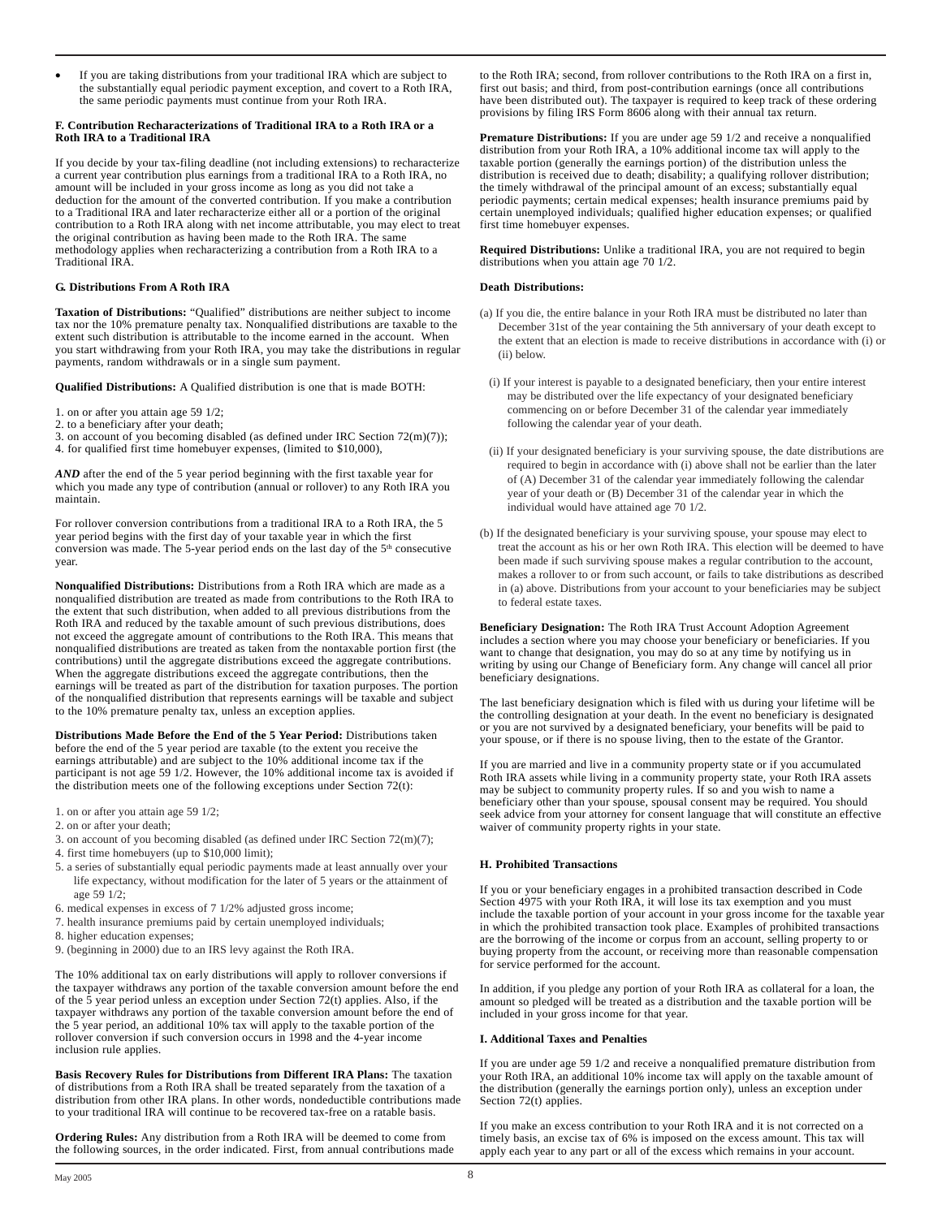- If you are taking distributions from your traditional IRA which are subject to the substantially equal periodic payment exception, and covert to a Roth IRA, the same periodic payments must continue from your Roth IRA.

**F. Contribution Recharacterizations of Traditional IRA to a Roth IRA or a Roth IRA to a Traditional IRA**

If you decide by your tax-filing deadline (not including extensions) to recharacterize a current year contribution plus earnings from a traditional IRA to a Roth IRA, no amount will be included in your gross income as long as you did not take a deduction for the amount of the converted contribution. If you make a contribution to a Traditional IRA and later recharacterize either all or a portion of the original contribution to a Roth IRA along with net income attributable, you may elect to treat the original contribution as having been made to the Roth IRA. The same methodology applies when recharacterizing a contribution from a Roth IRA to a Traditional IRA.

**G. Distributions From A Roth IRA**

**Taxation of Distributions:** "Qualified" distributions are neither subject to income tax nor the 10% premature penalty tax. Nonqualified distributions are taxable to the extent such distribution is attributable to the income earned in the account. When you start withdrawing from your Roth IRA, you may take the distributions in regular payments, random withdrawals or in a single sum payment.

**Qualified Distributions:** A Qualified distribution is one that is made BOTH:

1. on or after you attain age 59 1/2;
2. to a beneficiary after your death;
3. on account of you becoming disabled (as defined under IRC Section 72(m)(7));
4. for qualified first time homebuyer expenses, (limited to $10,000),

***AND*** after the end of the 5 year period beginning with the first taxable year for which you made any type of contribution (annual or rollover) to any Roth IRA you maintain.

For rollover conversion contributions from a traditional IRA to a Roth IRA, the 5 year period begins with the first day of your taxable year in which the first conversion was made. The 5-year period ends on the last day of the 5th consecutive year.

**Nonqualified Distributions:** Distributions from a Roth IRA which are made as a nonqualified distribution are treated as made from contributions to the Roth IRA to the extent that such distribution, when added to all previous distributions from the Roth IRA and reduced by the taxable amount of such previous distributions, does not exceed the aggregate amount of contributions to the Roth IRA. This means that nonqualified distributions are treated as taken from the nontaxable portion first (the contributions) until the aggregate distributions exceed the aggregate contributions. When the aggregate distributions exceed the aggregate contributions, then the earnings will be treated as part of the distribution for taxation purposes. The portion of the nonqualified distribution that represents earnings will be taxable and subject to the 10% premature penalty tax, unless an exception applies.

**Distributions Made Before the End of the 5 Year Period:** Distributions taken before the end of the 5 year period are taxable (to the extent you receive the earnings attributable) and are subject to the 10% additional income tax if the participant is not age 59 1/2. However, the 10% additional income tax is avoided if the distribution meets one of the following exceptions under Section 72(t):

1. on or after you attain age 59 1/2;
2. on or after your death;
3. on account of you becoming disabled (as defined under IRC Section 72(m)(7);
4. first time homebuyers (up to $10,000 limit);
5. a series of substantially equal periodic payments made at least annually over your life expectancy, without modification for the later of 5 years or the attainment of age 59 1/2;
6. medical expenses in excess of 7 1/2% adjusted gross income;
7. health insurance premiums paid by certain unemployed individuals;
8. higher education expenses;
9. (beginning in 2000) due to an IRS levy against the Roth IRA.

The 10% additional tax on early distributions will apply to rollover conversions if the taxpayer withdraws any portion of the taxable conversion amount before the end of the 5 year period unless an exception under Section 72(t) applies. Also, if the taxpayer withdraws any portion of the taxable conversion amount before the end of the 5 year period, an additional 10% tax will apply to the taxable portion of the rollover conversion if such conversion occurs in 1998 and the 4-year income inclusion rule applies.

**Basis Recovery Rules for Distributions from Different IRA Plans:** The taxation of distributions from a Roth IRA shall be treated separately from the taxation of a distribution from other IRA plans. In other words, nondeductible contributions made to your traditional IRA will continue to be recovered tax-free on a ratable basis.

**Ordering Rules:** Any distribution from a Roth IRA will be deemed to come from the following sources, in the order indicated. First, from annual contributions made to the Roth IRA; second, from rollover contributions to the Roth IRA on a first in, first out basis; and third, from post-contribution earnings (once all contributions have been distributed out). The taxpayer is required to keep track of these ordering provisions by filing IRS Form 8606 along with their annual tax return.

**Premature Distributions:** If you are under age 59 1/2 and receive a nonqualified distribution from your Roth IRA, a 10% additional income tax will apply to the taxable portion (generally the earnings portion) of the distribution unless the distribution is received due to death; disability; a qualifying rollover distribution; the timely withdrawal of the principal amount of an excess; substantially equal periodic payments; certain medical expenses; health insurance premiums paid by certain unemployed individuals; qualified higher education expenses; or qualified first time homebuyer expenses.

**Required Distributions:** Unlike a traditional IRA, you are not required to begin distributions when you attain age 70 1/2.

**Death Distributions:**

(a) If you die, the entire balance in your Roth IRA must be distributed no later than December 31st of the year containing the 5th anniversary of your death except to the extent that an election is made to receive distributions in accordance with (i) or (ii) below.

(i) If your interest is payable to a designated beneficiary, then your entire interest may be distributed over the life expectancy of your designated beneficiary commencing on or before December 31 of the calendar year immediately following the calendar year of your death.

(ii) If your designated beneficiary is your surviving spouse, the date distributions are required to begin in accordance with (i) above shall not be earlier than the later of (A) December 31 of the calendar year immediately following the calendar year of your death or (B) December 31 of the calendar year in which the individual would have attained age 70 1/2.

(b) If the designated beneficiary is your surviving spouse, your spouse may elect to treat the account as his or her own Roth IRA. This election will be deemed to have been made if such surviving spouse makes a regular contribution to the account, makes a rollover to or from such account, or fails to take distributions as described in (a) above. Distributions from your account to your beneficiaries may be subject to federal estate taxes.

**Beneficiary Designation:** The Roth IRA Trust Account Adoption Agreement includes a section where you may choose your beneficiary or beneficiaries. If you want to change that designation, you may do so at any time by notifying us in writing by using our Change of Beneficiary form. Any change will cancel all prior beneficiary designations.

The last beneficiary designation which is filed with us during your lifetime will be the controlling designation at your death. In the event no beneficiary is designated or you are not survived by a designated beneficiary, your benefits will be paid to your spouse, or if there is no spouse living, then to the estate of the Grantor.

If you are married and live in a community property state or if you accumulated Roth IRA assets while living in a community property state, your Roth IRA assets may be subject to community property rules. If so and you wish to name a beneficiary other than your spouse, spousal consent may be required. You should seek advice from your attorney for consent language that will constitute an effective waiver of community property rights in your state.

**H. Prohibited Transactions**

If you or your beneficiary engages in a prohibited transaction described in Code Section 4975 with your Roth IRA, it will lose its tax exemption and you must include the taxable portion of your account in your gross income for the taxable year in which the prohibited transaction took place. Examples of prohibited transactions are the borrowing of the income or corpus from an account, selling property to or buying property from the account, or receiving more than reasonable compensation for service performed for the account.

In addition, if you pledge any portion of your Roth IRA as collateral for a loan, the amount so pledged will be treated as a distribution and the taxable portion will be included in your gross income for that year.

**I. Additional Taxes and Penalties**

If you are under age 59 1/2 and receive a nonqualified premature distribution from your Roth IRA, an additional 10% income tax will apply on the taxable amount of the distribution (generally the earnings portion only), unless an exception under Section 72(t) applies.

If you make an excess contribution to your Roth IRA and it is not corrected on a timely basis, an excise tax of 6% is imposed on the excess amount. This tax will apply each year to any part or all of the excess which remains in your account.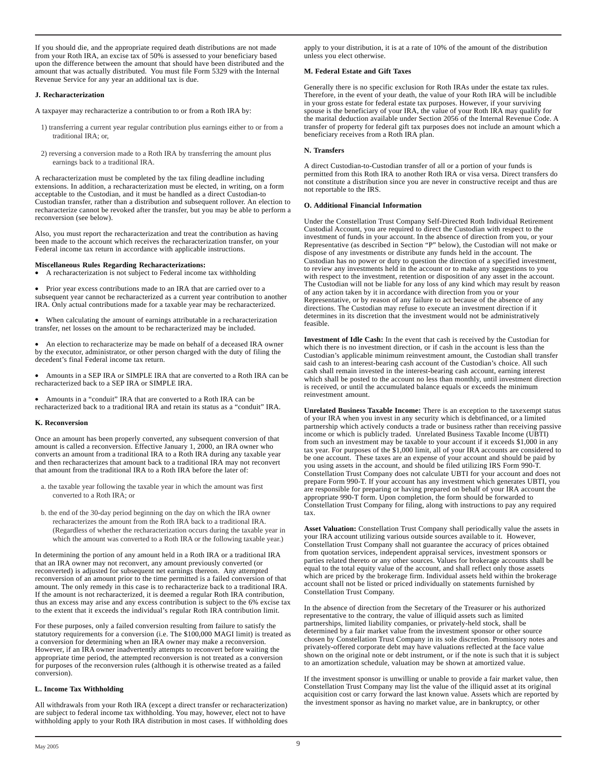If you should die, and the appropriate required death distributions are not made from your Roth IRA, an excise tax of 50% is assessed to your beneficiary based upon the difference between the amount that should have been distributed and the amount that was actually distributed. You must file Form 5329 with the Internal Revenue Service for any year an additional tax is due.

#### J. Recharacterization

A taxpayer may recharacterize a contribution to or from a Roth IRA by:

1) transferring a current year regular contribution plus earnings either to or from a traditional IRA; or,

2) reversing a conversion made to a Roth IRA by transferring the amount plus earnings back to a traditional IRA.

A recharacterization must be completed by the tax filing deadline including extensions. In addition, a recharacterization must be elected, in writing, on a form acceptable to the Custodian, and it must be handled as a direct Custodian-to Custodian transfer, rather than a distribution and subsequent rollover. An election to recharacterize cannot be revoked after the transfer, but you may be able to perform a reconversion (see below).

Also, you must report the recharacterization and treat the contribution as having been made to the account which receives the recharacterization transfer, on your Federal income tax return in accordance with applicable instructions.

**Miscellaneous Rules Regarding Recharacterizations:**

- A recharacterization is not subject to Federal income tax withholding
- Prior year excess contributions made to an IRA that are carried over to a subsequent year cannot be recharacterized as a current year contribution to another IRA. Only actual contributions made for a taxable year may be recharacterized.
- When calculating the amount of earnings attributable in a recharacterization transfer, net losses on the amount to be recharacterized may be included.
- An election to recharacterize may be made on behalf of a deceased IRA owner by the executor, administrator, or other person charged with the duty of filing the decedent's final Federal income tax return.
- Amounts in a SEP IRA or SIMPLE IRA that are converted to a Roth IRA can be recharacterized back to a SEP IRA or SIMPLE IRA.
- Amounts in a "conduit" IRA that are converted to a Roth IRA can be recharacterized back to a traditional IRA and retain its status as a "conduit" IRA.

#### K. Reconversion

Once an amount has been properly converted, any subsequent conversion of that amount is called a reconversion. Effective January 1, 2000, an IRA owner who converts an amount from a traditional IRA to a Roth IRA during any taxable year and then recharacterizes that amount back to a traditional IRA may not reconvert that amount from the traditional IRA to a Roth IRA before the later of:

a. the taxable year following the taxable year in which the amount was first converted to a Roth IRA; or

b. the end of the 30-day period beginning on the day on which the IRA owner recharacterizes the amount from the Roth IRA back to a traditional IRA. (Regardless of whether the recharacterization occurs during the taxable year in which the amount was converted to a Roth IRA or the following taxable year.)

In determining the portion of any amount held in a Roth IRA or a traditional IRA that an IRA owner may not reconvert, any amount previously converted (or reconverted) is adjusted for subsequent net earnings thereon. Any attempted reconversion of an amount prior to the time permitted is a failed conversion of that amount. The only remedy in this case is to recharacterize back to a traditional IRA. If the amount is not recharacterized, it is deemed a regular Roth IRA contribution, thus an excess may arise and any excess contribution is subject to the 6% excise tax to the extent that it exceeds the individual's regular Roth IRA contribution limit.

For these purposes, only a failed conversion resulting from failure to satisfy the statutory requirements for a conversion (i.e. The $100,000 MAGI limit) is treated as a conversion for determining when an IRA owner may make a reconversion. However, if an IRA owner inadvertently attempts to reconvert before waiting the appropriate time period, the attempted reconversion is not treated as a conversion for purposes of the reconversion rules (although it is otherwise treated as a failed conversion).

#### L. Income Tax Withholding

All withdrawals from your Roth IRA (except a direct transfer or recharacterization) are subject to federal income tax withholding. You may, however, elect not to have withholding apply to your Roth IRA distribution in most cases. If withholding does apply to your distribution, it is at a rate of 10% of the amount of the distribution unless you elect otherwise.

#### M. Federal Estate and Gift Taxes

Generally there is no specific exclusion for Roth IRAs under the estate tax rules. Therefore, in the event of your death, the value of your Roth IRA will be includible in your gross estate for federal estate tax purposes. However, if your surviving spouse is the beneficiary of your IRA, the value of your Roth IRA may qualify for the marital deduction available under Section 2056 of the Internal Revenue Code. A transfer of property for federal gift tax purposes does not include an amount which a beneficiary receives from a Roth IRA plan.

#### N. Transfers

A direct Custodian-to-Custodian transfer of all or a portion of your funds is permitted from this Roth IRA to another Roth IRA or visa versa. Direct transfers do not constitute a distribution since you are never in constructive receipt and thus are not reportable to the IRS.

#### O. Additional Financial Information

Under the Constellation Trust Company Self-Directed Roth Individual Retirement Custodial Account, you are required to direct the Custodian with respect to the investment of funds in your account. In the absence of direction from you, or your Representative (as described in Section "P" below), the Custodian will not make or dispose of any investments or distribute any funds held in the account. The Custodian has no power or duty to question the direction of a specified investment, to review any investments held in the account or to make any suggestions to you with respect to the investment, retention or disposition of any asset in the account. The Custodian will not be liable for any loss of any kind which may result by reason of any action taken by it in accordance with direction from you or your Representative, or by reason of any failure to act because of the absence of any directions. The Custodian may refuse to execute an investment direction if it determines in its discretion that the investment would not be administratively feasible.

**Investment of Idle Cash:** In the event that cash is received by the Custodian for which there is no investment direction, or if cash in the account is less than the Custodian's applicable minimum reinvestment amount, the Custodian shall transfer said cash to an interest-bearing cash account of the Custodian's choice. All such cash shall remain invested in the interest-bearing cash account, earning interest which shall be posted to the account no less than monthly, until investment direction is received, or until the accumulated balance equals or exceeds the minimum reinvestment amount.

**Unrelated Business Taxable Income:** There is an exception to the taxexempt status of your IRA when you invest in any security which is debtfinanced, or a limited partnership which actively conducts a trade or business rather than receiving passive income or which is publicly traded. Unrelated Business Taxable Income (UBTI) from such an investment may be taxable to your account if it exceeds $1,000 in any tax year. For purposes of the $1,000 limit, all of your IRA accounts are considered to be one account. These taxes are an expense of your account and should be paid by you using assets in the account, and should be filed utilizing IRS Form 990-T. Constellation Trust Company does not calculate UBTI for your account and does not prepare Form 990-T. If your account has any investment which generates UBTI, you are responsible for preparing or having prepared on behalf of your IRA account the appropriate 990-T form. Upon completion, the form should be forwarded to Constellation Trust Company for filing, along with instructions to pay any required tax.

**Asset Valuation:** Constellation Trust Company shall periodically value the assets in your IRA account utilizing various outside sources available to it. However, Constellation Trust Company shall not guarantee the accuracy of prices obtained from quotation services, independent appraisal services, investment sponsors or parties related thereto or any other sources. Values for brokerage accounts shall be equal to the total equity value of the account, and shall reflect only those assets which are priced by the brokerage firm. Individual assets held within the brokerage account shall not be listed or priced individually on statements furnished by Constellation Trust Company.

In the absence of direction from the Secretary of the Treasurer or his authorized representative to the contrary, the value of illiquid assets such as limited partnerships, limited liability companies, or privately-held stock, shall be determined by a fair market value from the investment sponsor or other source chosen by Constellation Trust Company in its sole discretion. Promissory notes and privately-offered corporate debt may have valuations reflected at the face value shown on the original note or debt instrument, or if the note is such that it is subject to an amortization schedule, valuation may be shown at amortized value.

If the investment sponsor is unwilling or unable to provide a fair market value, then Constellation Trust Company may list the value of the illiquid asset at its original acquisition cost or carry forward the last known value. Assets which are reported by the investment sponsor as having no market value, are in bankruptcy, or other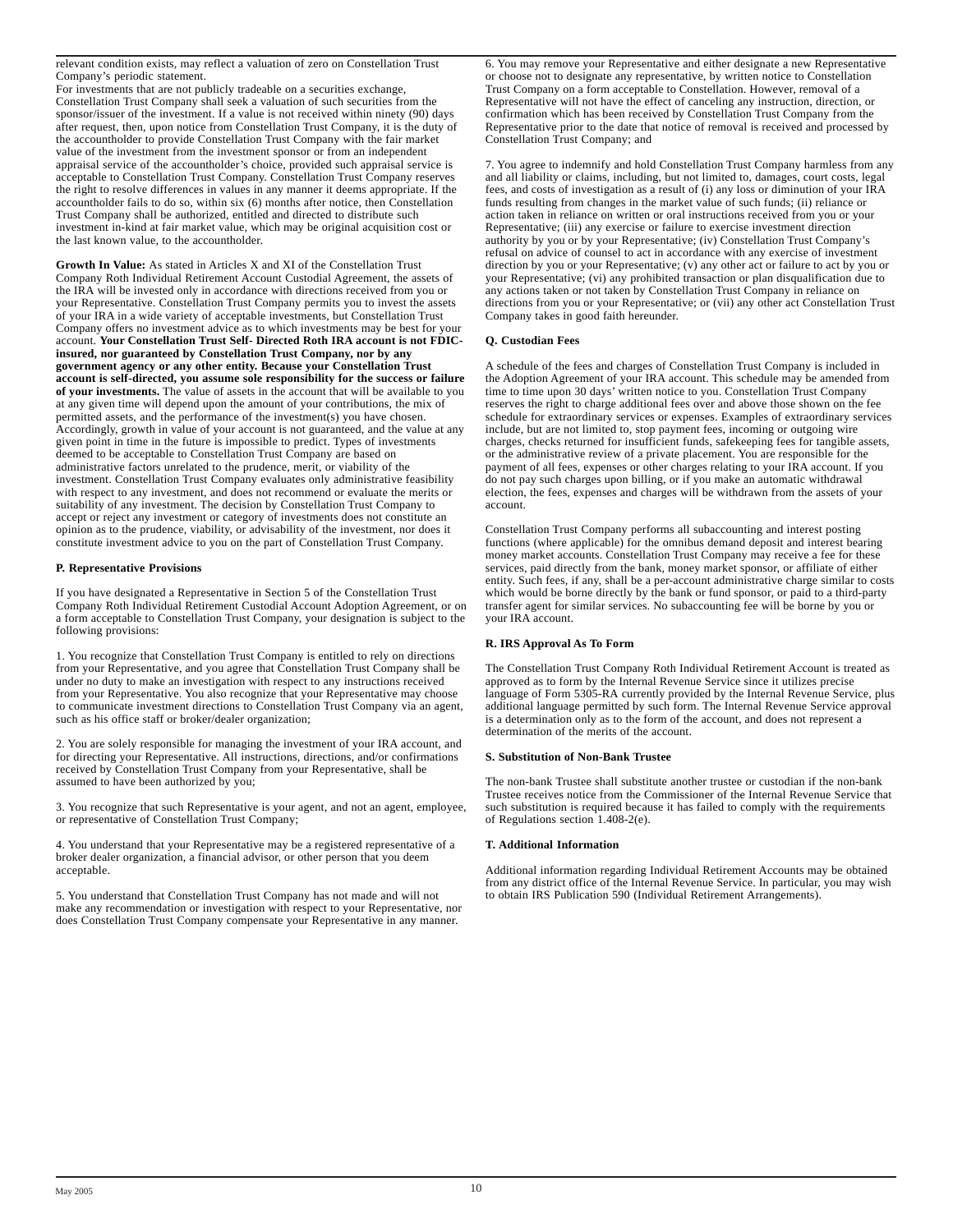relevant condition exists, may reflect a valuation of zero on Constellation Trust Company's periodic statement.

For investments that are not publicly tradeable on a securities exchange, Constellation Trust Company shall seek a valuation of such securities from the sponsor/issuer of the investment. If a value is not received within ninety (90) days after request, then, upon notice from Constellation Trust Company, it is the duty of the accountholder to provide Constellation Trust Company with the fair market value of the investment from the investment sponsor or from an independent appraisal service of the accountholder's choice, provided such appraisal service is acceptable to Constellation Trust Company. Constellation Trust Company reserves the right to resolve differences in values in any manner it deems appropriate. If the accountholder fails to do so, within six (6) months after notice, then Constellation Trust Company shall be authorized, entitled and directed to distribute such investment in-kind at fair market value, which may be original acquisition cost or the last known value, to the accountholder.

**Growth In Value:** As stated in Articles X and XI of the Constellation Trust Company Roth Individual Retirement Account Custodial Agreement, the assets of the IRA will be invested only in accordance with directions received from you or your Representative. Constellation Trust Company permits you to invest the assets of your IRA in a wide variety of acceptable investments, but Constellation Trust Company offers no investment advice as to which investments may be best for your account. **Your Constellation Trust Self- Directed Roth IRA account is not FDIC-insured, nor guaranteed by Constellation Trust Company, nor by any government agency or any other entity. Because your Constellation Trust account is self-directed, you assume sole responsibility for the success or failure of your investments.** The value of assets in the account that will be available to you at any given time will depend upon the amount of your contributions, the mix of permitted assets, and the performance of the investment(s) you have chosen. Accordingly, growth in value of your account is not guaranteed, and the value at any given point in time in the future is impossible to predict. Types of investments deemed to be acceptable to Constellation Trust Company are based on administrative factors unrelated to the prudence, merit, or viability of the investment. Constellation Trust Company evaluates only administrative feasibility with respect to any investment, and does not recommend or evaluate the merits or suitability of any investment. The decision by Constellation Trust Company to accept or reject any investment or category of investments does not constitute an opinion as to the prudence, viability, or advisability of the investment, nor does it constitute investment advice to you on the part of Constellation Trust Company.

**P. Representative Provisions**

If you have designated a Representative in Section 5 of the Constellation Trust Company Roth Individual Retirement Custodial Account Adoption Agreement, or on a form acceptable to Constellation Trust Company, your designation is subject to the following provisions:

1. You recognize that Constellation Trust Company is entitled to rely on directions from your Representative, and you agree that Constellation Trust Company shall be under no duty to make an investigation with respect to any instructions received from your Representative. You also recognize that your Representative may choose to communicate investment directions to Constellation Trust Company via an agent, such as his office staff or broker/dealer organization;

2. You are solely responsible for managing the investment of your IRA account, and for directing your Representative. All instructions, directions, and/or confirmations received by Constellation Trust Company from your Representative, shall be assumed to have been authorized by you;

3. You recognize that such Representative is your agent, and not an agent, employee, or representative of Constellation Trust Company;

4. You understand that your Representative may be a registered representative of a broker dealer organization, a financial advisor, or other person that you deem acceptable.

5. You understand that Constellation Trust Company has not made and will not make any recommendation or investigation with respect to your Representative, nor does Constellation Trust Company compensate your Representative in any manner.

6. You may remove your Representative and either designate a new Representative or choose not to designate any representative, by written notice to Constellation Trust Company on a form acceptable to Constellation. However, removal of a Representative will not have the effect of canceling any instruction, direction, or confirmation which has been received by Constellation Trust Company from the Representative prior to the date that notice of removal is received and processed by Constellation Trust Company; and

7. You agree to indemnify and hold Constellation Trust Company harmless from any and all liability or claims, including, but not limited to, damages, court costs, legal fees, and costs of investigation as a result of (i) any loss or diminution of your IRA funds resulting from changes in the market value of such funds; (ii) reliance or action taken in reliance on written or oral instructions received from you or your Representative; (iii) any exercise or failure to exercise investment direction authority by you or by your Representative; (iv) Constellation Trust Company's refusal on advice of counsel to act in accordance with any exercise of investment direction by you or your Representative; (v) any other act or failure to act by you or your Representative; (vi) any prohibited transaction or plan disqualification due to any actions taken or not taken by Constellation Trust Company in reliance on directions from you or your Representative; or (vii) any other act Constellation Trust Company takes in good faith hereunder.

**Q. Custodian Fees**

A schedule of the fees and charges of Constellation Trust Company is included in the Adoption Agreement of your IRA account. This schedule may be amended from time to time upon 30 days' written notice to you. Constellation Trust Company reserves the right to charge additional fees over and above those shown on the fee schedule for extraordinary services or expenses. Examples of extraordinary services include, but are not limited to, stop payment fees, incoming or outgoing wire charges, checks returned for insufficient funds, safekeeping fees for tangible assets, or the administrative review of a private placement. You are responsible for the payment of all fees, expenses or other charges relating to your IRA account. If you do not pay such charges upon billing, or if you make an automatic withdrawal election, the fees, expenses and charges will be withdrawn from the assets of your account.

Constellation Trust Company performs all subaccounting and interest posting functions (where applicable) for the omnibus demand deposit and interest bearing money market accounts. Constellation Trust Company may receive a fee for these services, paid directly from the bank, money market sponsor, or affiliate of either entity. Such fees, if any, shall be a per-account administrative charge similar to costs which would be borne directly by the bank or fund sponsor, or paid to a third-party transfer agent for similar services. No subaccounting fee will be borne by you or your IRA account.

**R. IRS Approval As To Form**

The Constellation Trust Company Roth Individual Retirement Account is treated as approved as to form by the Internal Revenue Service since it utilizes precise language of Form 5305-RA currently provided by the Internal Revenue Service, plus additional language permitted by such form. The Internal Revenue Service approval is a determination only as to the form of the account, and does not represent a determination of the merits of the account.

**S. Substitution of Non-Bank Trustee**

The non-bank Trustee shall substitute another trustee or custodian if the non-bank Trustee receives notice from the Commissioner of the Internal Revenue Service that such substitution is required because it has failed to comply with the requirements of Regulations section 1.408-2(e).

**T. Additional Information**

Additional information regarding Individual Retirement Accounts may be obtained from any district office of the Internal Revenue Service. In particular, you may wish to obtain IRS Publication 590 (Individual Retirement Arrangements).